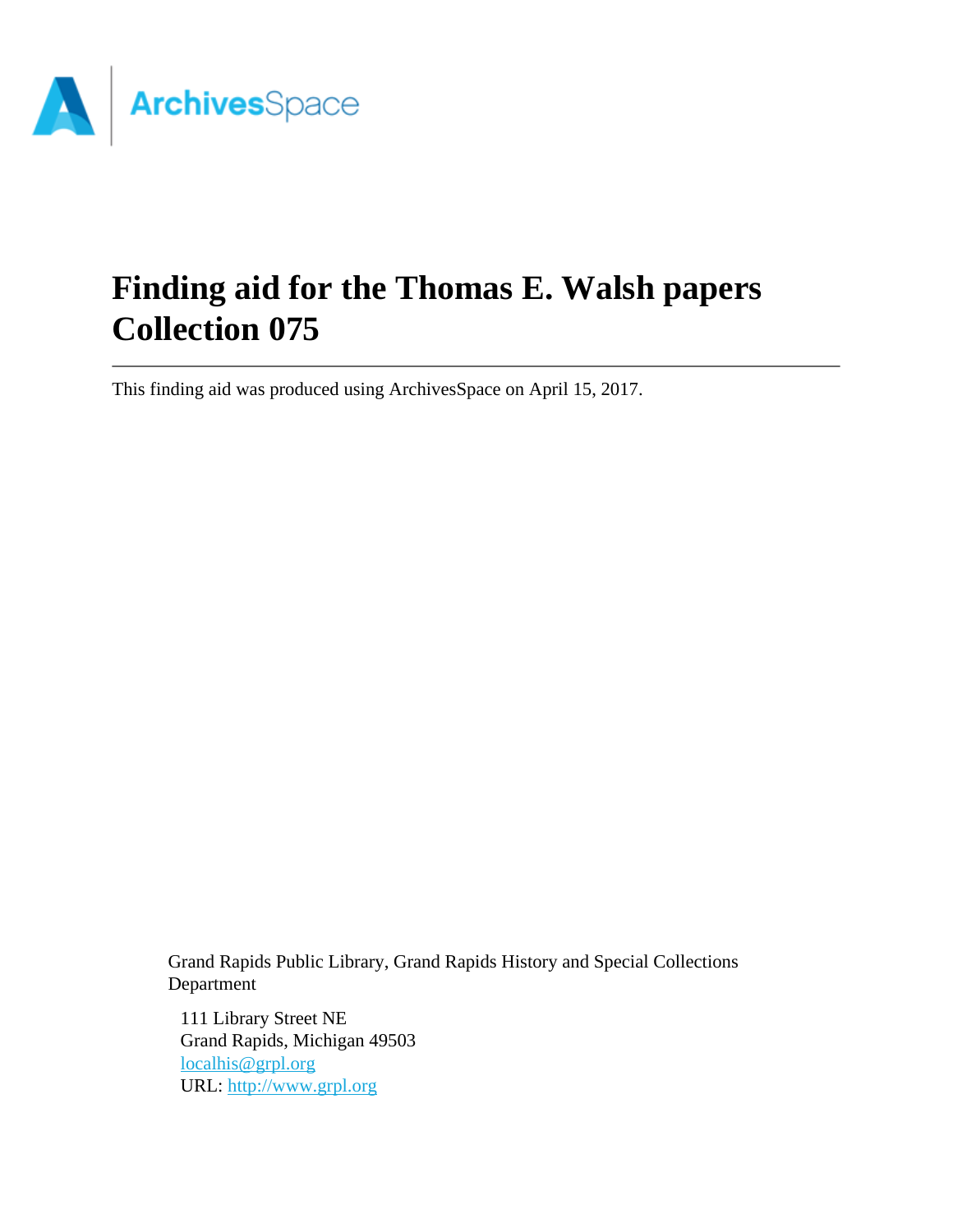# Finding aid for the Thomas E. Walsh papers Collection 075

This finding aid was produced using ArchivesSpace on April 15, 2017.

Grand Rapids Public Library, Grand Rapids History and Special Collections Department

111 Library Street NE
Grand Rapids, Michigan 49503
localhis@grpl.org
URL: http://www.grpl.org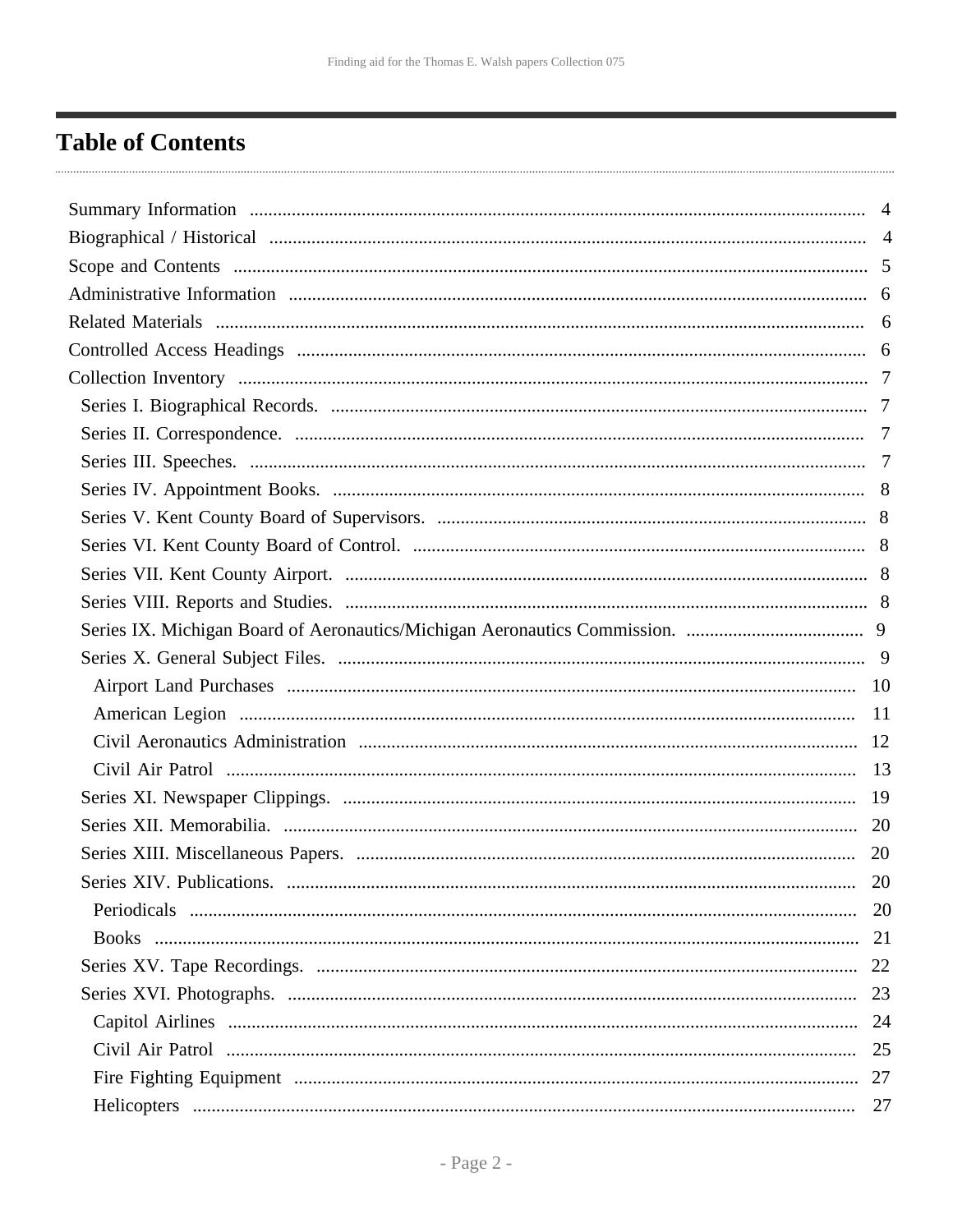# Table of Contents

- Summary Information ... 4
- Biographical / Historical ... 4
- Scope and Contents ... 5
- Administrative Information ... 6
- Related Materials ... 6
- Controlled Access Headings ... 6
- Collection Inventory ... 7
  - Series I. Biographical Records. ... 7
  - Series II. Correspondence. ... 7
  - Series III. Speeches. ... 7
  - Series IV. Appointment Books. ... 8
  - Series V. Kent County Board of Supervisors. ... 8
  - Series VI. Kent County Board of Control. ... 8
  - Series VII. Kent County Airport. ... 8
  - Series VIII. Reports and Studies. ... 8
  - Series IX. Michigan Board of Aeronautics/Michigan Aeronautics Commission. ... 9
  - Series X. General Subject Files. ... 9
    - Airport Land Purchases ... 10
    - American Legion ... 11
    - Civil Aeronautics Administration ... 12
    - Civil Air Patrol ... 13
  - Series XI. Newspaper Clippings. ... 19
  - Series XII. Memorabilia. ... 20
  - Series XIII. Miscellaneous Papers. ... 20
  - Series XIV. Publications. ... 20
    - Periodicals ... 20
    - Books ... 21
  - Series XV. Tape Recordings. ... 22
  - Series XVI. Photographs. ... 23
    - Capitol Airlines ... 24
    - Civil Air Patrol ... 25
    - Fire Fighting Equipment ... 27
    - Helicopters ... 27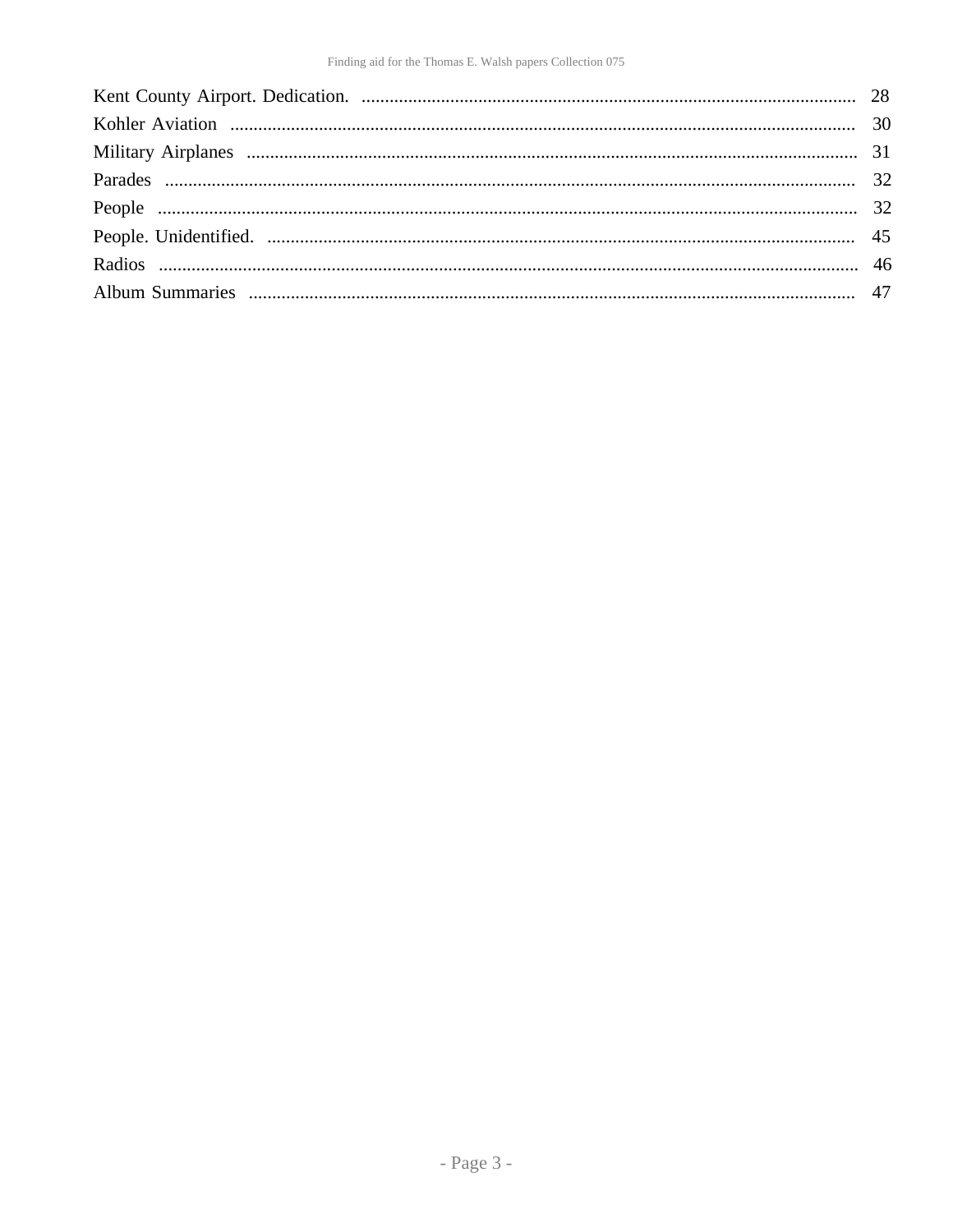Kent County Airport. Dedication. .......... 28
Kohler Aviation .......... 30
Military Airplanes .......... 31
Parades .......... 32
People .......... 32
People. Unidentified. .......... 45
Radios .......... 46
Album Summaries .......... 47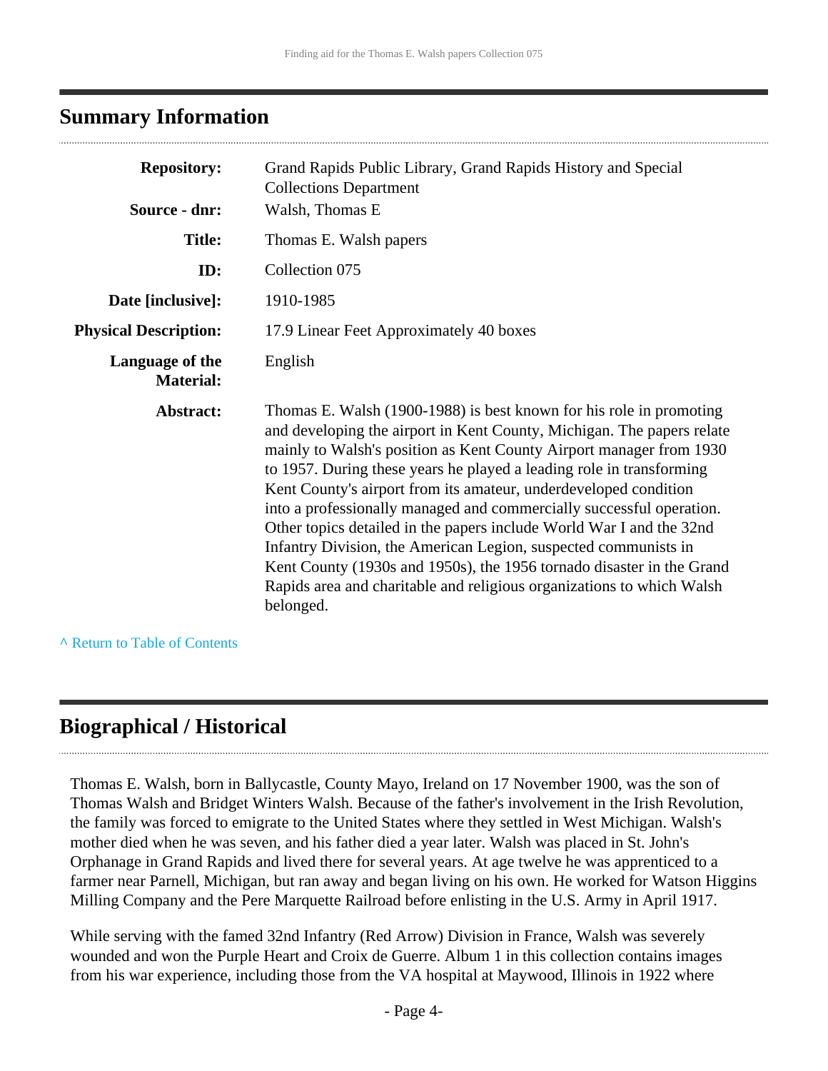## Summary Information

| | |
|---|---|
| **Repository:** | Grand Rapids Public Library, Grand Rapids History and Special Collections Department |
| **Source - dnr:** | Walsh, Thomas E |
| **Title:** | Thomas E. Walsh papers |
| **ID:** | Collection 075 |
| **Date [inclusive]:** | 1910-1985 |
| **Physical Description:** | 17.9 Linear Feet Approximately 40 boxes |
| **Language of the Material:** | English |
| **Abstract:** | Thomas E. Walsh (1900-1988) is best known for his role in promoting and developing the airport in Kent County, Michigan. The papers relate mainly to Walsh's position as Kent County Airport manager from 1930 to 1957. During these years he played a leading role in transforming Kent County's airport from its amateur, underdeveloped condition into a professionally managed and commercially successful operation. Other topics detailed in the papers include World War I and the 32nd Infantry Division, the American Legion, suspected communists in Kent County (1930s and 1950s), the 1956 tornado disaster in the Grand Rapids area and charitable and religious organizations to which Walsh belonged. |

^ Return to Table of Contents

## Biographical / Historical

Thomas E. Walsh, born in Ballycastle, County Mayo, Ireland on 17 November 1900, was the son of Thomas Walsh and Bridget Winters Walsh. Because of the father's involvement in the Irish Revolution, the family was forced to emigrate to the United States where they settled in West Michigan. Walsh's mother died when he was seven, and his father died a year later. Walsh was placed in St. John's Orphanage in Grand Rapids and lived there for several years. At age twelve he was apprenticed to a farmer near Parnell, Michigan, but ran away and began living on his own. He worked for Watson Higgins Milling Company and the Pere Marquette Railroad before enlisting in the U.S. Army in April 1917.

While serving with the famed 32nd Infantry (Red Arrow) Division in France, Walsh was severely wounded and won the Purple Heart and Croix de Guerre. Album 1 in this collection contains images from his war experience, including those from the VA hospital at Maywood, Illinois in 1922 where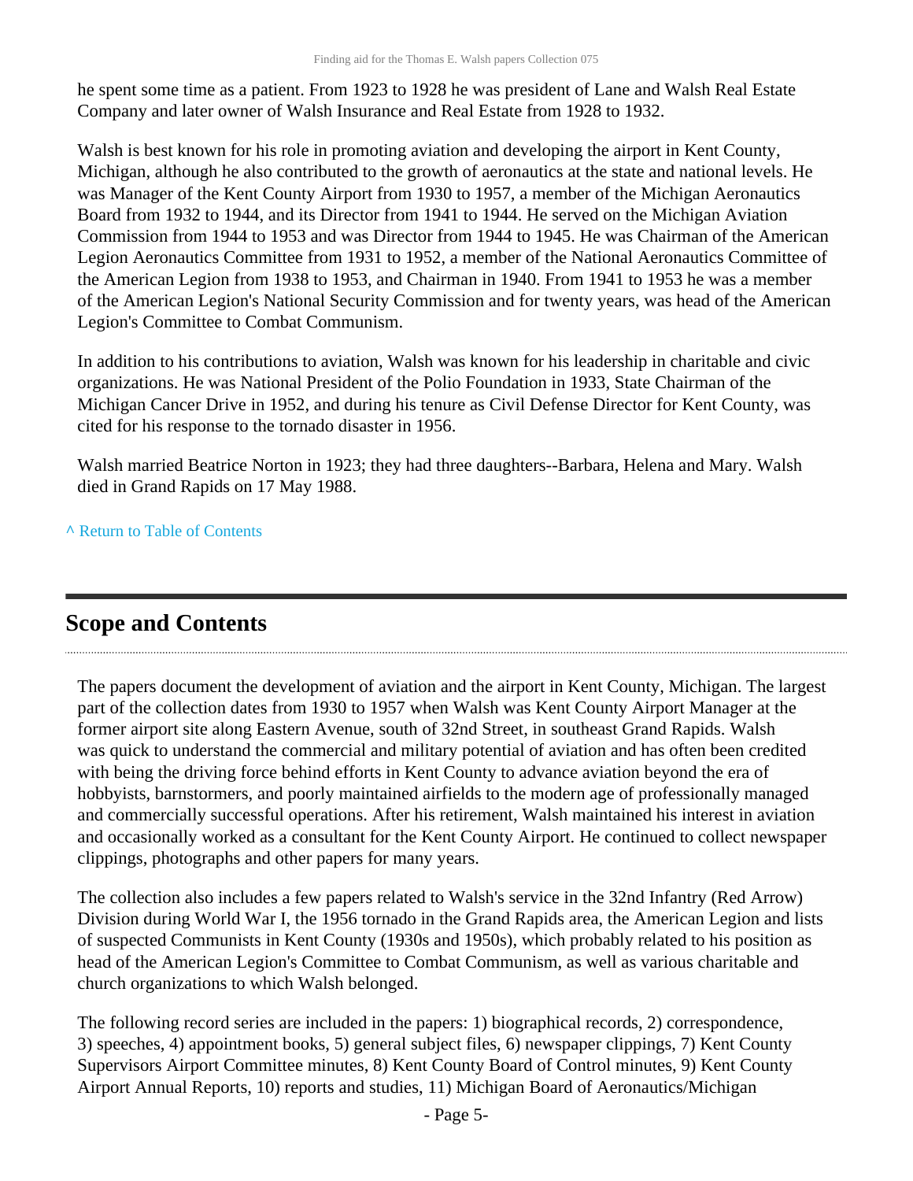he spent some time as a patient. From 1923 to 1928 he was president of Lane and Walsh Real Estate Company and later owner of Walsh Insurance and Real Estate from 1928 to 1932.

Walsh is best known for his role in promoting aviation and developing the airport in Kent County, Michigan, although he also contributed to the growth of aeronautics at the state and national levels. He was Manager of the Kent County Airport from 1930 to 1957, a member of the Michigan Aeronautics Board from 1932 to 1944, and its Director from 1941 to 1944. He served on the Michigan Aviation Commission from 1944 to 1953 and was Director from 1944 to 1945. He was Chairman of the American Legion Aeronautics Committee from 1931 to 1952, a member of the National Aeronautics Committee of the American Legion from 1938 to 1953, and Chairman in 1940. From 1941 to 1953 he was a member of the American Legion's National Security Commission and for twenty years, was head of the American Legion's Committee to Combat Communism.

In addition to his contributions to aviation, Walsh was known for his leadership in charitable and civic organizations. He was National President of the Polio Foundation in 1933, State Chairman of the Michigan Cancer Drive in 1952, and during his tenure as Civil Defense Director for Kent County, was cited for his response to the tornado disaster in 1956.

Walsh married Beatrice Norton in 1923; they had three daughters--Barbara, Helena and Mary. Walsh died in Grand Rapids on 17 May 1988.

^ Return to Table of Contents

## Scope and Contents

The papers document the development of aviation and the airport in Kent County, Michigan. The largest part of the collection dates from 1930 to 1957 when Walsh was Kent County Airport Manager at the former airport site along Eastern Avenue, south of 32nd Street, in southeast Grand Rapids. Walsh was quick to understand the commercial and military potential of aviation and has often been credited with being the driving force behind efforts in Kent County to advance aviation beyond the era of hobbyists, barnstormers, and poorly maintained airfields to the modern age of professionally managed and commercially successful operations. After his retirement, Walsh maintained his interest in aviation and occasionally worked as a consultant for the Kent County Airport. He continued to collect newspaper clippings, photographs and other papers for many years.

The collection also includes a few papers related to Walsh's service in the 32nd Infantry (Red Arrow) Division during World War I, the 1956 tornado in the Grand Rapids area, the American Legion and lists of suspected Communists in Kent County (1930s and 1950s), which probably related to his position as head of the American Legion's Committee to Combat Communism, as well as various charitable and church organizations to which Walsh belonged.

The following record series are included in the papers: 1) biographical records, 2) correspondence, 3) speeches, 4) appointment books, 5) general subject files, 6) newspaper clippings, 7) Kent County Supervisors Airport Committee minutes, 8) Kent County Board of Control minutes, 9) Kent County Airport Annual Reports, 10) reports and studies, 11) Michigan Board of Aeronautics/Michigan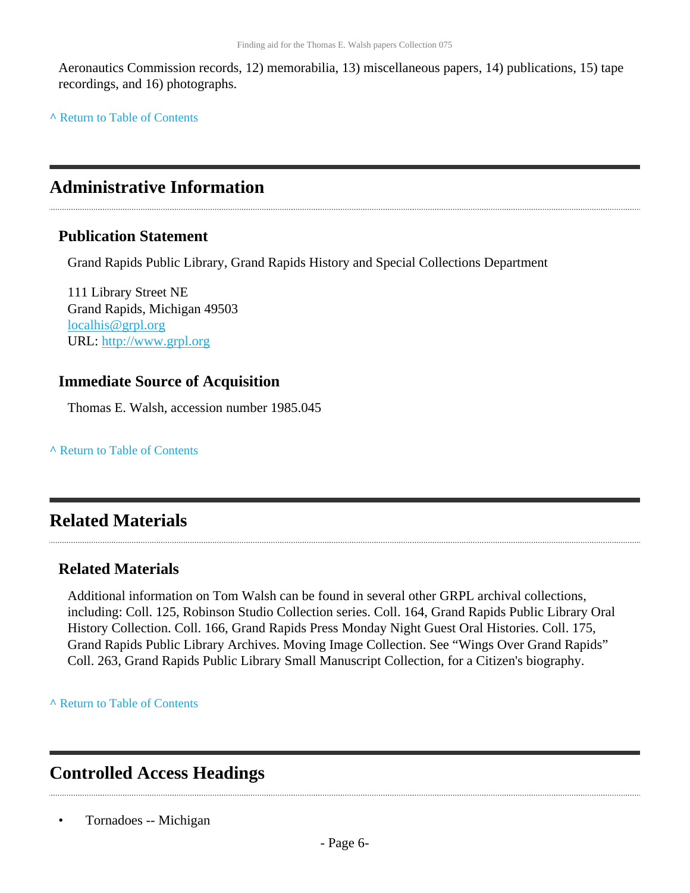Aeronautics Commission records, 12) memorabilia, 13) miscellaneous papers, 14) publications, 15) tape recordings, and 16) photographs.

^ Return to Table of Contents

## Administrative Information

### Publication Statement

Grand Rapids Public Library, Grand Rapids History and Special Collections Department

111 Library Street NE
Grand Rapids, Michigan 49503
localhis@grpl.org
URL: http://www.grpl.org

### Immediate Source of Acquisition

Thomas E. Walsh, accession number 1985.045

^ Return to Table of Contents

## Related Materials

### Related Materials

Additional information on Tom Walsh can be found in several other GRPL archival collections, including: Coll. 125, Robinson Studio Collection series. Coll. 164, Grand Rapids Public Library Oral History Collection. Coll. 166, Grand Rapids Press Monday Night Guest Oral Histories. Coll. 175, Grand Rapids Public Library Archives. Moving Image Collection. See "Wings Over Grand Rapids" Coll. 263, Grand Rapids Public Library Small Manuscript Collection, for a Citizen's biography.

^ Return to Table of Contents

## Controlled Access Headings

- Tornadoes -- Michigan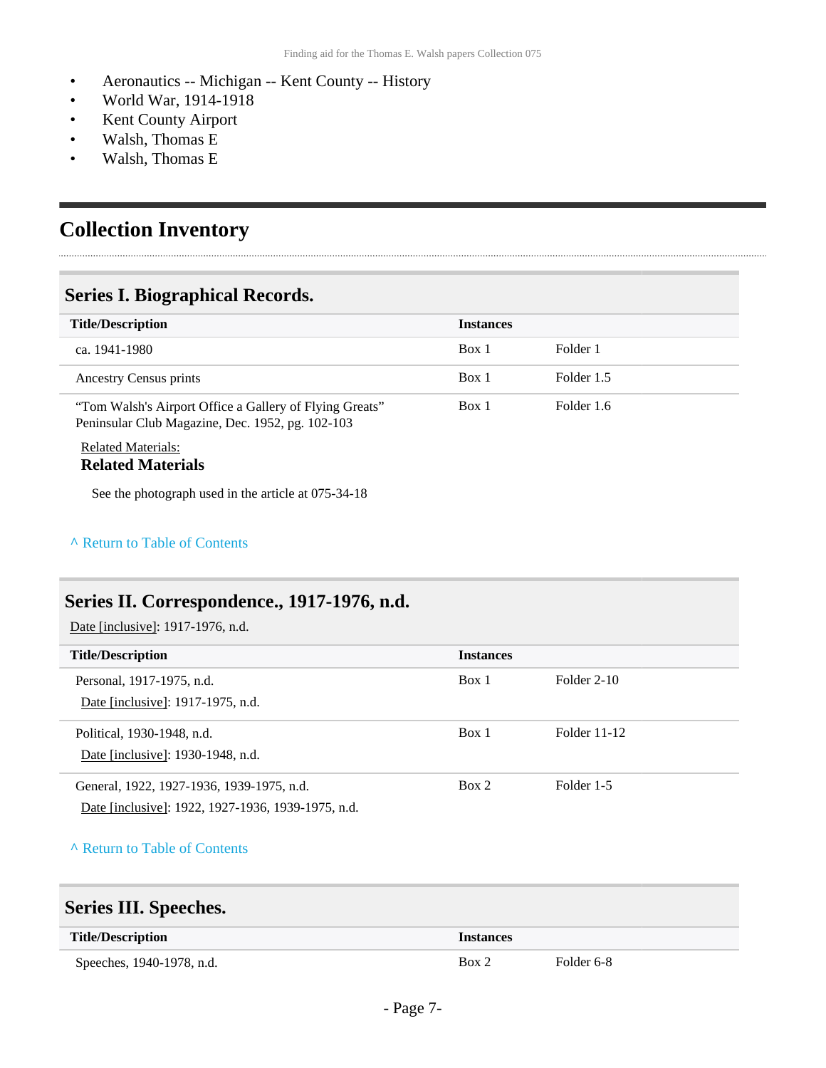- Aeronautics -- Michigan -- Kent County -- History
- World War, 1914-1918
- Kent County Airport
- Walsh, Thomas E
- Walsh, Thomas E

## Collection Inventory

### Series I. Biographical Records.

| Title/Description | Instances | |
|---|---|---|
| ca. 1941-1980 | Box 1 | Folder 1 |
| Ancestry Census prints | Box 1 | Folder 1.5 |
| "Tom Walsh's Airport Office a Gallery of Flying Greats" Peninsular Club Magazine, Dec. 1952, pg. 102-103 | Box 1 | Folder 1.6 |

Related Materials:

**Related Materials**

See the photograph used in the article at 075-34-18

^ Return to Table of Contents

### Series II. Correspondence., 1917-1976, n.d.

Date [inclusive]: 1917-1976, n.d.

| Title/Description | Instances | |
|---|---|---|
| Personal, 1917-1975, n.d.<br>Date [inclusive]: 1917-1975, n.d. | Box 1 | Folder 2-10 |
| Political, 1930-1948, n.d.<br>Date [inclusive]: 1930-1948, n.d. | Box 1 | Folder 11-12 |
| General, 1922, 1927-1936, 1939-1975, n.d.<br>Date [inclusive]: 1922, 1927-1936, 1939-1975, n.d. | Box 2 | Folder 1-5 |

^ Return to Table of Contents

### Series III. Speeches.

| Title/Description | Instances | |
|---|---|---|
| Speeches, 1940-1978, n.d. | Box 2 | Folder 6-8 |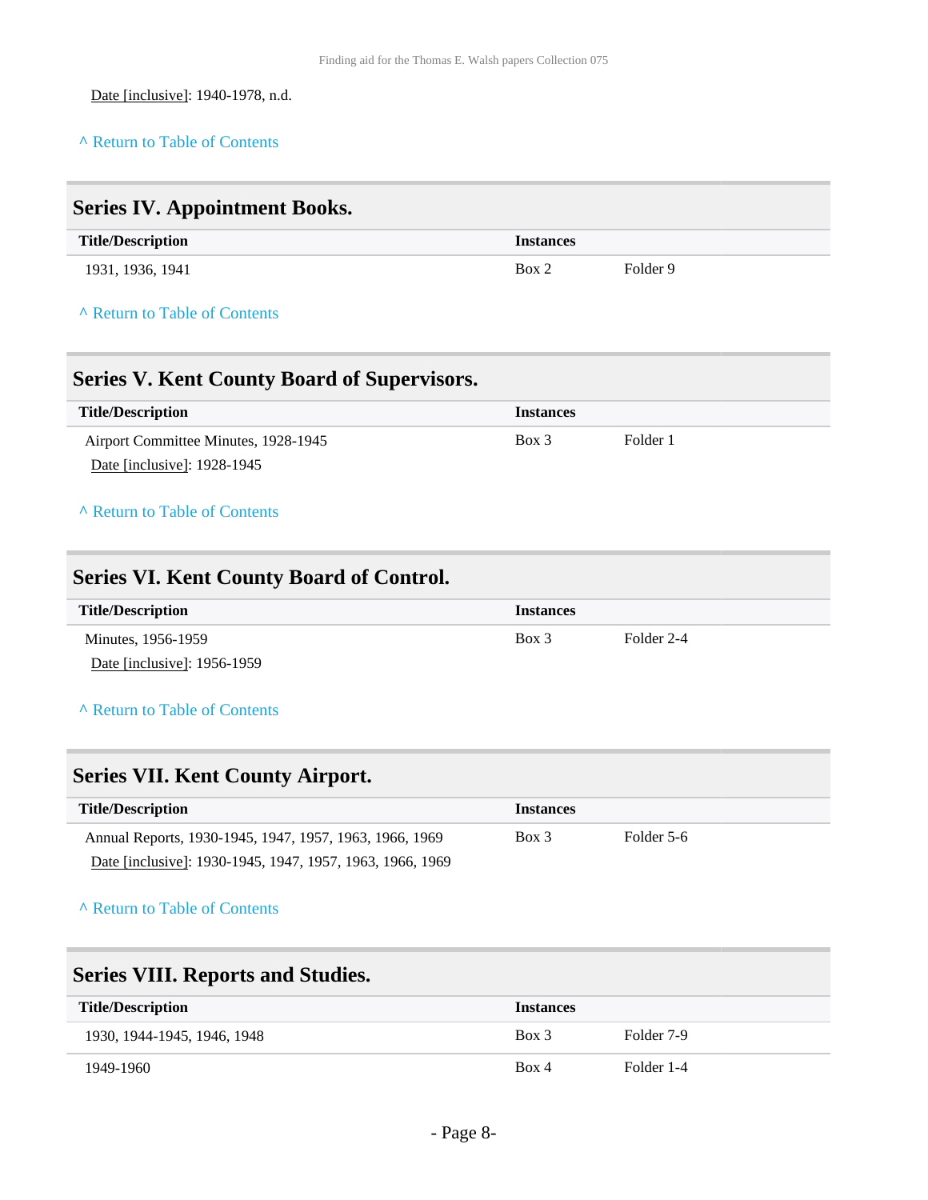Date [inclusive]: 1940-1978, n.d.

^ Return to Table of Contents

## Series IV. Appointment Books.

| Title/Description | Instances | |
|---|---|---|
| 1931, 1936, 1941 | Box 2 | Folder 9 |

^ Return to Table of Contents

## Series V. Kent County Board of Supervisors.

| Title/Description | Instances | |
|---|---|---|
| Airport Committee Minutes, 1928-1945<br>Date [inclusive]: 1928-1945 | Box 3 | Folder 1 |

^ Return to Table of Contents

## Series VI. Kent County Board of Control.

| Title/Description | Instances | |
|---|---|---|
| Minutes, 1956-1959<br>Date [inclusive]: 1956-1959 | Box 3 | Folder 2-4 |

^ Return to Table of Contents

## Series VII. Kent County Airport.

| Title/Description | Instances | |
|---|---|---|
| Annual Reports, 1930-1945, 1947, 1957, 1963, 1966, 1969<br>Date [inclusive]: 1930-1945, 1947, 1957, 1963, 1966, 1969 | Box 3 | Folder 5-6 |

^ Return to Table of Contents

## Series VIII. Reports and Studies.

| Title/Description | Instances | |
|---|---|---|
| 1930, 1944-1945, 1946, 1948 | Box 3 | Folder 7-9 |
| 1949-1960 | Box 4 | Folder 1-4 |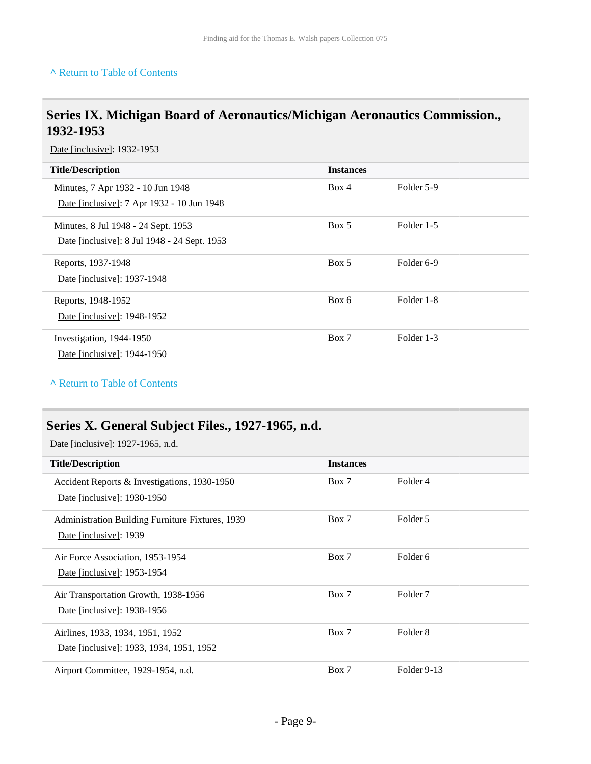[^ Return to Table of Contents]

## Series IX. Michigan Board of Aeronautics/Michigan Aeronautics Commission., 1932-1953

Date [inclusive]: 1932-1953

| Title/Description | Instances | |
|---|---|---|
| Minutes, 7 Apr 1932 - 10 Jun 1948<br>Date [inclusive]: 7 Apr 1932 - 10 Jun 1948 | Box 4 | Folder 5-9 |
| Minutes, 8 Jul 1948 - 24 Sept. 1953<br>Date [inclusive]: 8 Jul 1948 - 24 Sept. 1953 | Box 5 | Folder 1-5 |
| Reports, 1937-1948<br>Date [inclusive]: 1937-1948 | Box 5 | Folder 6-9 |
| Reports, 1948-1952<br>Date [inclusive]: 1948-1952 | Box 6 | Folder 1-8 |
| Investigation, 1944-1950<br>Date [inclusive]: 1944-1950 | Box 7 | Folder 1-3 |

[^ Return to Table of Contents]

## Series X. General Subject Files., 1927-1965, n.d.

Date [inclusive]: 1927-1965, n.d.

| Title/Description | Instances | |
|---|---|---|
| Accident Reports & Investigations, 1930-1950<br>Date [inclusive]: 1930-1950 | Box 7 | Folder 4 |
| Administration Building Furniture Fixtures, 1939<br>Date [inclusive]: 1939 | Box 7 | Folder 5 |
| Air Force Association, 1953-1954<br>Date [inclusive]: 1953-1954 | Box 7 | Folder 6 |
| Air Transportation Growth, 1938-1956<br>Date [inclusive]: 1938-1956 | Box 7 | Folder 7 |
| Airlines, 1933, 1934, 1951, 1952<br>Date [inclusive]: 1933, 1934, 1951, 1952 | Box 7 | Folder 8 |
| Airport Committee, 1929-1954, n.d. | Box 7 | Folder 9-13 |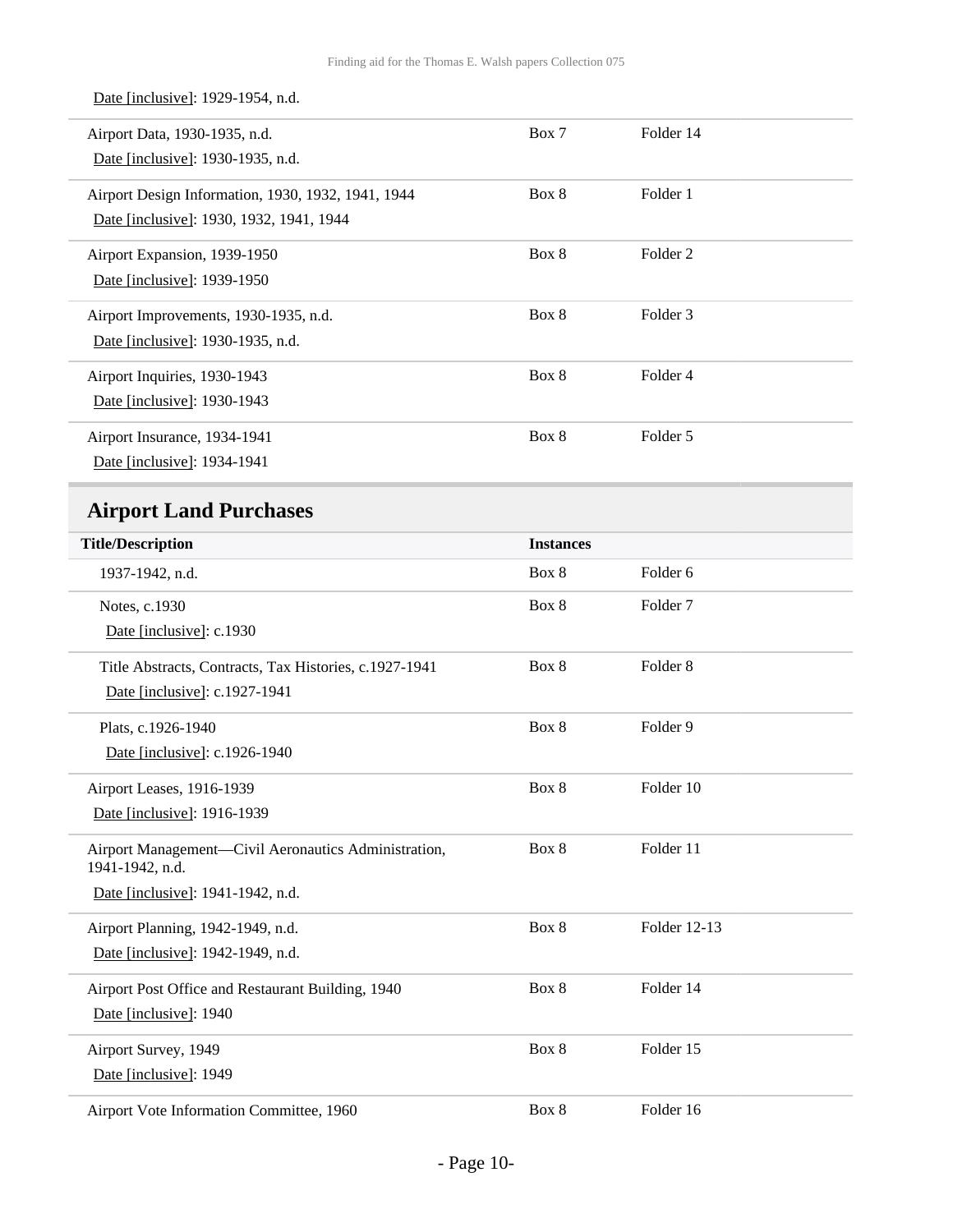Date [inclusive]: 1929-1954, n.d.

| Title/Description | Instances | |
|---|---|---|
| Airport Data, 1930-1935, n.d.<br>Date [inclusive]: 1930-1935, n.d. | Box 7 | Folder 14 |
| Airport Design Information, 1930, 1932, 1941, 1944<br>Date [inclusive]: 1930, 1932, 1941, 1944 | Box 8 | Folder 1 |
| Airport Expansion, 1939-1950<br>Date [inclusive]: 1939-1950 | Box 8 | Folder 2 |
| Airport Improvements, 1930-1935, n.d.<br>Date [inclusive]: 1930-1935, n.d. | Box 8 | Folder 3 |
| Airport Inquiries, 1930-1943<br>Date [inclusive]: 1930-1943 | Box 8 | Folder 4 |
| Airport Insurance, 1934-1941<br>Date [inclusive]: 1934-1941 | Box 8 | Folder 5 |

## Airport Land Purchases

| Title/Description | Instances | |
|---|---|---|
| 1937-1942, n.d. | Box 8 | Folder 6 |
| Notes, c.1930<br>Date [inclusive]: c.1930 | Box 8 | Folder 7 |
| Title Abstracts, Contracts, Tax Histories, c.1927-1941<br>Date [inclusive]: c.1927-1941 | Box 8 | Folder 8 |
| Plats, c.1926-1940<br>Date [inclusive]: c.1926-1940 | Box 8 | Folder 9 |
| Airport Leases, 1916-1939<br>Date [inclusive]: 1916-1939 | Box 8 | Folder 10 |
| Airport Management—Civil Aeronautics Administration, 1941-1942, n.d.<br>Date [inclusive]: 1941-1942, n.d. | Box 8 | Folder 11 |
| Airport Planning, 1942-1949, n.d.<br>Date [inclusive]: 1942-1949, n.d. | Box 8 | Folder 12-13 |
| Airport Post Office and Restaurant Building, 1940<br>Date [inclusive]: 1940 | Box 8 | Folder 14 |
| Airport Survey, 1949<br>Date [inclusive]: 1949 | Box 8 | Folder 15 |
| Airport Vote Information Committee, 1960 | Box 8 | Folder 16 |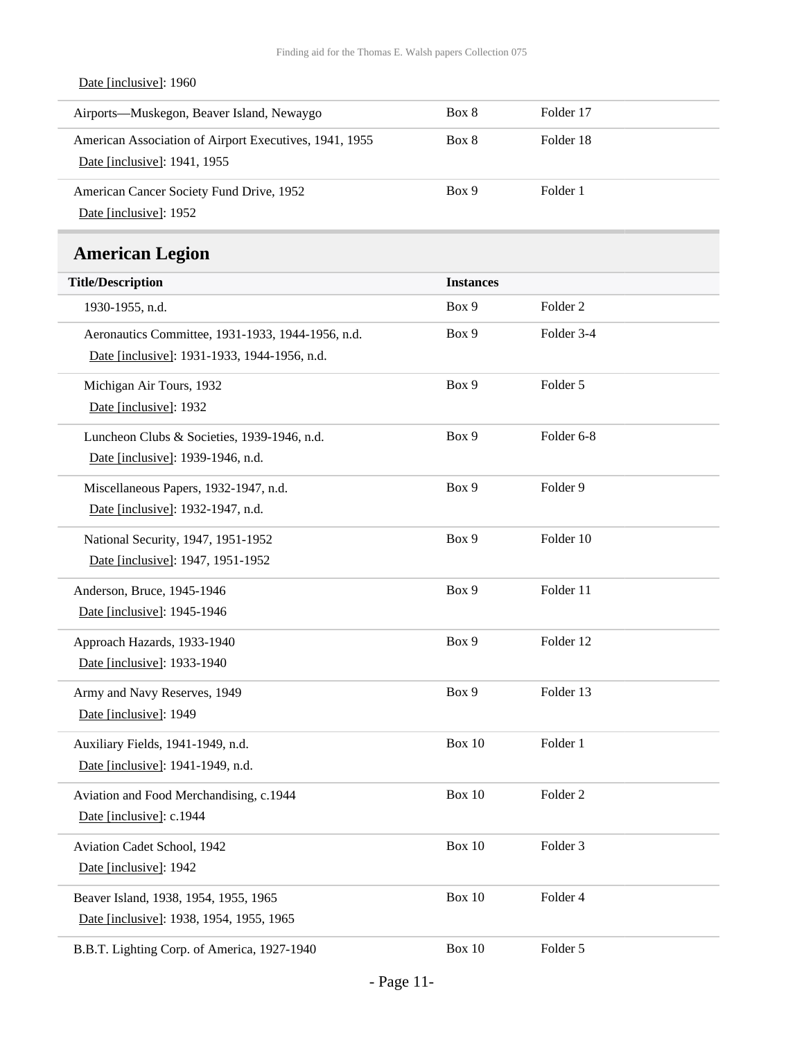Date [inclusive]: 1960

| | | |
|---|---|---|
| Airports—Muskegon, Beaver Island, Newaygo | Box 8 | Folder 17 |
| American Association of Airport Executives, 1941, 1955<br>Date [inclusive]: 1941, 1955 | Box 8 | Folder 18 |
| American Cancer Society Fund Drive, 1952<br>Date [inclusive]: 1952 | Box 9 | Folder 1 |

## American Legion

| Title/Description | Instances | |
|---|---|---|
| 1930-1955, n.d. | Box 9 | Folder 2 |
| Aeronautics Committee, 1931-1933, 1944-1956, n.d.<br>Date [inclusive]: 1931-1933, 1944-1956, n.d. | Box 9 | Folder 3-4 |
| Michigan Air Tours, 1932<br>Date [inclusive]: 1932 | Box 9 | Folder 5 |
| Luncheon Clubs & Societies, 1939-1946, n.d.<br>Date [inclusive]: 1939-1946, n.d. | Box 9 | Folder 6-8 |
| Miscellaneous Papers, 1932-1947, n.d.<br>Date [inclusive]: 1932-1947, n.d. | Box 9 | Folder 9 |
| National Security, 1947, 1951-1952<br>Date [inclusive]: 1947, 1951-1952 | Box 9 | Folder 10 |
| Anderson, Bruce, 1945-1946<br>Date [inclusive]: 1945-1946 | Box 9 | Folder 11 |
| Approach Hazards, 1933-1940<br>Date [inclusive]: 1933-1940 | Box 9 | Folder 12 |
| Army and Navy Reserves, 1949<br>Date [inclusive]: 1949 | Box 9 | Folder 13 |
| Auxiliary Fields, 1941-1949, n.d.<br>Date [inclusive]: 1941-1949, n.d. | Box 10 | Folder 1 |
| Aviation and Food Merchandising, c.1944<br>Date [inclusive]: c.1944 | Box 10 | Folder 2 |
| Aviation Cadet School, 1942<br>Date [inclusive]: 1942 | Box 10 | Folder 3 |
| Beaver Island, 1938, 1954, 1955, 1965<br>Date [inclusive]: 1938, 1954, 1955, 1965 | Box 10 | Folder 4 |
| B.B.T. Lighting Corp. of America, 1927-1940 | Box 10 | Folder 5 |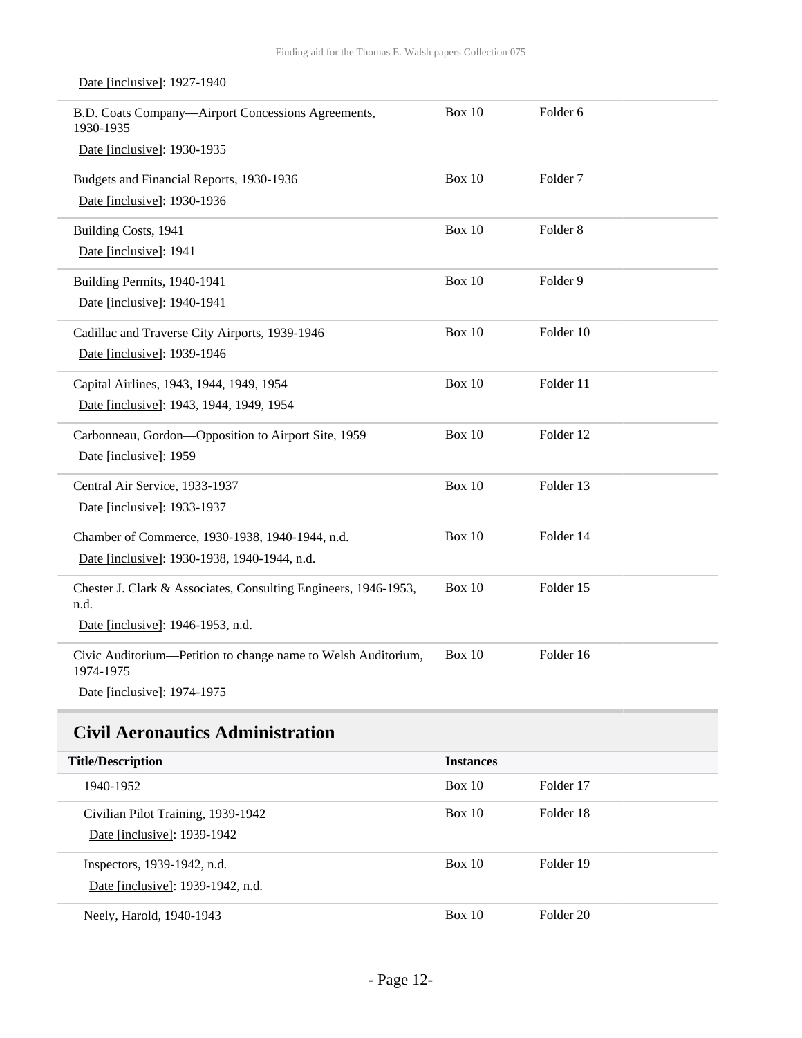Date [inclusive]: 1927-1940

| Title/Description | Instances | |
|---|---|---|
| B.D. Coats Company—Airport Concessions Agreements, 1930-1935<br>Date [inclusive]: 1930-1935 | Box 10 | Folder 6 |
| Budgets and Financial Reports, 1930-1936<br>Date [inclusive]: 1930-1936 | Box 10 | Folder 7 |
| Building Costs, 1941<br>Date [inclusive]: 1941 | Box 10 | Folder 8 |
| Building Permits, 1940-1941<br>Date [inclusive]: 1940-1941 | Box 10 | Folder 9 |
| Cadillac and Traverse City Airports, 1939-1946<br>Date [inclusive]: 1939-1946 | Box 10 | Folder 10 |
| Capital Airlines, 1943, 1944, 1949, 1954<br>Date [inclusive]: 1943, 1944, 1949, 1954 | Box 10 | Folder 11 |
| Carbonneau, Gordon—Opposition to Airport Site, 1959<br>Date [inclusive]: 1959 | Box 10 | Folder 12 |
| Central Air Service, 1933-1937<br>Date [inclusive]: 1933-1937 | Box 10 | Folder 13 |
| Chamber of Commerce, 1930-1938, 1940-1944, n.d.<br>Date [inclusive]: 1930-1938, 1940-1944, n.d. | Box 10 | Folder 14 |
| Chester J. Clark & Associates, Consulting Engineers, 1946-1953, n.d.<br>Date [inclusive]: 1946-1953, n.d. | Box 10 | Folder 15 |
| Civic Auditorium—Petition to change name to Welsh Auditorium, 1974-1975<br>Date [inclusive]: 1974-1975 | Box 10 | Folder 16 |

## Civil Aeronautics Administration

| Title/Description | Instances | |
|---|---|---|
| 1940-1952 | Box 10 | Folder 17 |
| Civilian Pilot Training, 1939-1942<br>Date [inclusive]: 1939-1942 | Box 10 | Folder 18 |
| Inspectors, 1939-1942, n.d.<br>Date [inclusive]: 1939-1942, n.d. | Box 10 | Folder 19 |
| Neely, Harold, 1940-1943 | Box 10 | Folder 20 |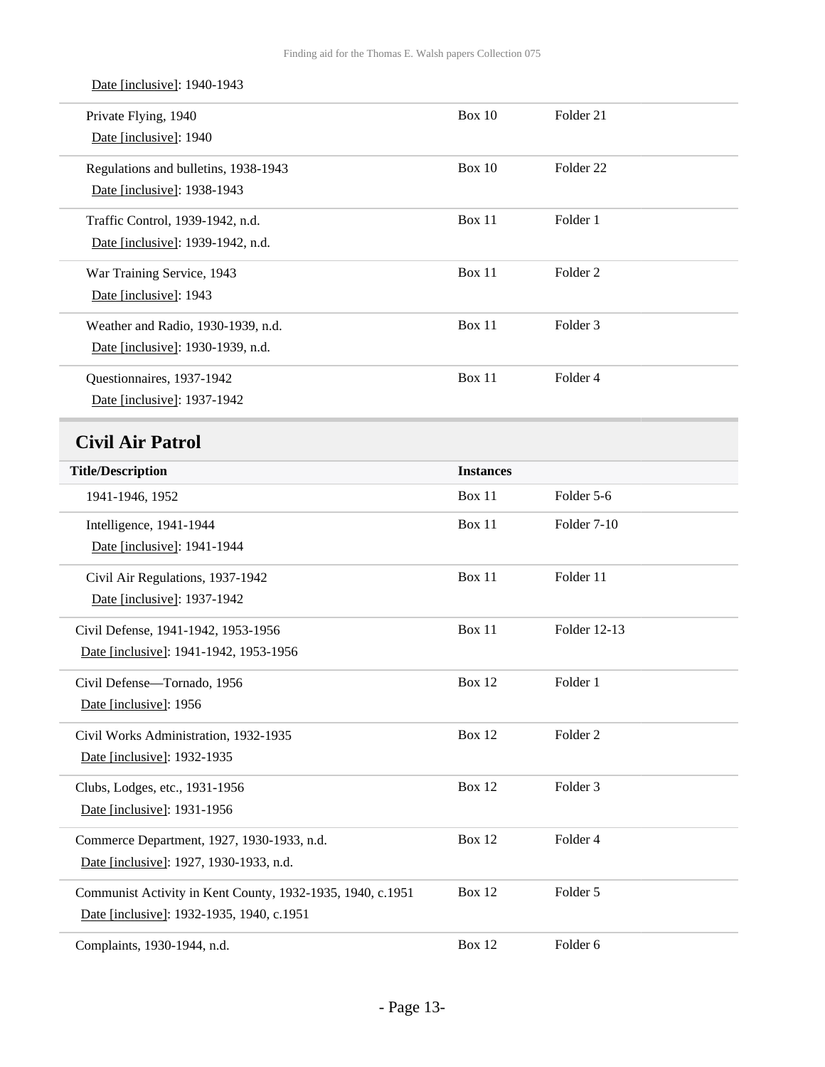Date [inclusive]: 1940-1943

| Title/Description | Instances | |
|---|---|---|
| Private Flying, 1940<br>Date [inclusive]: 1940 | Box 10 | Folder 21 |
| Regulations and bulletins, 1938-1943<br>Date [inclusive]: 1938-1943 | Box 10 | Folder 22 |
| Traffic Control, 1939-1942, n.d.<br>Date [inclusive]: 1939-1942, n.d. | Box 11 | Folder 1 |
| War Training Service, 1943<br>Date [inclusive]: 1943 | Box 11 | Folder 2 |
| Weather and Radio, 1930-1939, n.d.<br>Date [inclusive]: 1930-1939, n.d. | Box 11 | Folder 3 |
| Questionnaires, 1937-1942<br>Date [inclusive]: 1937-1942 | Box 11 | Folder 4 |

## Civil Air Patrol

| Title/Description | Instances | |
|---|---|---|
| 1941-1946, 1952 | Box 11 | Folder 5-6 |
| Intelligence, 1941-1944<br>Date [inclusive]: 1941-1944 | Box 11 | Folder 7-10 |
| Civil Air Regulations, 1937-1942<br>Date [inclusive]: 1937-1942 | Box 11 | Folder 11 |
| Civil Defense, 1941-1942, 1953-1956<br>Date [inclusive]: 1941-1942, 1953-1956 | Box 11 | Folder 12-13 |
| Civil Defense—Tornado, 1956<br>Date [inclusive]: 1956 | Box 12 | Folder 1 |
| Civil Works Administration, 1932-1935<br>Date [inclusive]: 1932-1935 | Box 12 | Folder 2 |
| Clubs, Lodges, etc., 1931-1956<br>Date [inclusive]: 1931-1956 | Box 12 | Folder 3 |
| Commerce Department, 1927, 1930-1933, n.d.<br>Date [inclusive]: 1927, 1930-1933, n.d. | Box 12 | Folder 4 |
| Communist Activity in Kent County, 1932-1935, 1940, c.1951<br>Date [inclusive]: 1932-1935, 1940, c.1951 | Box 12 | Folder 5 |
| Complaints, 1930-1944, n.d. | Box 12 | Folder 6 |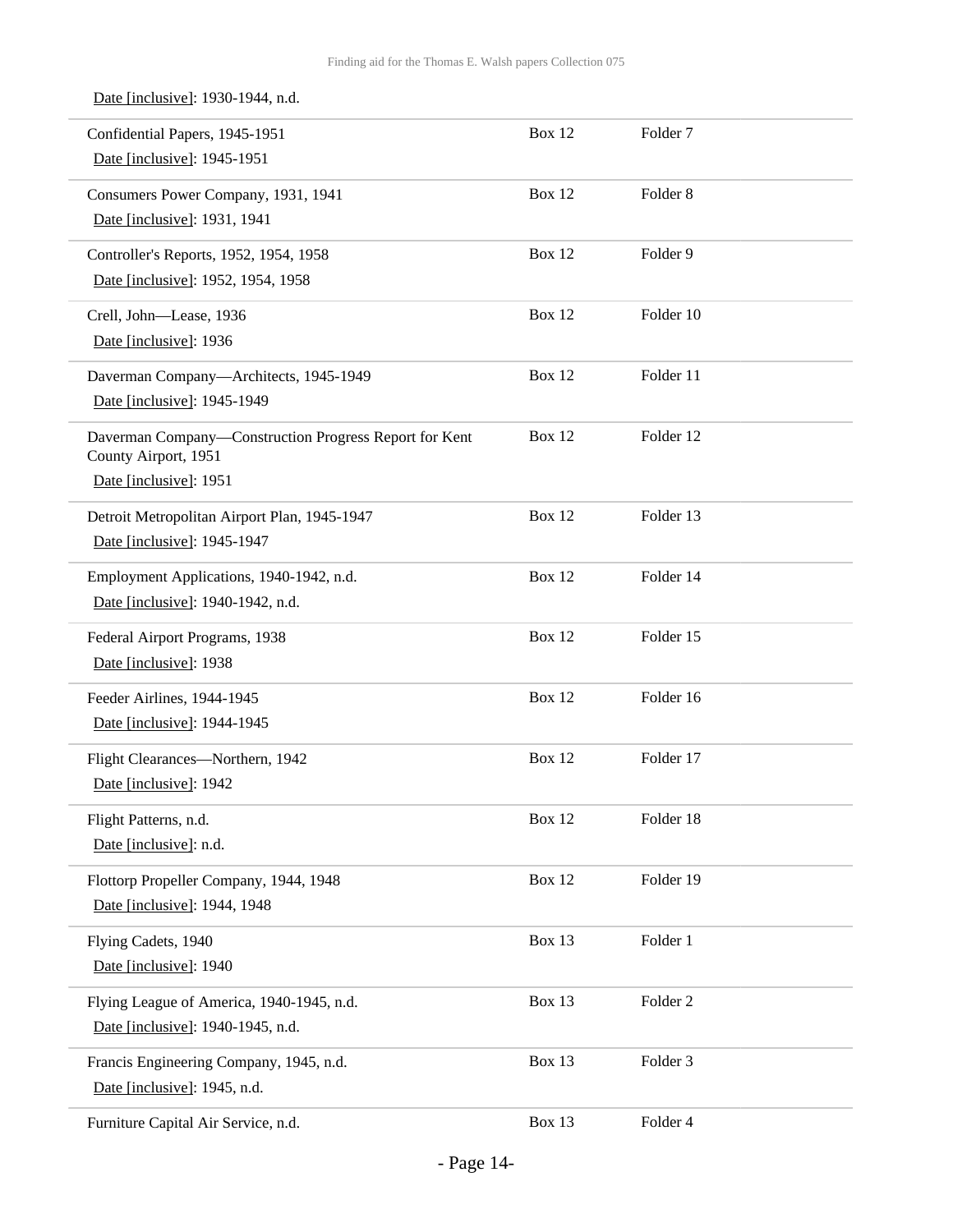Date [inclusive]: 1930-1944, n.d.

| | | |
|---|---|---|
| Confidential Papers, 1945-1951<br>Date [inclusive]: 1945-1951 | Box 12 | Folder 7 |
| Consumers Power Company, 1931, 1941<br>Date [inclusive]: 1931, 1941 | Box 12 | Folder 8 |
| Controller's Reports, 1952, 1954, 1958<br>Date [inclusive]: 1952, 1954, 1958 | Box 12 | Folder 9 |
| Crell, John—Lease, 1936<br>Date [inclusive]: 1936 | Box 12 | Folder 10 |
| Daverman Company—Architects, 1945-1949<br>Date [inclusive]: 1945-1949 | Box 12 | Folder 11 |
| Daverman Company—Construction Progress Report for Kent County Airport, 1951<br>Date [inclusive]: 1951 | Box 12 | Folder 12 |
| Detroit Metropolitan Airport Plan, 1945-1947<br>Date [inclusive]: 1945-1947 | Box 12 | Folder 13 |
| Employment Applications, 1940-1942, n.d.<br>Date [inclusive]: 1940-1942, n.d. | Box 12 | Folder 14 |
| Federal Airport Programs, 1938<br>Date [inclusive]: 1938 | Box 12 | Folder 15 |
| Feeder Airlines, 1944-1945<br>Date [inclusive]: 1944-1945 | Box 12 | Folder 16 |
| Flight Clearances—Northern, 1942<br>Date [inclusive]: 1942 | Box 12 | Folder 17 |
| Flight Patterns, n.d.<br>Date [inclusive]: n.d. | Box 12 | Folder 18 |
| Flottorp Propeller Company, 1944, 1948<br>Date [inclusive]: 1944, 1948 | Box 12 | Folder 19 |
| Flying Cadets, 1940<br>Date [inclusive]: 1940 | Box 13 | Folder 1 |
| Flying League of America, 1940-1945, n.d.<br>Date [inclusive]: 1940-1945, n.d. | Box 13 | Folder 2 |
| Francis Engineering Company, 1945, n.d.<br>Date [inclusive]: 1945, n.d. | Box 13 | Folder 3 |
| Furniture Capital Air Service, n.d. | Box 13 | Folder 4 |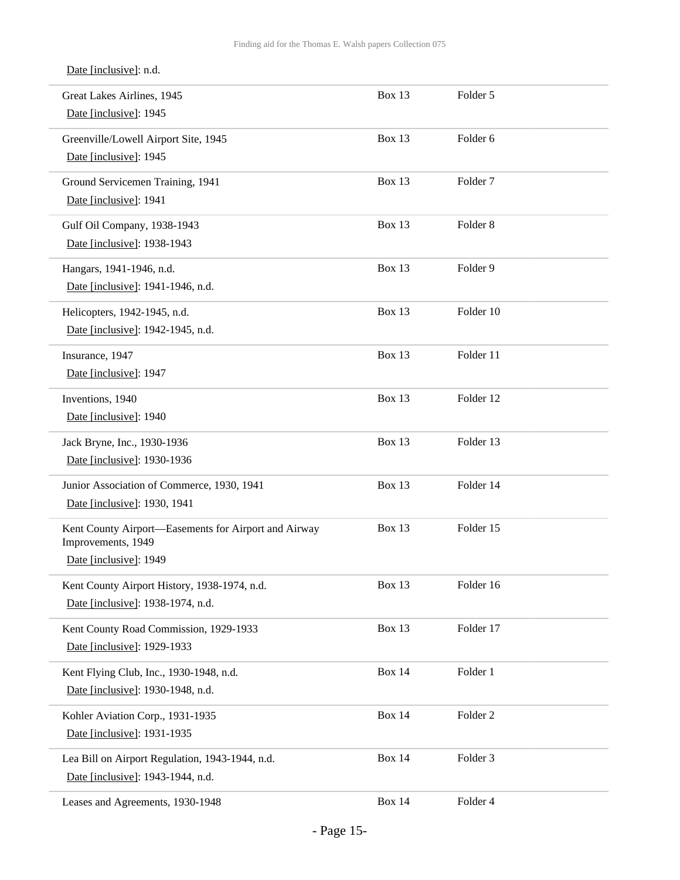Date [inclusive]: n.d.

| | | |
|---|---|---|
| Great Lakes Airlines, 1945<br>Date [inclusive]: 1945 | Box 13 | Folder 5 |
| Greenville/Lowell Airport Site, 1945<br>Date [inclusive]: 1945 | Box 13 | Folder 6 |
| Ground Servicemen Training, 1941<br>Date [inclusive]: 1941 | Box 13 | Folder 7 |
| Gulf Oil Company, 1938-1943<br>Date [inclusive]: 1938-1943 | Box 13 | Folder 8 |
| Hangars, 1941-1946, n.d.<br>Date [inclusive]: 1941-1946, n.d. | Box 13 | Folder 9 |
| Helicopters, 1942-1945, n.d.<br>Date [inclusive]: 1942-1945, n.d. | Box 13 | Folder 10 |
| Insurance, 1947<br>Date [inclusive]: 1947 | Box 13 | Folder 11 |
| Inventions, 1940<br>Date [inclusive]: 1940 | Box 13 | Folder 12 |
| Jack Bryne, Inc., 1930-1936<br>Date [inclusive]: 1930-1936 | Box 13 | Folder 13 |
| Junior Association of Commerce, 1930, 1941<br>Date [inclusive]: 1930, 1941 | Box 13 | Folder 14 |
| Kent County Airport—Easements for Airport and Airway Improvements, 1949<br>Date [inclusive]: 1949 | Box 13 | Folder 15 |
| Kent County Airport History, 1938-1974, n.d.<br>Date [inclusive]: 1938-1974, n.d. | Box 13 | Folder 16 |
| Kent County Road Commission, 1929-1933<br>Date [inclusive]: 1929-1933 | Box 13 | Folder 17 |
| Kent Flying Club, Inc., 1930-1948, n.d.<br>Date [inclusive]: 1930-1948, n.d. | Box 14 | Folder 1 |
| Kohler Aviation Corp., 1931-1935<br>Date [inclusive]: 1931-1935 | Box 14 | Folder 2 |
| Lea Bill on Airport Regulation, 1943-1944, n.d.<br>Date [inclusive]: 1943-1944, n.d. | Box 14 | Folder 3 |
| Leases and Agreements, 1930-1948 | Box 14 | Folder 4 |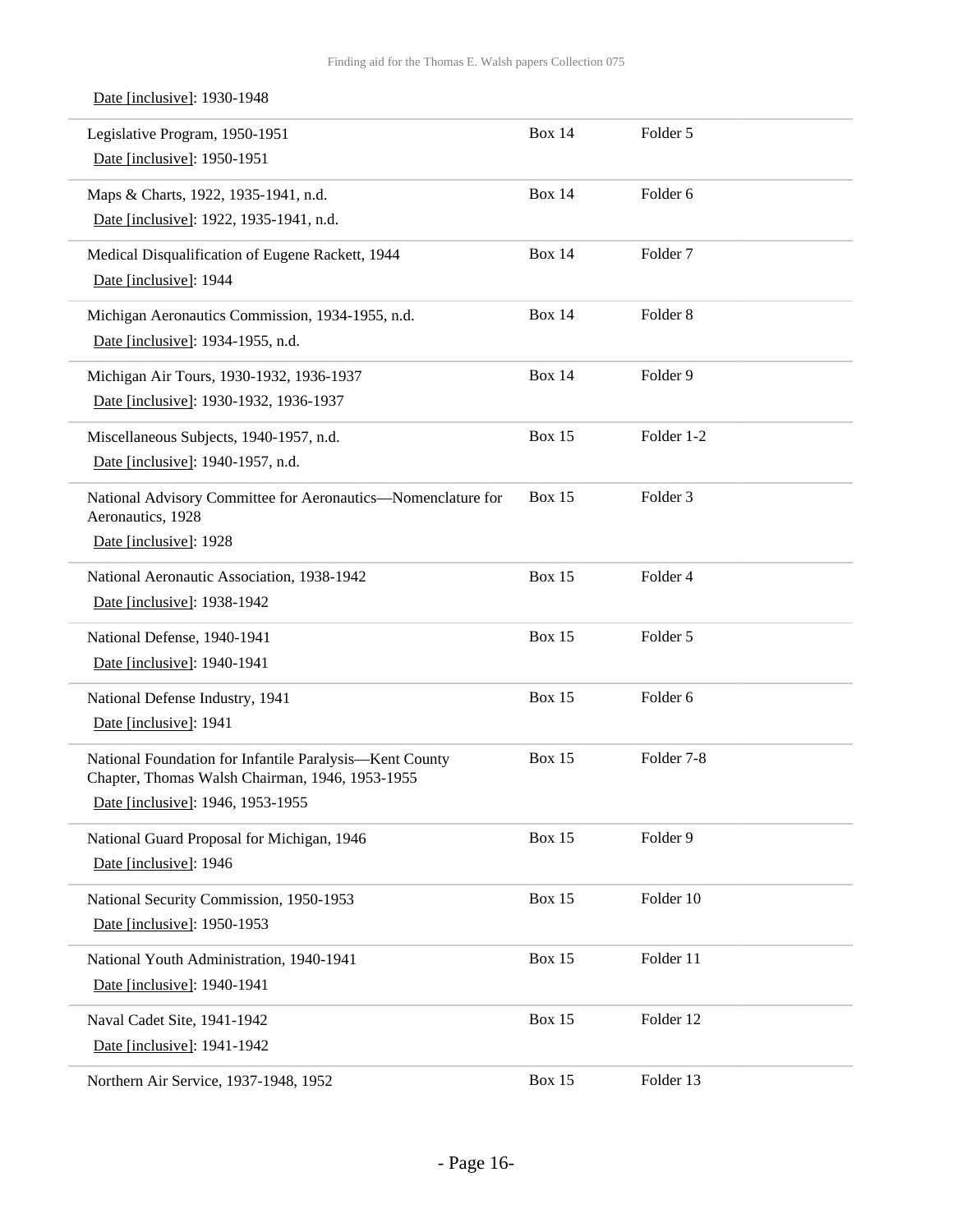Date [inclusive]: 1930-1948

| | | |
|---|---|---|
| Legislative Program, 1950-1951<br>Date [inclusive]: 1950-1951 | Box 14 | Folder 5 |
| Maps & Charts, 1922, 1935-1941, n.d.<br>Date [inclusive]: 1922, 1935-1941, n.d. | Box 14 | Folder 6 |
| Medical Disqualification of Eugene Rackett, 1944<br>Date [inclusive]: 1944 | Box 14 | Folder 7 |
| Michigan Aeronautics Commission, 1934-1955, n.d.<br>Date [inclusive]: 1934-1955, n.d. | Box 14 | Folder 8 |
| Michigan Air Tours, 1930-1932, 1936-1937<br>Date [inclusive]: 1930-1932, 1936-1937 | Box 14 | Folder 9 |
| Miscellaneous Subjects, 1940-1957, n.d.<br>Date [inclusive]: 1940-1957, n.d. | Box 15 | Folder 1-2 |
| National Advisory Committee for Aeronautics—Nomenclature for Aeronautics, 1928<br>Date [inclusive]: 1928 | Box 15 | Folder 3 |
| National Aeronautic Association, 1938-1942<br>Date [inclusive]: 1938-1942 | Box 15 | Folder 4 |
| National Defense, 1940-1941<br>Date [inclusive]: 1940-1941 | Box 15 | Folder 5 |
| National Defense Industry, 1941<br>Date [inclusive]: 1941 | Box 15 | Folder 6 |
| National Foundation for Infantile Paralysis—Kent County Chapter, Thomas Walsh Chairman, 1946, 1953-1955<br>Date [inclusive]: 1946, 1953-1955 | Box 15 | Folder 7-8 |
| National Guard Proposal for Michigan, 1946<br>Date [inclusive]: 1946 | Box 15 | Folder 9 |
| National Security Commission, 1950-1953<br>Date [inclusive]: 1950-1953 | Box 15 | Folder 10 |
| National Youth Administration, 1940-1941<br>Date [inclusive]: 1940-1941 | Box 15 | Folder 11 |
| Naval Cadet Site, 1941-1942<br>Date [inclusive]: 1941-1942 | Box 15 | Folder 12 |
| Northern Air Service, 1937-1948, 1952 | Box 15 | Folder 13 |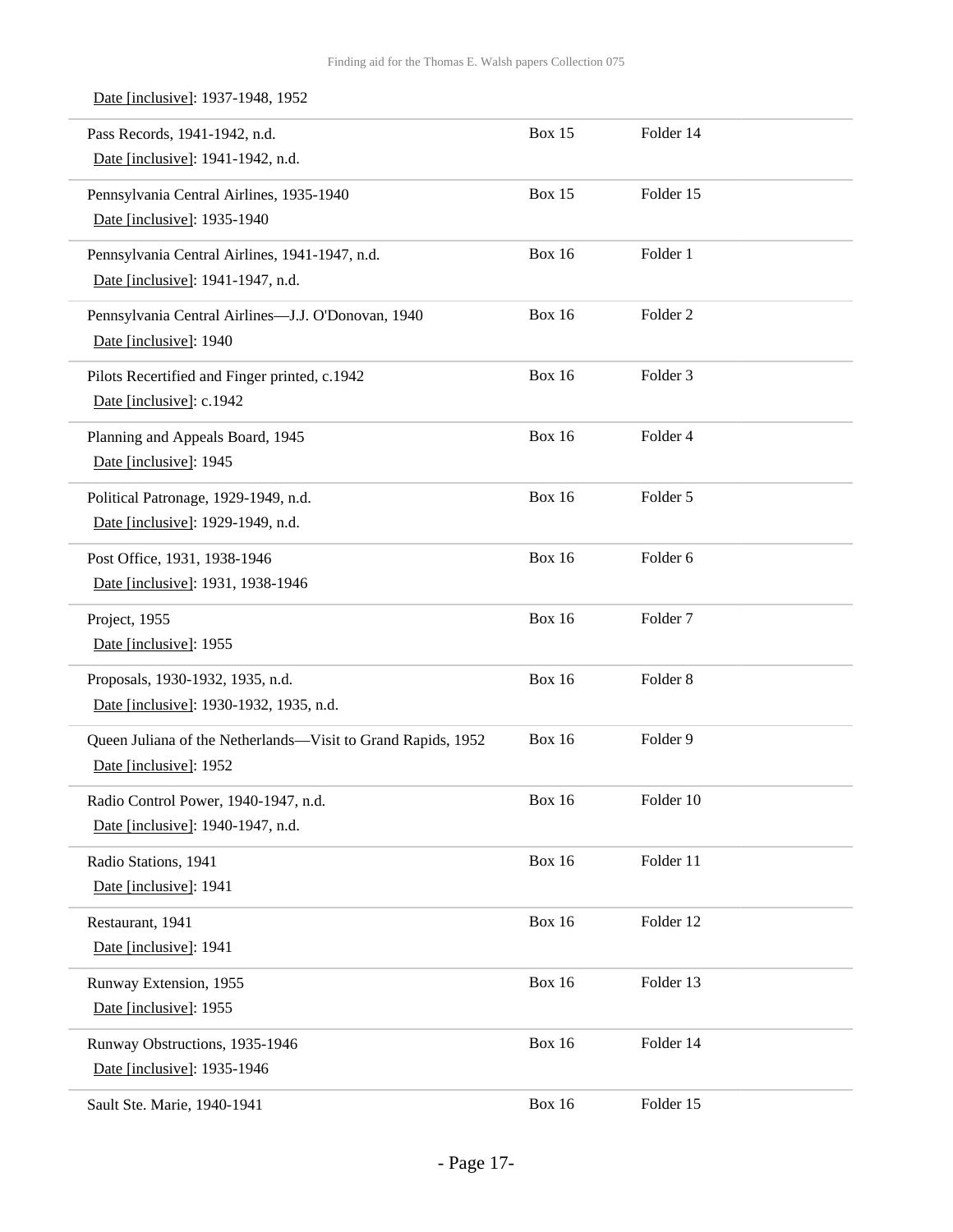Date [inclusive]: 1937-1948, 1952

| Title | Box | Folder |
| --- | --- | --- |
| Pass Records, 1941-1942, n.d.<br>Date [inclusive]: 1941-1942, n.d. | Box 15 | Folder 14 |
| Pennsylvania Central Airlines, 1935-1940<br>Date [inclusive]: 1935-1940 | Box 15 | Folder 15 |
| Pennsylvania Central Airlines, 1941-1947, n.d.<br>Date [inclusive]: 1941-1947, n.d. | Box 16 | Folder 1 |
| Pennsylvania Central Airlines—J.J. O'Donovan, 1940<br>Date [inclusive]: 1940 | Box 16 | Folder 2 |
| Pilots Recertified and Finger printed, c.1942<br>Date [inclusive]: c.1942 | Box 16 | Folder 3 |
| Planning and Appeals Board, 1945<br>Date [inclusive]: 1945 | Box 16 | Folder 4 |
| Political Patronage, 1929-1949, n.d.<br>Date [inclusive]: 1929-1949, n.d. | Box 16 | Folder 5 |
| Post Office, 1931, 1938-1946<br>Date [inclusive]: 1931, 1938-1946 | Box 16 | Folder 6 |
| Project, 1955<br>Date [inclusive]: 1955 | Box 16 | Folder 7 |
| Proposals, 1930-1932, 1935, n.d.<br>Date [inclusive]: 1930-1932, 1935, n.d. | Box 16 | Folder 8 |
| Queen Juliana of the Netherlands—Visit to Grand Rapids, 1952<br>Date [inclusive]: 1952 | Box 16 | Folder 9 |
| Radio Control Power, 1940-1947, n.d.<br>Date [inclusive]: 1940-1947, n.d. | Box 16 | Folder 10 |
| Radio Stations, 1941<br>Date [inclusive]: 1941 | Box 16 | Folder 11 |
| Restaurant, 1941<br>Date [inclusive]: 1941 | Box 16 | Folder 12 |
| Runway Extension, 1955<br>Date [inclusive]: 1955 | Box 16 | Folder 13 |
| Runway Obstructions, 1935-1946<br>Date [inclusive]: 1935-1946 | Box 16 | Folder 14 |
| Sault Ste. Marie, 1940-1941 | Box 16 | Folder 15 |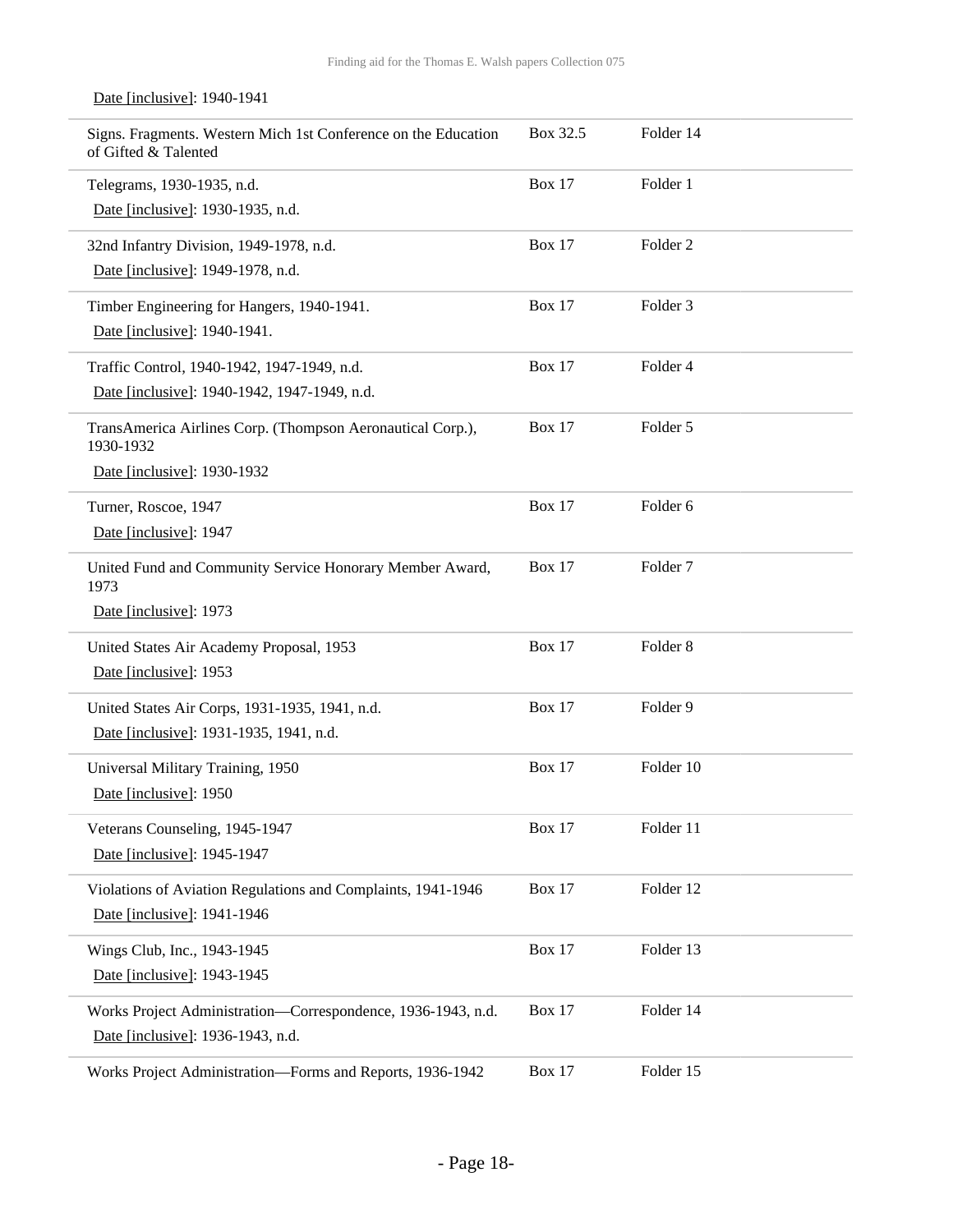Date [inclusive]: 1940-1941

| | | |
|---|---|---|
| Signs. Fragments. Western Mich 1st Conference on the Education of Gifted & Talented | Box 32.5 | Folder 14 |
| Telegrams, 1930-1935, n.d.<br>Date [inclusive]: 1930-1935, n.d. | Box 17 | Folder 1 |
| 32nd Infantry Division, 1949-1978, n.d.<br>Date [inclusive]: 1949-1978, n.d. | Box 17 | Folder 2 |
| Timber Engineering for Hangers, 1940-1941.<br>Date [inclusive]: 1940-1941. | Box 17 | Folder 3 |
| Traffic Control, 1940-1942, 1947-1949, n.d.<br>Date [inclusive]: 1940-1942, 1947-1949, n.d. | Box 17 | Folder 4 |
| TransAmerica Airlines Corp. (Thompson Aeronautical Corp.), 1930-1932<br>Date [inclusive]: 1930-1932 | Box 17 | Folder 5 |
| Turner, Roscoe, 1947<br>Date [inclusive]: 1947 | Box 17 | Folder 6 |
| United Fund and Community Service Honorary Member Award, 1973<br>Date [inclusive]: 1973 | Box 17 | Folder 7 |
| United States Air Academy Proposal, 1953<br>Date [inclusive]: 1953 | Box 17 | Folder 8 |
| United States Air Corps, 1931-1935, 1941, n.d.<br>Date [inclusive]: 1931-1935, 1941, n.d. | Box 17 | Folder 9 |
| Universal Military Training, 1950<br>Date [inclusive]: 1950 | Box 17 | Folder 10 |
| Veterans Counseling, 1945-1947<br>Date [inclusive]: 1945-1947 | Box 17 | Folder 11 |
| Violations of Aviation Regulations and Complaints, 1941-1946<br>Date [inclusive]: 1941-1946 | Box 17 | Folder 12 |
| Wings Club, Inc., 1943-1945<br>Date [inclusive]: 1943-1945 | Box 17 | Folder 13 |
| Works Project Administration—Correspondence, 1936-1943, n.d.<br>Date [inclusive]: 1936-1943, n.d. | Box 17 | Folder 14 |
| Works Project Administration—Forms and Reports, 1936-1942 | Box 17 | Folder 15 |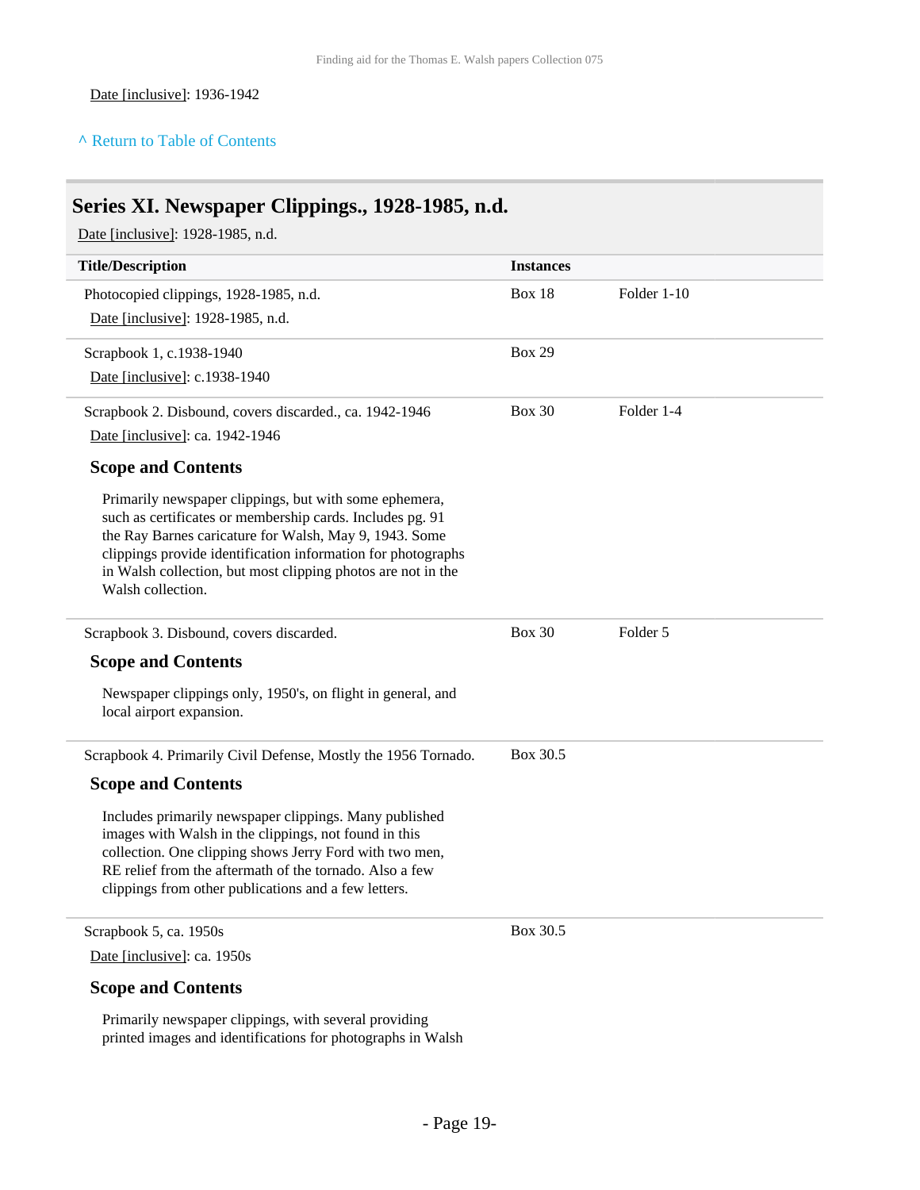Date [inclusive]: 1936-1942

^ Return to Table of Contents

## Series XI. Newspaper Clippings., 1928-1985, n.d.

Date [inclusive]: 1928-1985, n.d.

| Title/Description | Instances | |
|---|---|---|
| Photocopied clippings, 1928-1985, n.d.<br>Date [inclusive]: 1928-1985, n.d. | Box 18 | Folder 1-10 |
| Scrapbook 1, c.1938-1940<br>Date [inclusive]: c.1938-1940 | Box 29 | |
| Scrapbook 2. Disbound, covers discarded., ca. 1942-1946<br>Date [inclusive]: ca. 1942-1946<br>**Scope and Contents**<br>Primarily newspaper clippings, but with some ephemera, such as certificates or membership cards. Includes pg. 91 the Ray Barnes caricature for Walsh, May 9, 1943. Some clippings provide identification information for photographs in Walsh collection, but most clipping photos are not in the Walsh collection. | Box 30 | Folder 1-4 |
| Scrapbook 3. Disbound, covers discarded.<br>**Scope and Contents**<br>Newspaper clippings only, 1950's, on flight in general, and local airport expansion. | Box 30 | Folder 5 |
| Scrapbook 4. Primarily Civil Defense, Mostly the 1956 Tornado.<br>**Scope and Contents**<br>Includes primarily newspaper clippings. Many published images with Walsh in the clippings, not found in this collection. One clipping shows Jerry Ford with two men, RE relief from the aftermath of the tornado. Also a few clippings from other publications and a few letters. | Box 30.5 | |
| Scrapbook 5, ca. 1950s<br>Date [inclusive]: ca. 1950s<br>**Scope and Contents**<br>Primarily newspaper clippings, with several providing printed images and identifications for photographs in Walsh | Box 30.5 | |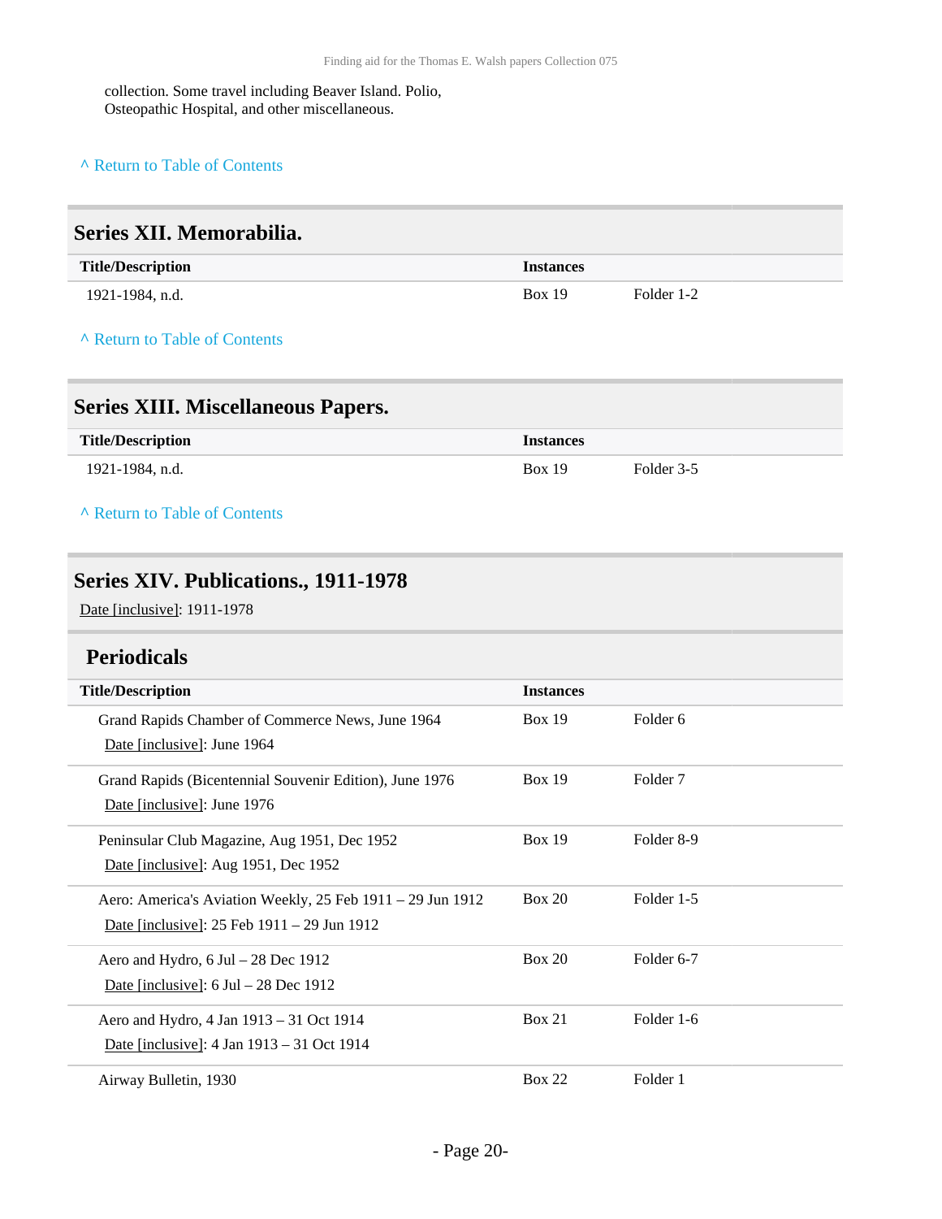collection. Some travel including Beaver Island. Polio, Osteopathic Hospital, and other miscellaneous.

^ Return to Table of Contents

## Series XII. Memorabilia.

| Title/Description | Instances | |
|---|---|---|
| 1921-1984, n.d. | Box 19 | Folder 1-2 |

^ Return to Table of Contents

## Series XIII. Miscellaneous Papers.

| Title/Description | Instances | |
|---|---|---|
| 1921-1984, n.d. | Box 19 | Folder 3-5 |

^ Return to Table of Contents

## Series XIV. Publications., 1911-1978

Date [inclusive]: 1911-1978

### Periodicals

| Title/Description | Instances | |
|---|---|---|
| Grand Rapids Chamber of Commerce News, June 1964<br>Date [inclusive]: June 1964 | Box 19 | Folder 6 |
| Grand Rapids (Bicentennial Souvenir Edition), June 1976<br>Date [inclusive]: June 1976 | Box 19 | Folder 7 |
| Peninsular Club Magazine, Aug 1951, Dec 1952<br>Date [inclusive]: Aug 1951, Dec 1952 | Box 19 | Folder 8-9 |
| Aero: America's Aviation Weekly, 25 Feb 1911 – 29 Jun 1912<br>Date [inclusive]: 25 Feb 1911 – 29 Jun 1912 | Box 20 | Folder 1-5 |
| Aero and Hydro, 6 Jul – 28 Dec 1912<br>Date [inclusive]: 6 Jul – 28 Dec 1912 | Box 20 | Folder 6-7 |
| Aero and Hydro, 4 Jan 1913 – 31 Oct 1914<br>Date [inclusive]: 4 Jan 1913 – 31 Oct 1914 | Box 21 | Folder 1-6 |
| Airway Bulletin, 1930 | Box 22 | Folder 1 |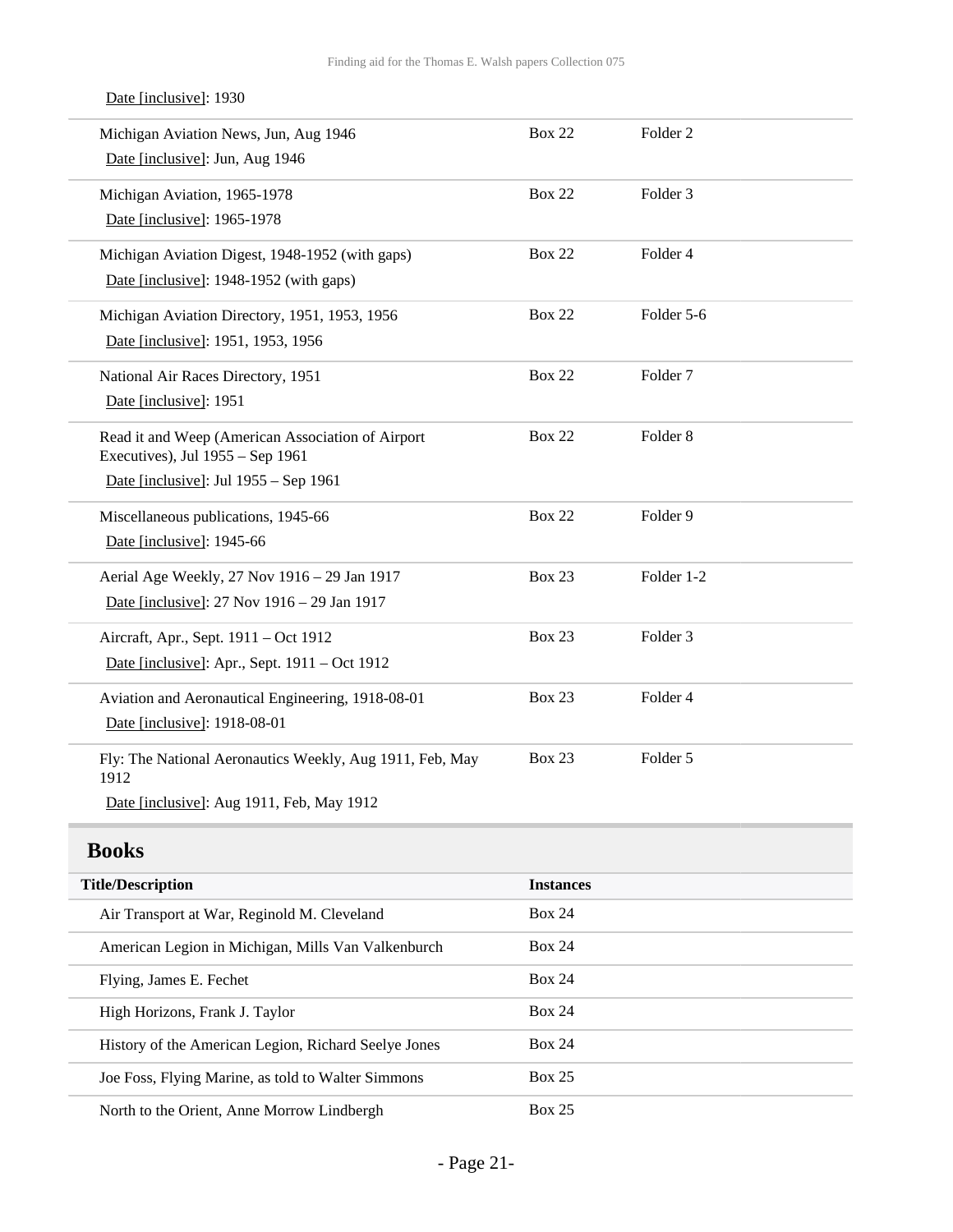Date [inclusive]: 1930

| | | |
|---|---|---|
| Michigan Aviation News, Jun, Aug 1946<br>Date [inclusive]: Jun, Aug 1946 | Box 22 | Folder 2 |
| Michigan Aviation, 1965-1978<br>Date [inclusive]: 1965-1978 | Box 22 | Folder 3 |
| Michigan Aviation Digest, 1948-1952 (with gaps)<br>Date [inclusive]: 1948-1952 (with gaps) | Box 22 | Folder 4 |
| Michigan Aviation Directory, 1951, 1953, 1956<br>Date [inclusive]: 1951, 1953, 1956 | Box 22 | Folder 5-6 |
| National Air Races Directory, 1951<br>Date [inclusive]: 1951 | Box 22 | Folder 7 |
| Read it and Weep (American Association of Airport Executives), Jul 1955 – Sep 1961<br>Date [inclusive]: Jul 1955 – Sep 1961 | Box 22 | Folder 8 |
| Miscellaneous publications, 1945-66<br>Date [inclusive]: 1945-66 | Box 22 | Folder 9 |
| Aerial Age Weekly, 27 Nov 1916 – 29 Jan 1917<br>Date [inclusive]: 27 Nov 1916 – 29 Jan 1917 | Box 23 | Folder 1-2 |
| Aircraft, Apr., Sept. 1911 – Oct 1912<br>Date [inclusive]: Apr., Sept. 1911 – Oct 1912 | Box 23 | Folder 3 |
| Aviation and Aeronautical Engineering, 1918-08-01<br>Date [inclusive]: 1918-08-01 | Box 23 | Folder 4 |
| Fly: The National Aeronautics Weekly, Aug 1911, Feb, May 1912<br>Date [inclusive]: Aug 1911, Feb, May 1912 | Box 23 | Folder 5 |

## Books

| Title/Description | Instances |
|---|---|
| Air Transport at War, Reginold M. Cleveland | Box 24 |
| American Legion in Michigan, Mills Van Valkenburch | Box 24 |
| Flying, James E. Fechet | Box 24 |
| High Horizons, Frank J. Taylor | Box 24 |
| History of the American Legion, Richard Seelye Jones | Box 24 |
| Joe Foss, Flying Marine, as told to Walter Simmons | Box 25 |
| North to the Orient, Anne Morrow Lindbergh | Box 25 |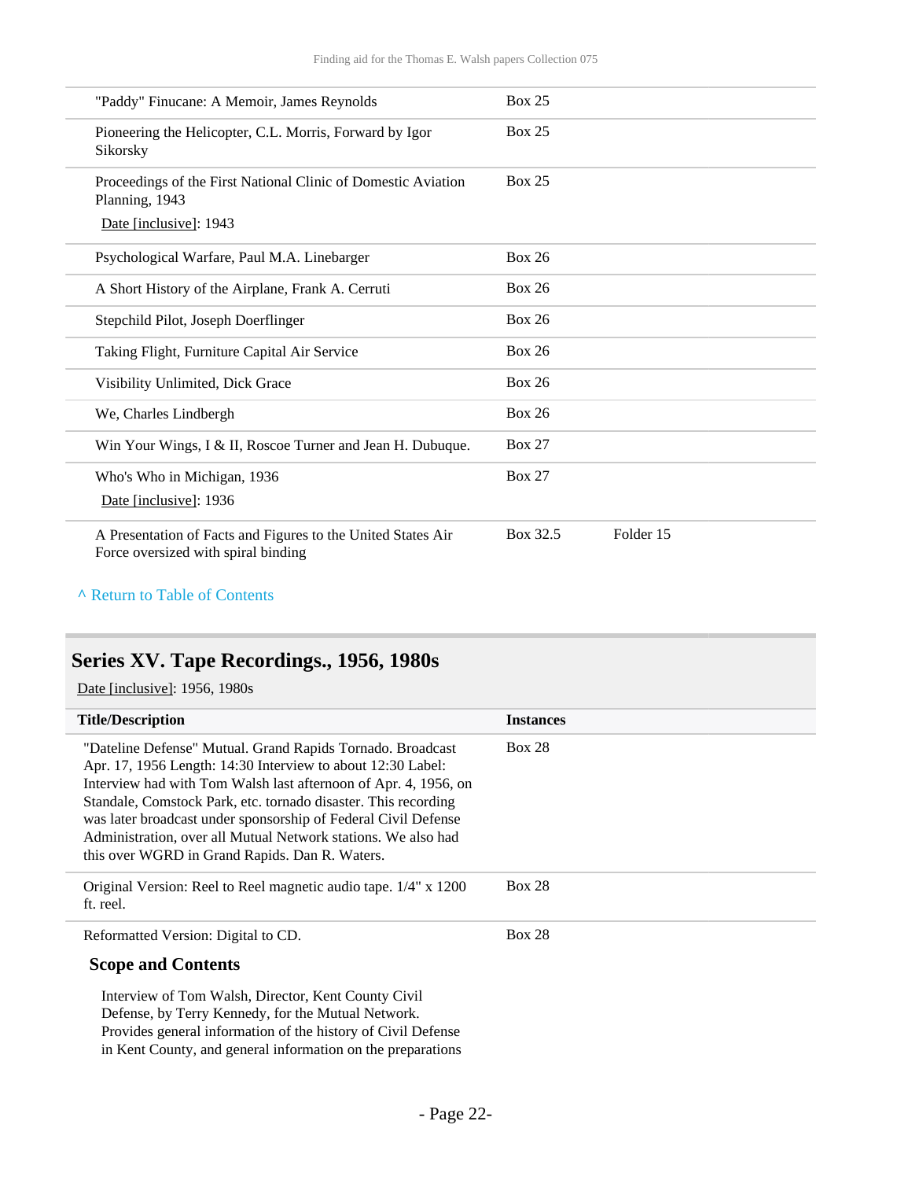| | | |
|---|---|---|
| "Paddy" Finucane: A Memoir, James Reynolds | Box 25 | |
| Pioneering the Helicopter, C.L. Morris, Forward by Igor Sikorsky | Box 25 | |
| Proceedings of the First National Clinic of Domestic Aviation Planning, 1943<br>Date [inclusive]: 1943 | Box 25 | |
| Psychological Warfare, Paul M.A. Linebarger | Box 26 | |
| A Short History of the Airplane, Frank A. Cerruti | Box 26 | |
| Stepchild Pilot, Joseph Doerflinger | Box 26 | |
| Taking Flight, Furniture Capital Air Service | Box 26 | |
| Visibility Unlimited, Dick Grace | Box 26 | |
| We, Charles Lindbergh | Box 26 | |
| Win Your Wings, I & II, Roscoe Turner and Jean H. Dubuque. | Box 27 | |
| Who's Who in Michigan, 1936<br>Date [inclusive]: 1936 | Box 27 | |
| A Presentation of Facts and Figures to the United States Air Force oversized with spiral binding | Box 32.5 | Folder 15 |

^ Return to Table of Contents

## Series XV. Tape Recordings., 1956, 1980s

Date [inclusive]: 1956, 1980s

| Title/Description | Instances |
|---|---|
| "Dateline Defense" Mutual. Grand Rapids Tornado. Broadcast Apr. 17, 1956 Length: 14:30 Interview to about 12:30 Label: Interview had with Tom Walsh last afternoon of Apr. 4, 1956, on Standale, Comstock Park, etc. tornado disaster. This recording was later broadcast under sponsorship of Federal Civil Defense Administration, over all Mutual Network stations. We also had this over WGRD in Grand Rapids. Dan R. Waters. | Box 28 |
| Original Version: Reel to Reel magnetic audio tape. 1/4" x 1200 ft. reel. | Box 28 |
| Reformatted Version: Digital to CD. | Box 28 |

### Scope and Contents

Interview of Tom Walsh, Director, Kent County Civil Defense, by Terry Kennedy, for the Mutual Network. Provides general information of the history of Civil Defense in Kent County, and general information on the preparations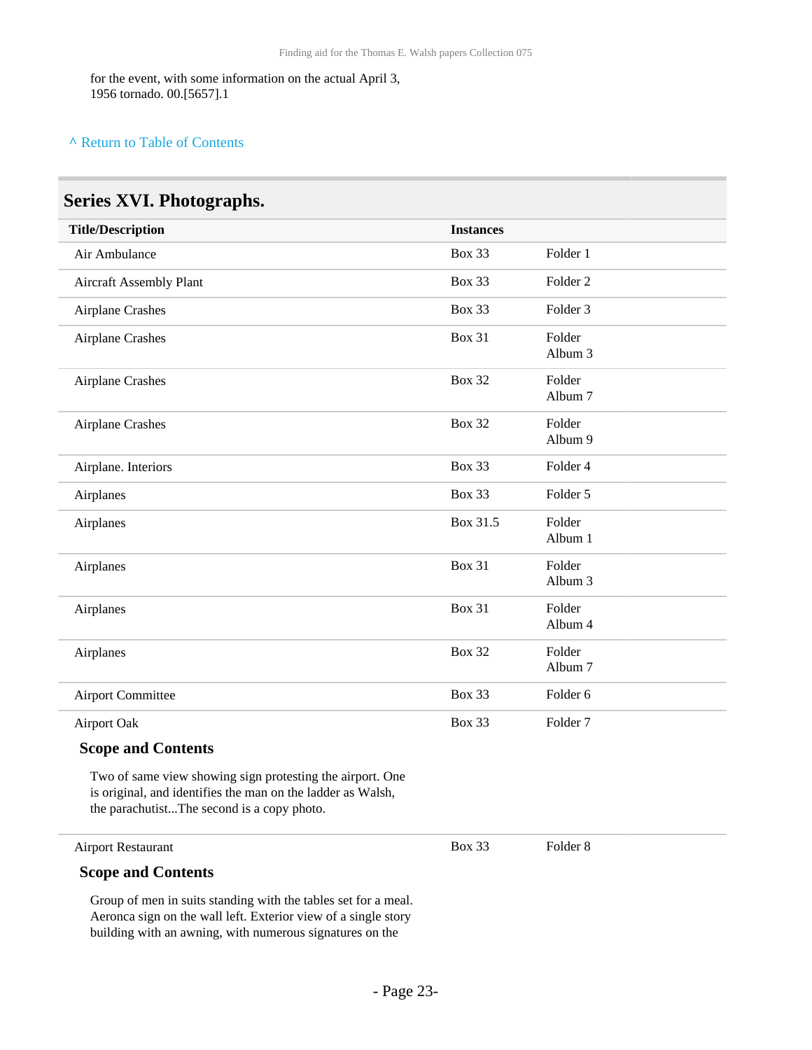for the event, with some information on the actual April 3, 1956 tornado. 00.[5657].1

^ Return to Table of Contents

## Series XVI. Photographs.

| Title/Description | Instances | |
|---|---|---|
| Air Ambulance | Box 33 | Folder 1 |
| Aircraft Assembly Plant | Box 33 | Folder 2 |
| Airplane Crashes | Box 33 | Folder 3 |
| Airplane Crashes | Box 31 | Folder Album 3 |
| Airplane Crashes | Box 32 | Folder Album 7 |
| Airplane Crashes | Box 32 | Folder Album 9 |
| Airplane. Interiors | Box 33 | Folder 4 |
| Airplanes | Box 33 | Folder 5 |
| Airplanes | Box 31.5 | Folder Album 1 |
| Airplanes | Box 31 | Folder Album 3 |
| Airplanes | Box 31 | Folder Album 4 |
| Airplanes | Box 32 | Folder Album 7 |
| Airport Committee | Box 33 | Folder 6 |
| Airport Oak | Box 33 | Folder 7 |

### Scope and Contents

Two of same view showing sign protesting the airport. One is original, and identifies the man on the ladder as Walsh, the parachutist...The second is a copy photo.

| Title/Description | Instances | |
|---|---|---|
| Airport Restaurant | Box 33 | Folder 8 |

### Scope and Contents

Group of men in suits standing with the tables set for a meal. Aeronca sign on the wall left. Exterior view of a single story building with an awning, with numerous signatures on the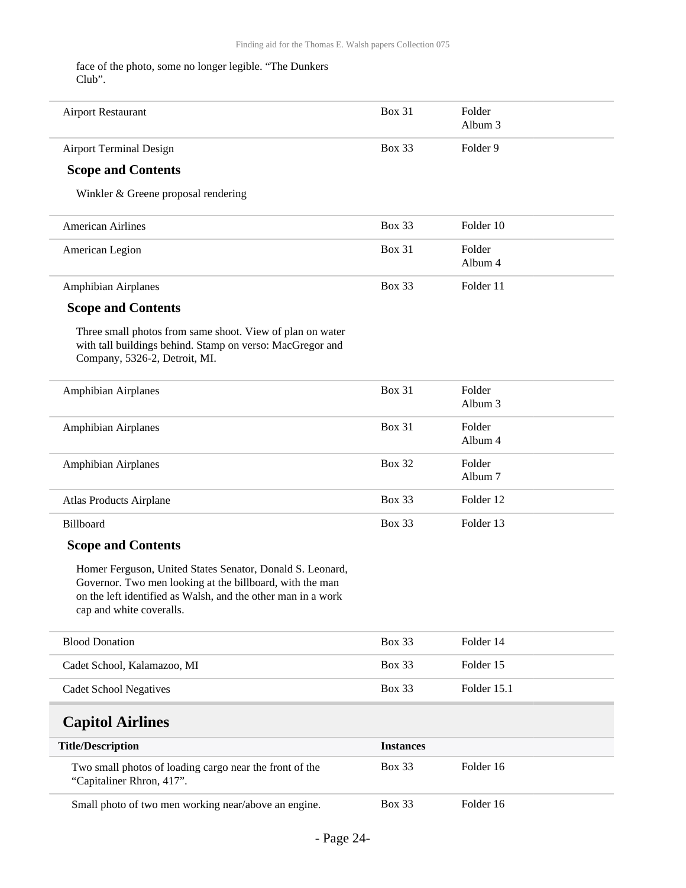face of the photo, some no longer legible. “The Dunkers Club”.

| | | |
|---|---|---|
| Airport Restaurant | Box 31 | Folder Album 3 |
| Airport Terminal Design | Box 33 | Folder 9 |

**Scope and Contents**

Winkler & Greene proposal rendering

| | | |
|---|---|---|
| American Airlines | Box 33 | Folder 10 |
| American Legion | Box 31 | Folder Album 4 |
| Amphibian Airplanes | Box 33 | Folder 11 |

**Scope and Contents**

Three small photos from same shoot. View of plan on water with tall buildings behind. Stamp on verso: MacGregor and Company, 5326-2, Detroit, MI.

| | | |
|---|---|---|
| Amphibian Airplanes | Box 31 | Folder Album 3 |
| Amphibian Airplanes | Box 31 | Folder Album 4 |
| Amphibian Airplanes | Box 32 | Folder Album 7 |
| Atlas Products Airplane | Box 33 | Folder 12 |
| Billboard | Box 33 | Folder 13 |

**Scope and Contents**

Homer Ferguson, United States Senator, Donald S. Leonard, Governor. Two men looking at the billboard, with the man on the left identified as Walsh, and the other man in a work cap and white coveralls.

| | | |
|---|---|---|
| Blood Donation | Box 33 | Folder 14 |
| Cadet School, Kalamazoo, MI | Box 33 | Folder 15 |
| Cadet School Negatives | Box 33 | Folder 15.1 |

## Capitol Airlines

| Title/Description | Instances | |
|---|---|---|
| Two small photos of loading cargo near the front of the “Capitaliner Rhron, 417”. | Box 33 | Folder 16 |
| Small photo of two men working near/above an engine. | Box 33 | Folder 16 |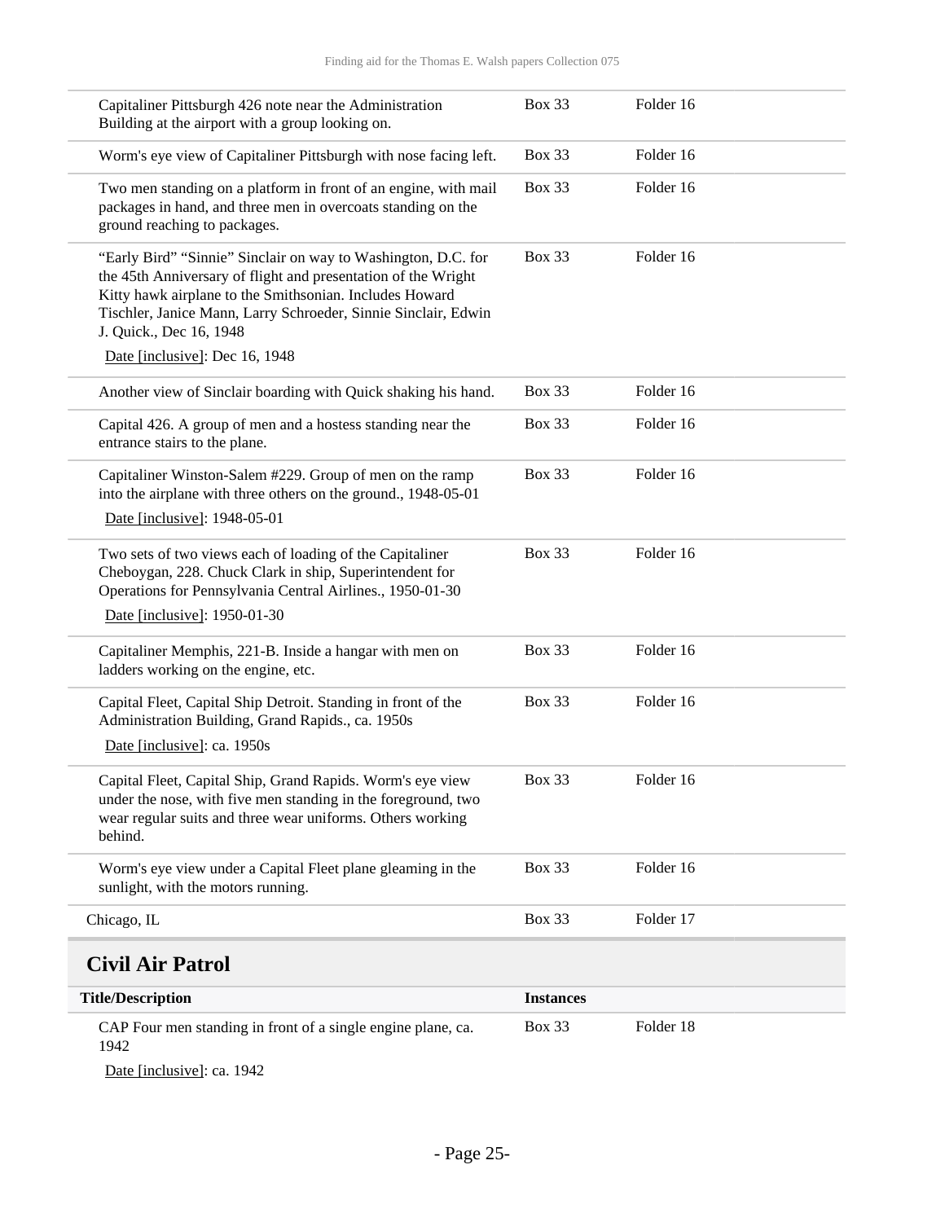| | | |
|---|---|---|
| Capitaliner Pittsburgh 426 note near the Administration Building at the airport with a group looking on. | Box 33 | Folder 16 |
| Worm's eye view of Capitaliner Pittsburgh with nose facing left. | Box 33 | Folder 16 |
| Two men standing on a platform in front of an engine, with mail packages in hand, and three men in overcoats standing on the ground reaching to packages. | Box 33 | Folder 16 |
| "Early Bird" "Sinnie" Sinclair on way to Washington, D.C. for the 45th Anniversary of flight and presentation of the Wright Kitty hawk airplane to the Smithsonian. Includes Howard Tischler, Janice Mann, Larry Schroeder, Sinnie Sinclair, Edwin J. Quick., Dec 16, 1948<br>Date [inclusive]: Dec 16, 1948 | Box 33 | Folder 16 |
| Another view of Sinclair boarding with Quick shaking his hand. | Box 33 | Folder 16 |
| Capital 426. A group of men and a hostess standing near the entrance stairs to the plane. | Box 33 | Folder 16 |
| Capitaliner Winston-Salem #229. Group of men on the ramp into the airplane with three others on the ground., 1948-05-01<br>Date [inclusive]: 1948-05-01 | Box 33 | Folder 16 |
| Two sets of two views each of loading of the Capitaliner Cheboygan, 228. Chuck Clark in ship, Superintendent for Operations for Pennsylvania Central Airlines., 1950-01-30<br>Date [inclusive]: 1950-01-30 | Box 33 | Folder 16 |
| Capitaliner Memphis, 221-B. Inside a hangar with men on ladders working on the engine, etc. | Box 33 | Folder 16 |
| Capital Fleet, Capital Ship Detroit. Standing in front of the Administration Building, Grand Rapids., ca. 1950s<br>Date [inclusive]: ca. 1950s | Box 33 | Folder 16 |
| Capital Fleet, Capital Ship, Grand Rapids. Worm's eye view under the nose, with five men standing in the foreground, two wear regular suits and three wear uniforms. Others working behind. | Box 33 | Folder 16 |
| Worm's eye view under a Capital Fleet plane gleaming in the sunlight, with the motors running. | Box 33 | Folder 16 |
| Chicago, IL | Box 33 | Folder 17 |

## Civil Air Patrol

| Title/Description | Instances | |
|---|---|---|
| CAP Four men standing in front of a single engine plane, ca. 1942<br>Date [inclusive]: ca. 1942 | Box 33 | Folder 18 |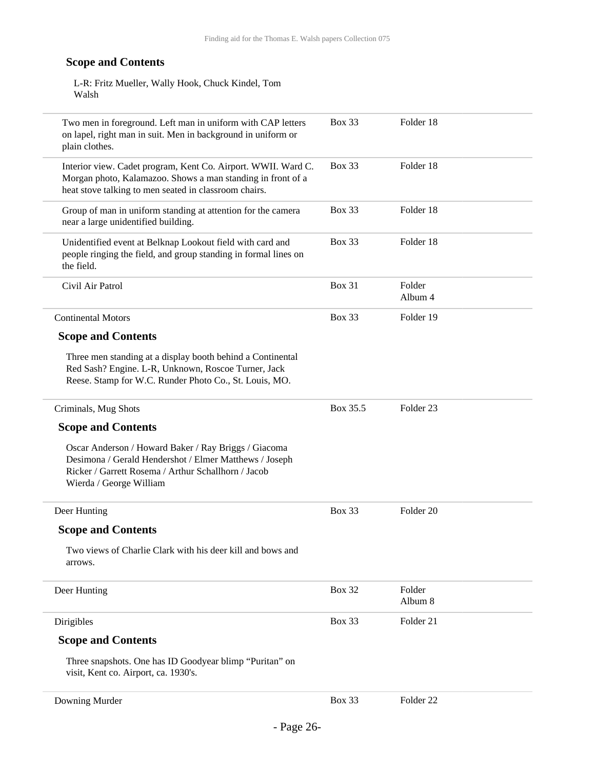### Scope and Contents

L-R: Fritz Mueller, Wally Hook, Chuck Kindel, Tom Walsh

| | | |
|---|---|---|
| Two men in foreground. Left man in uniform with CAP letters on lapel, right man in suit. Men in background in uniform or plain clothes. | Box 33 | Folder 18 |
| Interior view. Cadet program, Kent Co. Airport. WWII. Ward C. Morgan photo, Kalamazoo. Shows a man standing in front of a heat stove talking to men seated in classroom chairs. | Box 33 | Folder 18 |
| Group of man in uniform standing at attention for the camera near a large unidentified building. | Box 33 | Folder 18 |
| Unidentified event at Belknap Lookout field with card and people ringing the field, and group standing in formal lines on the field. | Box 33 | Folder 18 |
| Civil Air Patrol | Box 31 | Folder Album 4 |

| | | |
|---|---|---|
| Continental Motors | Box 33 | Folder 19 |

### Scope and Contents

Three men standing at a display booth behind a Continental Red Sash? Engine. L-R, Unknown, Roscoe Turner, Jack Reese. Stamp for W.C. Runder Photo Co., St. Louis, MO.

| | | |
|---|---|---|
| Criminals, Mug Shots | Box 35.5 | Folder 23 |

### Scope and Contents

Oscar Anderson / Howard Baker / Ray Briggs / Giacoma Desimona / Gerald Hendershot / Elmer Matthews / Joseph Ricker / Garrett Rosema / Arthur Schallhorn / Jacob Wierda / George William

| | | |
|---|---|---|
| Deer Hunting | Box 33 | Folder 20 |

### Scope and Contents

Two views of Charlie Clark with his deer kill and bows and arrows.

| | | |
|---|---|---|
| Deer Hunting | Box 32 | Folder Album 8 |
| Dirigibles | Box 33 | Folder 21 |

### Scope and Contents

Three snapshots. One has ID Goodyear blimp "Puritan" on visit, Kent co. Airport, ca. 1930's.

| | | |
|---|---|---|
| Downing Murder | Box 33 | Folder 22 |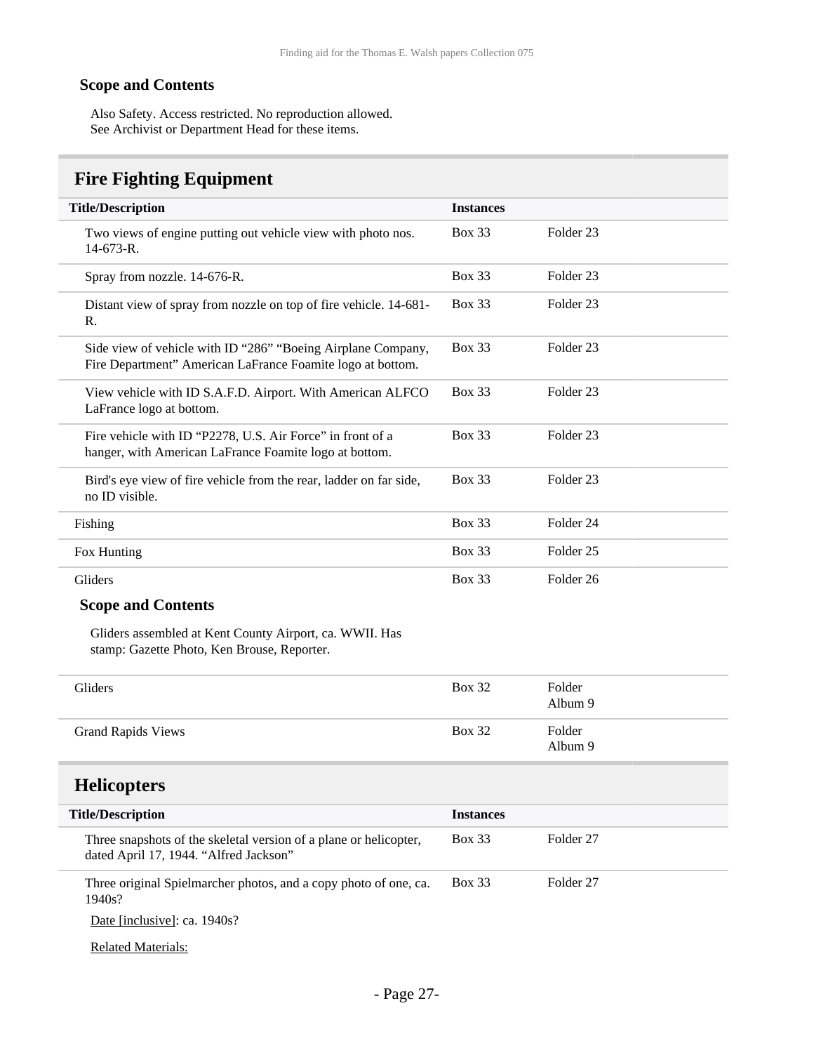### Scope and Contents

Also Safety. Access restricted. No reproduction allowed.
See Archivist or Department Head for these items.

## Fire Fighting Equipment

| Title/Description | Instances | |
|---|---|---|
| Two views of engine putting out vehicle view with photo nos. 14-673-R. | Box 33 | Folder 23 |
| Spray from nozzle. 14-676-R. | Box 33 | Folder 23 |
| Distant view of spray from nozzle on top of fire vehicle. 14-681-R. | Box 33 | Folder 23 |
| Side view of vehicle with ID "286" "Boeing Airplane Company, Fire Department" American LaFrance Foamite logo at bottom. | Box 33 | Folder 23 |
| View vehicle with ID S.A.F.D. Airport. With American ALFCO LaFrance logo at bottom. | Box 33 | Folder 23 |
| Fire vehicle with ID "P2278, U.S. Air Force" in front of a hanger, with American LaFrance Foamite logo at bottom. | Box 33 | Folder 23 |
| Bird's eye view of fire vehicle from the rear, ladder on far side, no ID visible. | Box 33 | Folder 23 |
| Fishing | Box 33 | Folder 24 |
| Fox Hunting | Box 33 | Folder 25 |
| Gliders | Box 33 | Folder 26 |

### Scope and Contents

Gliders assembled at Kent County Airport, ca. WWII. Has stamp: Gazette Photo, Ken Brouse, Reporter.

| Title/Description | Instances | |
|---|---|---|
| Gliders | Box 32 | Folder Album 9 |
| Grand Rapids Views | Box 32 | Folder Album 9 |

## Helicopters

| Title/Description | Instances | |
|---|---|---|
| Three snapshots of the skeletal version of a plane or helicopter, dated April 17, 1944. "Alfred Jackson" | Box 33 | Folder 27 |
| Three original Spielmarcher photos, and a copy photo of one, ca. 1940s? | Box 33 | Folder 27 |

Date [inclusive]: ca. 1940s?

Related Materials: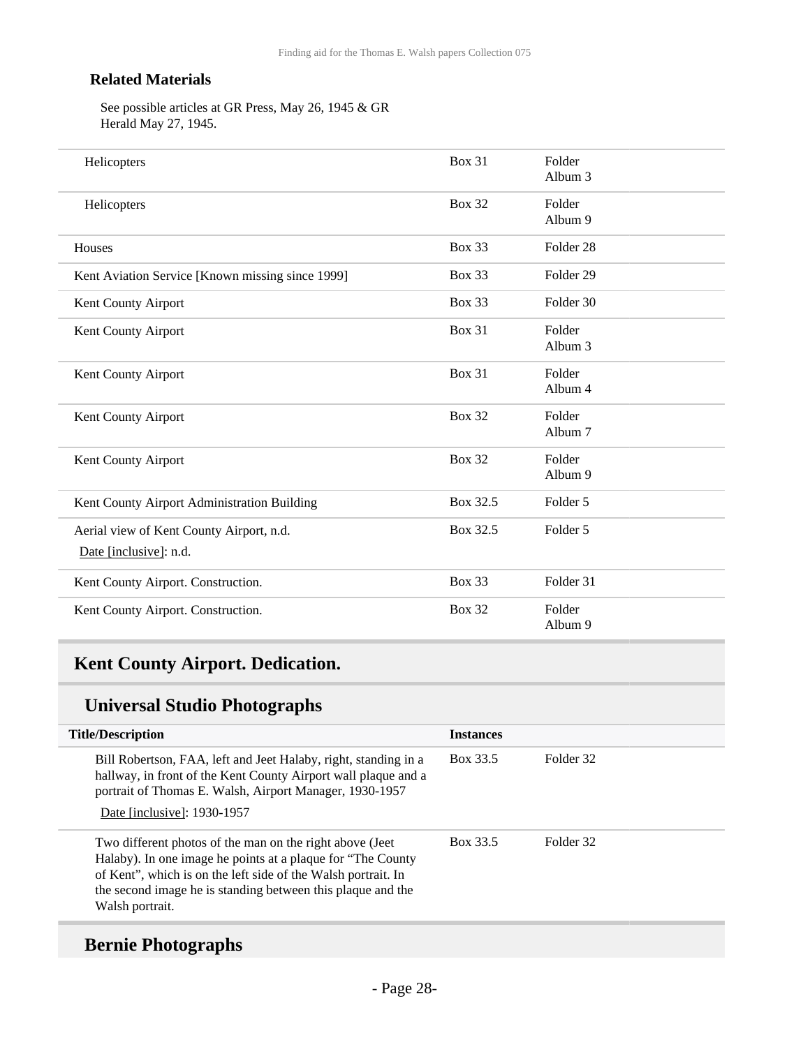**Related Materials**

See possible articles at GR Press, May 26, 1945 & GR Herald May 27, 1945.

| | | |
|---|---|---|
| Helicopters | Box 31 | Folder Album 3 |
| Helicopters | Box 32 | Folder Album 9 |
| Houses | Box 33 | Folder 28 |
| Kent Aviation Service [Known missing since 1999] | Box 33 | Folder 29 |
| Kent County Airport | Box 33 | Folder 30 |
| Kent County Airport | Box 31 | Folder Album 3 |
| Kent County Airport | Box 31 | Folder Album 4 |
| Kent County Airport | Box 32 | Folder Album 7 |
| Kent County Airport | Box 32 | Folder Album 9 |
| Kent County Airport Administration Building | Box 32.5 | Folder 5 |
| Aerial view of Kent County Airport, n.d. Date [inclusive]: n.d. | Box 32.5 | Folder 5 |
| Kent County Airport. Construction. | Box 33 | Folder 31 |
| Kent County Airport. Construction. | Box 32 | Folder Album 9 |

## Kent County Airport. Dedication.

### Universal Studio Photographs

| Title/Description | Instances | |
|---|---|---|
| Bill Robertson, FAA, left and Jeet Halaby, right, standing in a hallway, in front of the Kent County Airport wall plaque and a portrait of Thomas E. Walsh, Airport Manager, 1930-1957 Date [inclusive]: 1930-1957 | Box 33.5 | Folder 32 |
| Two different photos of the man on the right above (Jeet Halaby). In one image he points at a plaque for "The County of Kent", which is on the left side of the Walsh portrait. In the second image he is standing between this plaque and the Walsh portrait. | Box 33.5 | Folder 32 |

### Bernie Photographs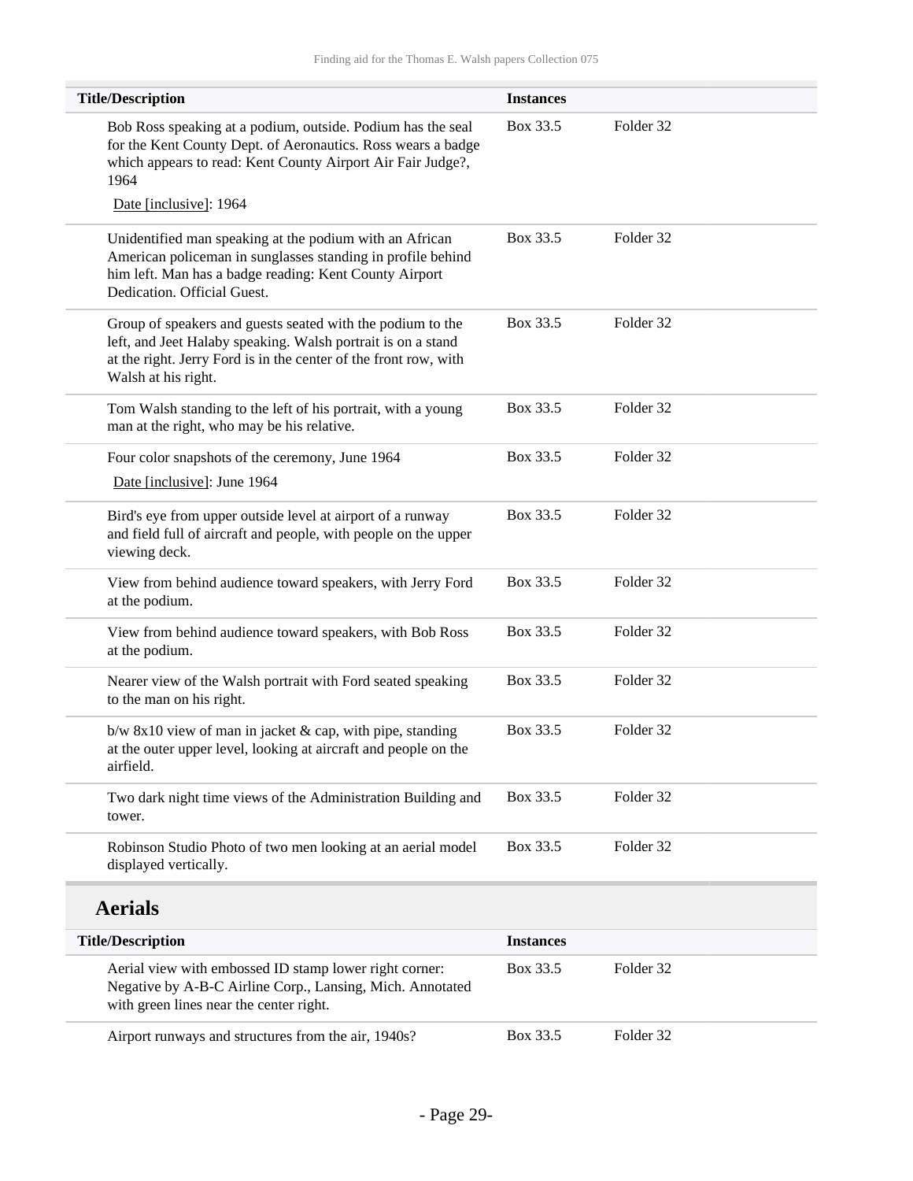| Title/Description | Instances | |
|---|---|---|
| Bob Ross speaking at a podium, outside. Podium has the seal for the Kent County Dept. of Aeronautics. Ross wears a badge which appears to read: Kent County Airport Air Fair Judge?, 1964<br>Date [inclusive]: 1964 | Box 33.5 | Folder 32 |
| Unidentified man speaking at the podium with an African American policeman in sunglasses standing in profile behind him left. Man has a badge reading: Kent County Airport Dedication. Official Guest. | Box 33.5 | Folder 32 |
| Group of speakers and guests seated with the podium to the left, and Jeet Halaby speaking. Walsh portrait is on a stand at the right. Jerry Ford is in the center of the front row, with Walsh at his right. | Box 33.5 | Folder 32 |
| Tom Walsh standing to the left of his portrait, with a young man at the right, who may be his relative. | Box 33.5 | Folder 32 |
| Four color snapshots of the ceremony, June 1964<br>Date [inclusive]: June 1964 | Box 33.5 | Folder 32 |
| Bird's eye from upper outside level at airport of a runway and field full of aircraft and people, with people on the upper viewing deck. | Box 33.5 | Folder 32 |
| View from behind audience toward speakers, with Jerry Ford at the podium. | Box 33.5 | Folder 32 |
| View from behind audience toward speakers, with Bob Ross at the podium. | Box 33.5 | Folder 32 |
| Nearer view of the Walsh portrait with Ford seated speaking to the man on his right. | Box 33.5 | Folder 32 |
| b/w 8x10 view of man in jacket & cap, with pipe, standing at the outer upper level, looking at aircraft and people on the airfield. | Box 33.5 | Folder 32 |
| Two dark night time views of the Administration Building and tower. | Box 33.5 | Folder 32 |
| Robinson Studio Photo of two men looking at an aerial model displayed vertically. | Box 33.5 | Folder 32 |

## Aerials

| Title/Description | Instances | |
|---|---|---|
| Aerial view with embossed ID stamp lower right corner: Negative by A-B-C Airline Corp., Lansing, Mich. Annotated with green lines near the center right. | Box 33.5 | Folder 32 |
| Airport runways and structures from the air, 1940s? | Box 33.5 | Folder 32 |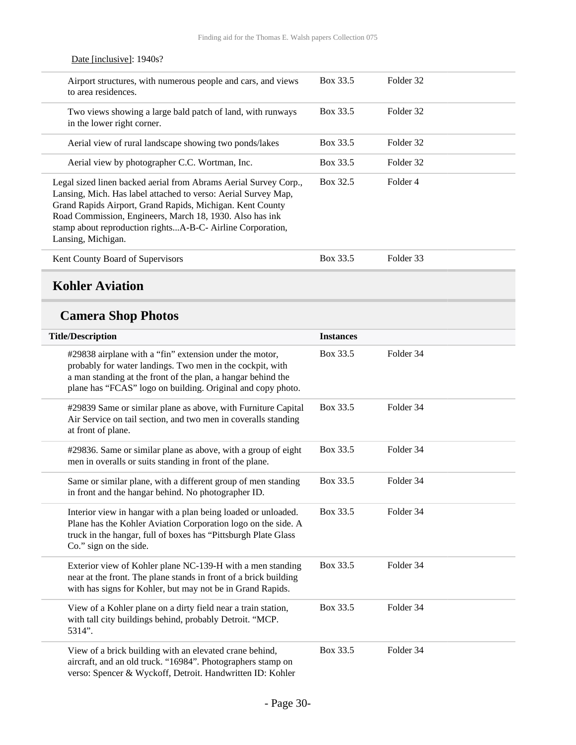Date [inclusive]: 1940s?

| | | |
|---|---|---|
| Airport structures, with numerous people and cars, and views to area residences. | Box 33.5 | Folder 32 |
| Two views showing a large bald patch of land, with runways in the lower right corner. | Box 33.5 | Folder 32 |
| Aerial view of rural landscape showing two ponds/lakes | Box 33.5 | Folder 32 |
| Aerial view by photographer C.C. Wortman, Inc. | Box 33.5 | Folder 32 |
| Legal sized linen backed aerial from Abrams Aerial Survey Corp., Lansing, Mich. Has label attached to verso: Aerial Survey Map, Grand Rapids Airport, Grand Rapids, Michigan. Kent County Road Commission, Engineers, March 18, 1930. Also has ink stamp about reproduction rights...A-B-C- Airline Corporation, Lansing, Michigan. | Box 32.5 | Folder 4 |
| Kent County Board of Supervisors | Box 33.5 | Folder 33 |

## Kohler Aviation

### Camera Shop Photos

| Title/Description | Instances | |
|---|---|---|
| #29838 airplane with a "fin" extension under the motor, probably for water landings. Two men in the cockpit, with a man standing at the front of the plan, a hangar behind the plane has "FCAS" logo on building. Original and copy photo. | Box 33.5 | Folder 34 |
| #29839 Same or similar plane as above, with Furniture Capital Air Service on tail section, and two men in coveralls standing at front of plane. | Box 33.5 | Folder 34 |
| #29836. Same or similar plane as above, with a group of eight men in overalls or suits standing in front of the plane. | Box 33.5 | Folder 34 |
| Same or similar plane, with a different group of men standing in front and the hangar behind. No photographer ID. | Box 33.5 | Folder 34 |
| Interior view in hangar with a plan being loaded or unloaded. Plane has the Kohler Aviation Corporation logo on the side. A truck in the hangar, full of boxes has "Pittsburgh Plate Glass Co." sign on the side. | Box 33.5 | Folder 34 |
| Exterior view of Kohler plane NC-139-H with a men standing near at the front. The plane stands in front of a brick building with has signs for Kohler, but may not be in Grand Rapids. | Box 33.5 | Folder 34 |
| View of a Kohler plane on a dirty field near a train station, with tall city buildings behind, probably Detroit. "MCP. 5314". | Box 33.5 | Folder 34 |
| View of a brick building with an elevated crane behind, aircraft, and an old truck. "16984". Photographers stamp on verso: Spencer & Wyckoff, Detroit. Handwritten ID: Kohler | Box 33.5 | Folder 34 |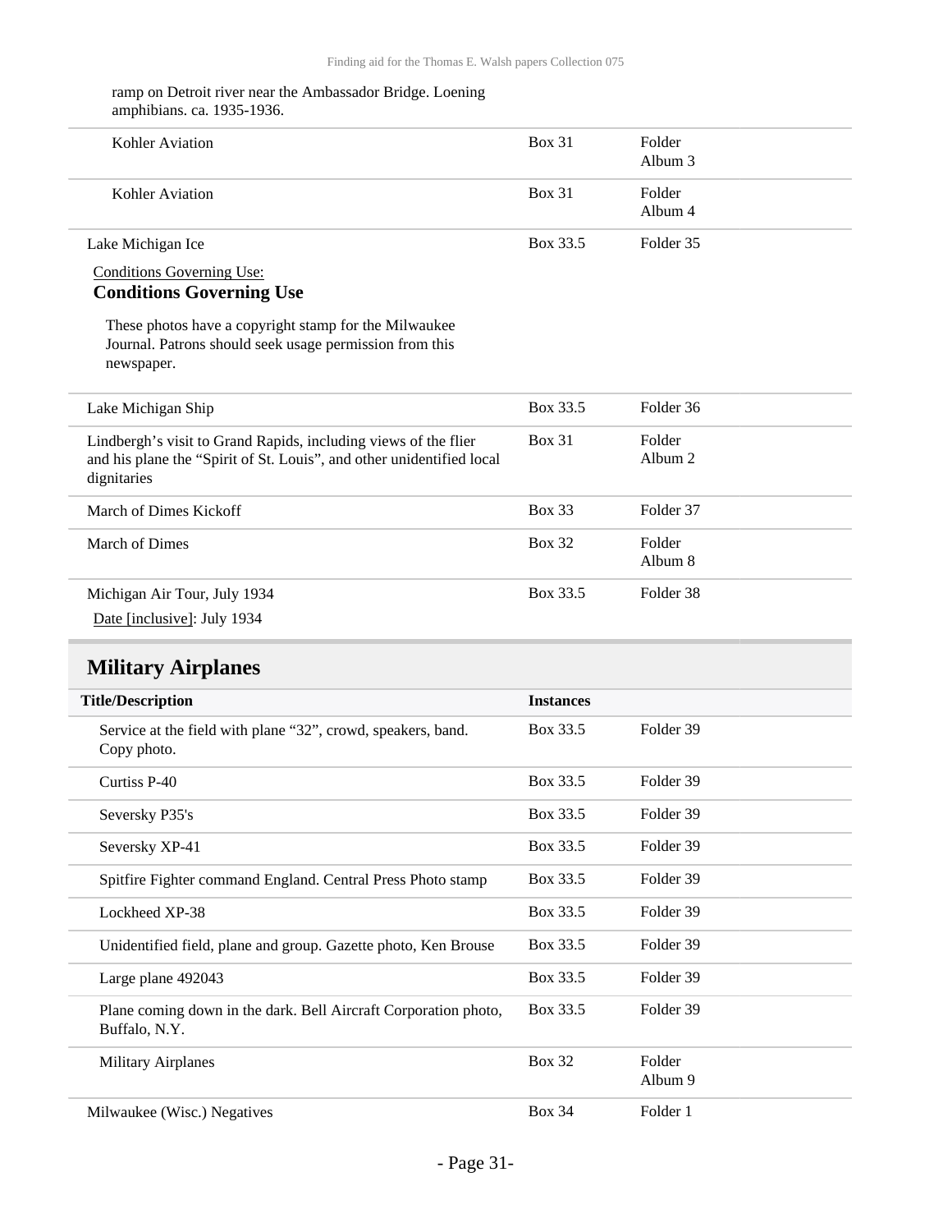ramp on Detroit river near the Ambassador Bridge. Loening amphibians. ca. 1935-1936.

| | | |
|---|---|---|
| Kohler Aviation | Box 31 | Folder Album 3 |
| Kohler Aviation | Box 31 | Folder Album 4 |
| Lake Michigan Ice | Box 33.5 | Folder 35 |

Conditions Governing Use:

**Conditions Governing Use**

These photos have a copyright stamp for the Milwaukee Journal. Patrons should seek usage permission from this newspaper.

| | | |
|---|---|---|
| Lake Michigan Ship | Box 33.5 | Folder 36 |
| Lindbergh's visit to Grand Rapids, including views of the flier and his plane the "Spirit of St. Louis", and other unidentified local dignitaries | Box 31 | Folder Album 2 |
| March of Dimes Kickoff | Box 33 | Folder 37 |
| March of Dimes | Box 32 | Folder Album 8 |
| Michigan Air Tour, July 1934 | Box 33.5 | Folder 38 |

Date [inclusive]: July 1934

## Military Airplanes

| Title/Description | Instances | |
|---|---|---|
| Service at the field with plane "32", crowd, speakers, band. Copy photo. | Box 33.5 | Folder 39 |
| Curtiss P-40 | Box 33.5 | Folder 39 |
| Seversky P35's | Box 33.5 | Folder 39 |
| Seversky XP-41 | Box 33.5 | Folder 39 |
| Spitfire Fighter command England. Central Press Photo stamp | Box 33.5 | Folder 39 |
| Lockheed XP-38 | Box 33.5 | Folder 39 |
| Unidentified field, plane and group. Gazette photo, Ken Brouse | Box 33.5 | Folder 39 |
| Large plane 492043 | Box 33.5 | Folder 39 |
| Plane coming down in the dark. Bell Aircraft Corporation photo, Buffalo, N.Y. | Box 33.5 | Folder 39 |
| Military Airplanes | Box 32 | Folder Album 9 |

| | | |
|---|---|---|
| Milwaukee (Wisc.) Negatives | Box 34 | Folder 1 |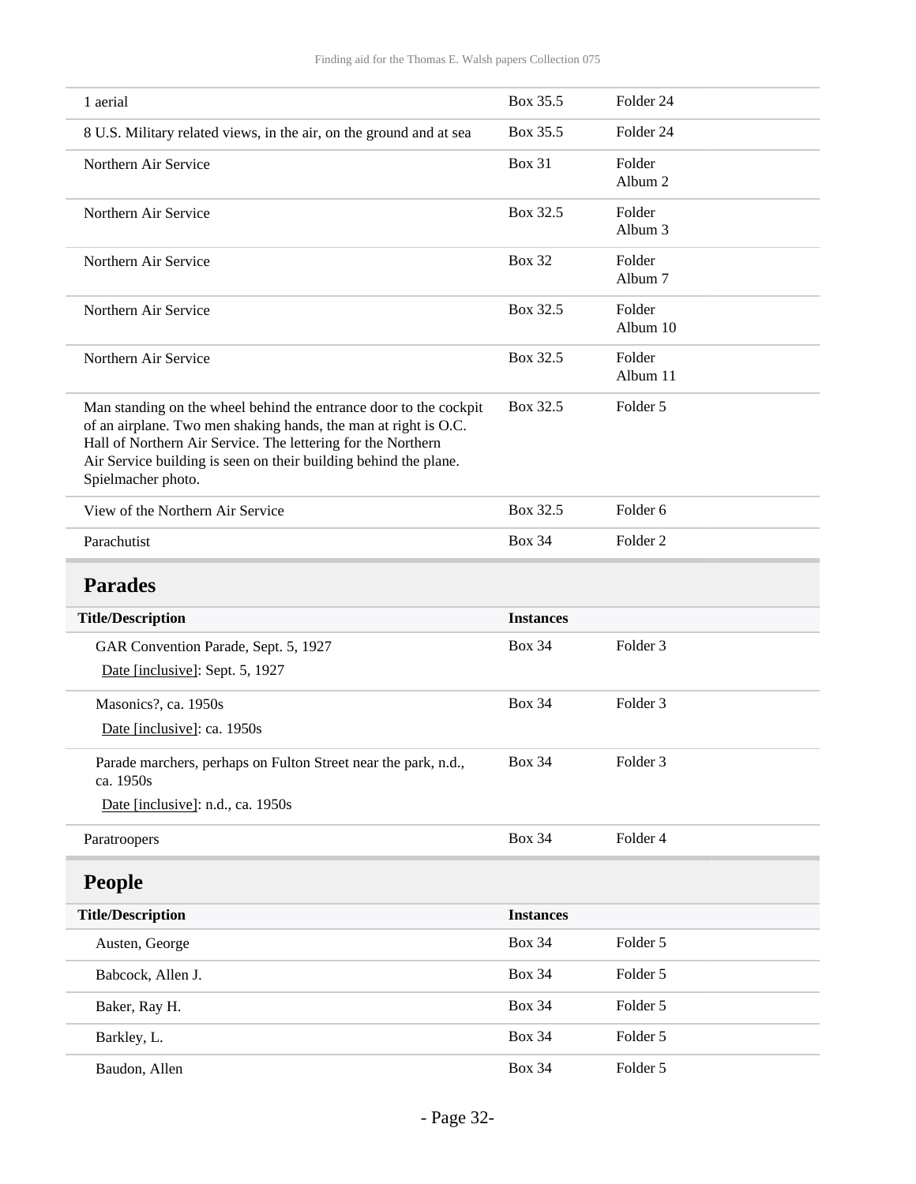| | | |
|---|---|---|
| 1 aerial | Box 35.5 | Folder 24 |
| 8 U.S. Military related views, in the air, on the ground and at sea | Box 35.5 | Folder 24 |
| Northern Air Service | Box 31 | Folder Album 2 |
| Northern Air Service | Box 32.5 | Folder Album 3 |
| Northern Air Service | Box 32 | Folder Album 7 |
| Northern Air Service | Box 32.5 | Folder Album 10 |
| Northern Air Service | Box 32.5 | Folder Album 11 |
| Man standing on the wheel behind the entrance door to the cockpit of an airplane. Two men shaking hands, the man at right is O.C. Hall of Northern Air Service. The lettering for the Northern Air Service building is seen on their building behind the plane. Spielmacher photo. | Box 32.5 | Folder 5 |
| View of the Northern Air Service | Box 32.5 | Folder 6 |
| Parachutist | Box 34 | Folder 2 |

## Parades

| Title/Description | Instances | |
|---|---|---|
| GAR Convention Parade, Sept. 5, 1927<br>Date [inclusive]: Sept. 5, 1927 | Box 34 | Folder 3 |
| Masonics?, ca. 1950s<br>Date [inclusive]: ca. 1950s | Box 34 | Folder 3 |
| Parade marchers, perhaps on Fulton Street near the park, n.d., ca. 1950s<br>Date [inclusive]: n.d., ca. 1950s | Box 34 | Folder 3 |

| | | |
|---|---|---|
| Paratroopers | Box 34 | Folder 4 |

## People

| Title/Description | Instances | |
|---|---|---|
| Austen, George | Box 34 | Folder 5 |
| Babcock, Allen J. | Box 34 | Folder 5 |
| Baker, Ray H. | Box 34 | Folder 5 |
| Barkley, L. | Box 34 | Folder 5 |
| Baudon, Allen | Box 34 | Folder 5 |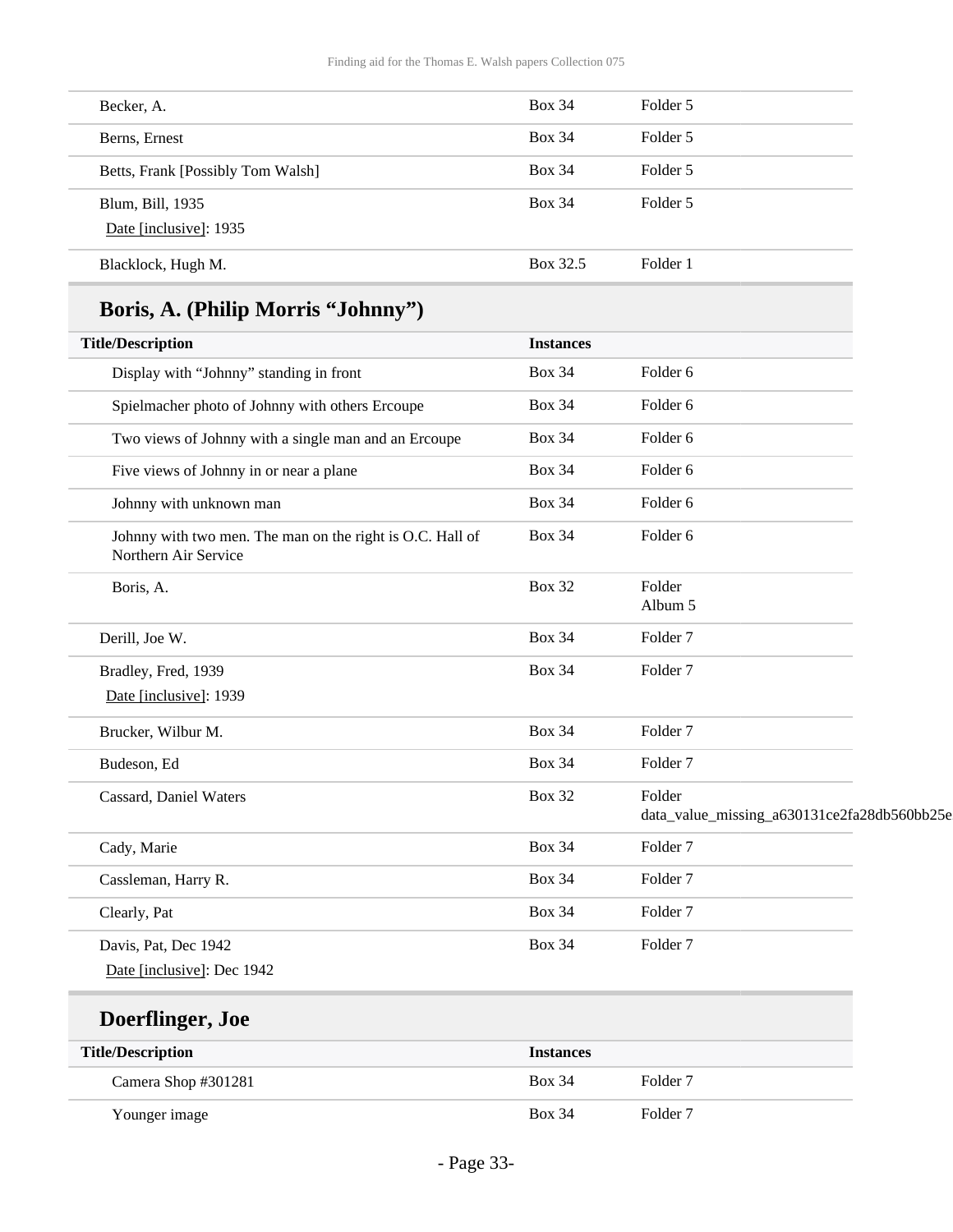| | | |
|---|---|---|
| Becker, A. | Box 34 | Folder 5 |
| Berns, Ernest | Box 34 | Folder 5 |
| Betts, Frank [Possibly Tom Walsh] | Box 34 | Folder 5 |
| Blum, Bill, 1935<br>Date [inclusive]: 1935 | Box 34 | Folder 5 |
| Blacklock, Hugh M. | Box 32.5 | Folder 1 |

## Boris, A. (Philip Morris "Johnny")

| Title/Description | Instances | |
|---|---|---|
| Display with "Johnny" standing in front | Box 34 | Folder 6 |
| Spielmacher photo of Johnny with others Ercoupe | Box 34 | Folder 6 |
| Two views of Johnny with a single man and an Ercoupe | Box 34 | Folder 6 |
| Five views of Johnny in or near a plane | Box 34 | Folder 6 |
| Johnny with unknown man | Box 34 | Folder 6 |
| Johnny with two men. The man on the right is O.C. Hall of Northern Air Service | Box 34 | Folder 6 |
| Boris, A. | Box 32 | Folder Album 5 |

| | | |
|---|---|---|
| Derill, Joe W. | Box 34 | Folder 7 |
| Bradley, Fred, 1939<br>Date [inclusive]: 1939 | Box 34 | Folder 7 |
| Brucker, Wilbur M. | Box 34 | Folder 7 |
| Budeson, Ed | Box 34 | Folder 7 |
| Cassard, Daniel Waters | Box 32 | Folder data_value_missing_a630131ce2fa28db560bb25e |
| Cady, Marie | Box 34 | Folder 7 |
| Cassleman, Harry R. | Box 34 | Folder 7 |
| Clearly, Pat | Box 34 | Folder 7 |
| Davis, Pat, Dec 1942<br>Date [inclusive]: Dec 1942 | Box 34 | Folder 7 |

## Doerflinger, Joe

| Title/Description | Instances | |
|---|---|---|
| Camera Shop #301281 | Box 34 | Folder 7 |
| Younger image | Box 34 | Folder 7 |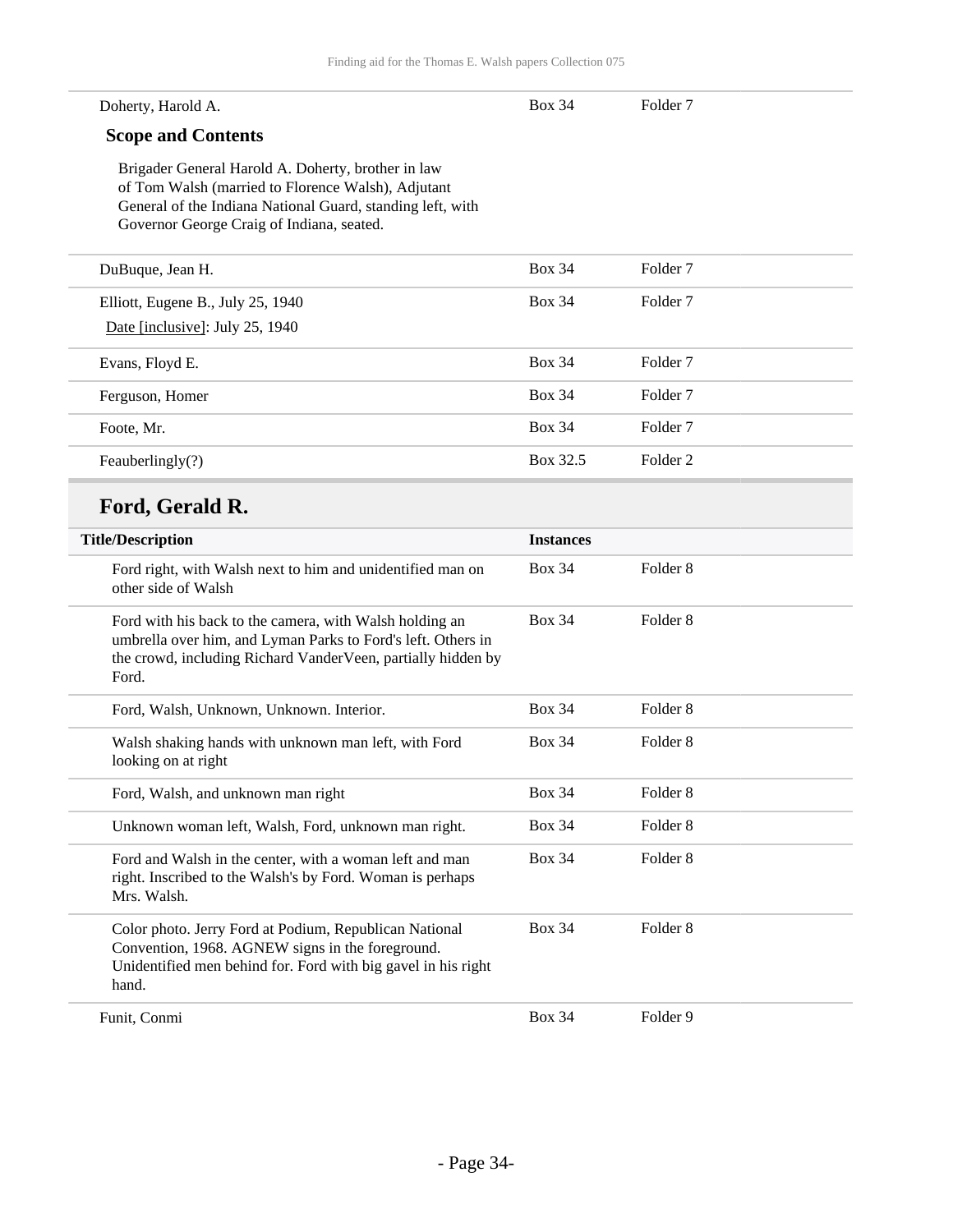| | | |
|---|---|---|
| Doherty, Harold A. | Box 34 | Folder 7 |

**Scope and Contents**

Brigader General Harold A. Doherty, brother in law of Tom Walsh (married to Florence Walsh), Adjutant General of the Indiana National Guard, standing left, with Governor George Craig of Indiana, seated.

| | | |
|---|---|---|
| DuBuque, Jean H. | Box 34 | Folder 7 |
| Elliott, Eugene B., July 25, 1940<br>Date [inclusive]: July 25, 1940 | Box 34 | Folder 7 |
| Evans, Floyd E. | Box 34 | Folder 7 |
| Ferguson, Homer | Box 34 | Folder 7 |
| Foote, Mr. | Box 34 | Folder 7 |
| Feauberlingly(?) | Box 32.5 | Folder 2 |

## Ford, Gerald R.

| Title/Description | Instances | |
|---|---|---|
| Ford right, with Walsh next to him and unidentified man on other side of Walsh | Box 34 | Folder 8 |
| Ford with his back to the camera, with Walsh holding an umbrella over him, and Lyman Parks to Ford's left. Others in the crowd, including Richard VanderVeen, partially hidden by Ford. | Box 34 | Folder 8 |
| Ford, Walsh, Unknown, Unknown. Interior. | Box 34 | Folder 8 |
| Walsh shaking hands with unknown man left, with Ford looking on at right | Box 34 | Folder 8 |
| Ford, Walsh, and unknown man right | Box 34 | Folder 8 |
| Unknown woman left, Walsh, Ford, unknown man right. | Box 34 | Folder 8 |
| Ford and Walsh in the center, with a woman left and man right. Inscribed to the Walsh's by Ford. Woman is perhaps Mrs. Walsh. | Box 34 | Folder 8 |
| Color photo. Jerry Ford at Podium, Republican National Convention, 1968. AGNEW signs in the foreground. Unidentified men behind for. Ford with big gavel in his right hand. | Box 34 | Folder 8 |

| | | |
|---|---|---|
| Funit, Conmi | Box 34 | Folder 9 |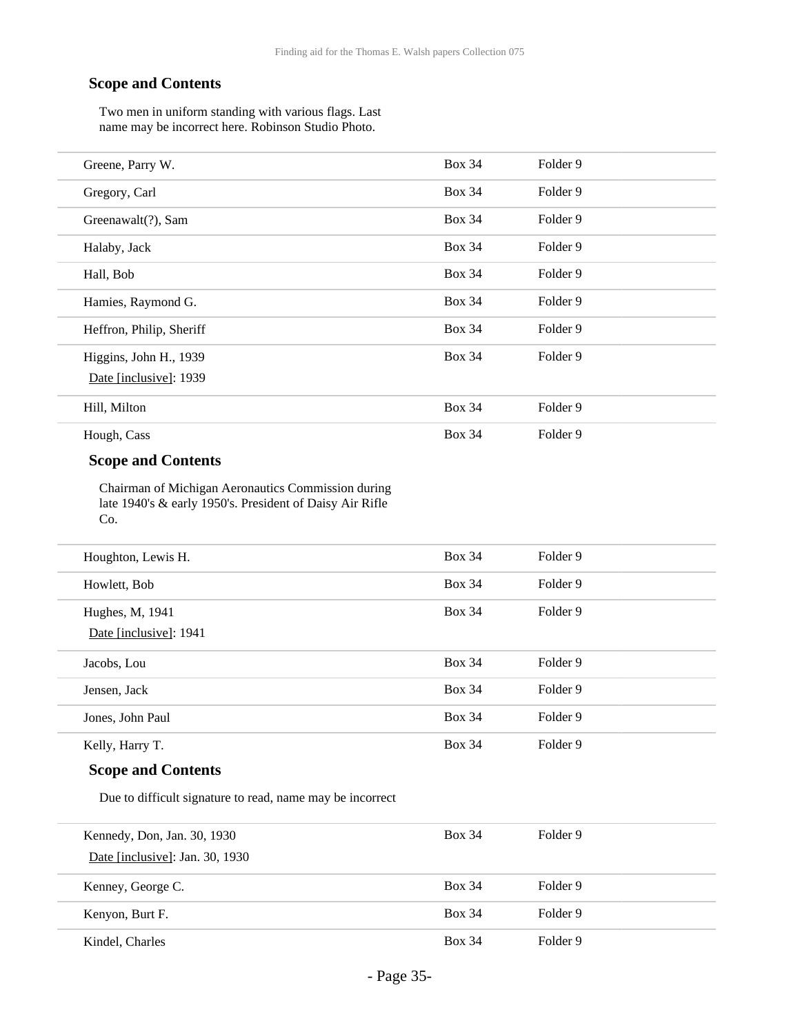### Scope and Contents

Two men in uniform standing with various flags. Last name may be incorrect here. Robinson Studio Photo.

| | | |
|---|---|---|
| Greene, Parry W. | Box 34 | Folder 9 |
| Gregory, Carl | Box 34 | Folder 9 |
| Greenawalt(?), Sam | Box 34 | Folder 9 |
| Halaby, Jack | Box 34 | Folder 9 |
| Hall, Bob | Box 34 | Folder 9 |
| Hamies, Raymond G. | Box 34 | Folder 9 |
| Heffron, Philip, Sheriff | Box 34 | Folder 9 |
| Higgins, John H., 1939<br>Date [inclusive]: 1939 | Box 34 | Folder 9 |
| Hill, Milton | Box 34 | Folder 9 |
| Hough, Cass | Box 34 | Folder 9 |

### Scope and Contents

Chairman of Michigan Aeronautics Commission during late 1940's & early 1950's. President of Daisy Air Rifle Co.

| | | |
|---|---|---|
| Houghton, Lewis H. | Box 34 | Folder 9 |
| Howlett, Bob | Box 34 | Folder 9 |
| Hughes, M, 1941<br>Date [inclusive]: 1941 | Box 34 | Folder 9 |
| Jacobs, Lou | Box 34 | Folder 9 |
| Jensen, Jack | Box 34 | Folder 9 |
| Jones, John Paul | Box 34 | Folder 9 |
| Kelly, Harry T. | Box 34 | Folder 9 |

### Scope and Contents

Due to difficult signature to read, name may be incorrect

| | | |
|---|---|---|
| Kennedy, Don, Jan. 30, 1930<br>Date [inclusive]: Jan. 30, 1930 | Box 34 | Folder 9 |
| Kenney, George C. | Box 34 | Folder 9 |
| Kenyon, Burt F. | Box 34 | Folder 9 |
| Kindel, Charles | Box 34 | Folder 9 |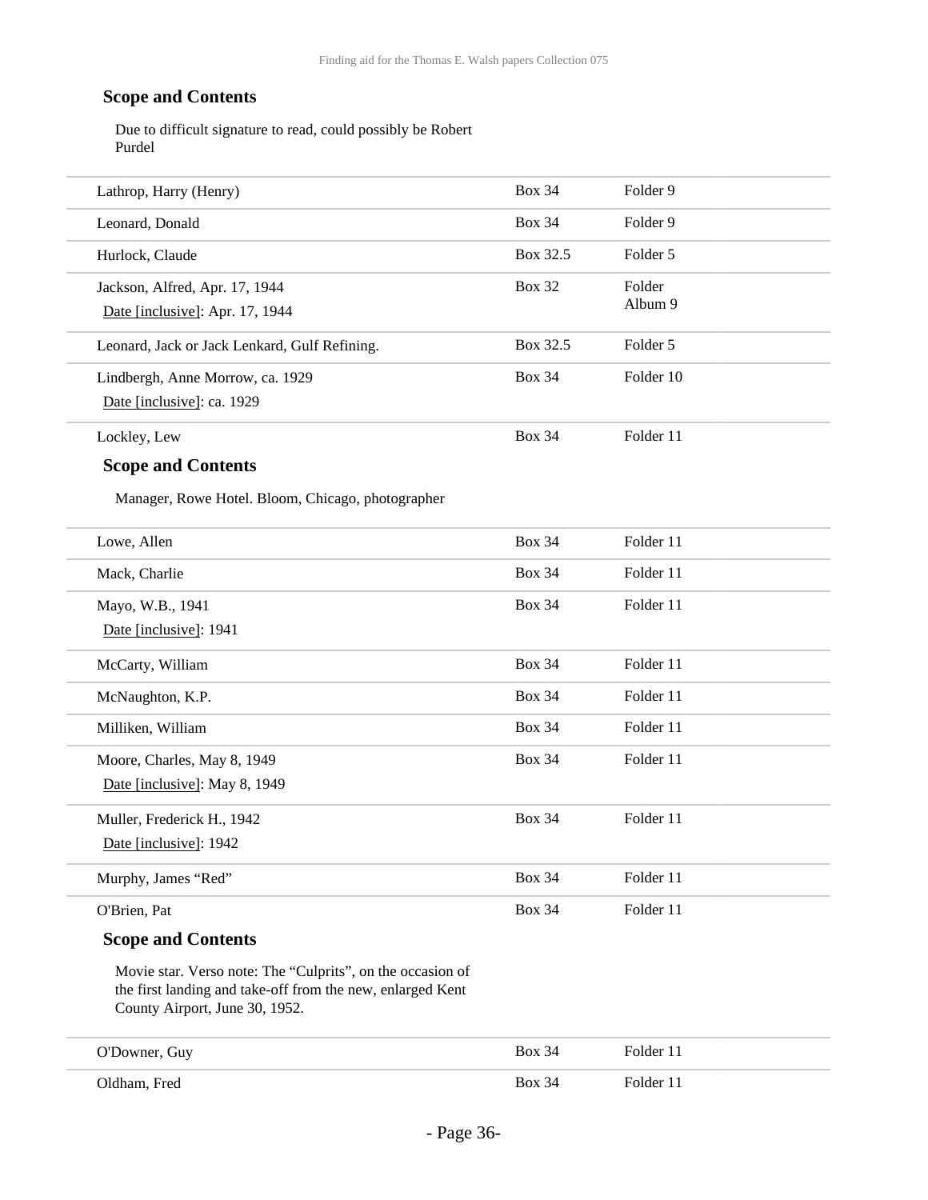### Scope and Contents

Due to difficult signature to read, could possibly be Robert Purdel

| | | |
|---|---|---|
| Lathrop, Harry (Henry) | Box 34 | Folder 9 |
| Leonard, Donald | Box 34 | Folder 9 |
| Hurlock, Claude | Box 32.5 | Folder 5 |
| Jackson, Alfred, Apr. 17, 1944<br>Date [inclusive]: Apr. 17, 1944 | Box 32 | Folder Album 9 |
| Leonard, Jack or Jack Lenkard, Gulf Refining. | Box 32.5 | Folder 5 |
| Lindbergh, Anne Morrow, ca. 1929<br>Date [inclusive]: ca. 1929 | Box 34 | Folder 10 |
| Lockley, Lew | Box 34 | Folder 11 |

### Scope and Contents

Manager, Rowe Hotel. Bloom, Chicago, photographer

| | | |
|---|---|---|
| Lowe, Allen | Box 34 | Folder 11 |
| Mack, Charlie | Box 34 | Folder 11 |
| Mayo, W.B., 1941<br>Date [inclusive]: 1941 | Box 34 | Folder 11 |
| McCarty, William | Box 34 | Folder 11 |
| McNaughton, K.P. | Box 34 | Folder 11 |
| Milliken, William | Box 34 | Folder 11 |
| Moore, Charles, May 8, 1949<br>Date [inclusive]: May 8, 1949 | Box 34 | Folder 11 |
| Muller, Frederick H., 1942<br>Date [inclusive]: 1942 | Box 34 | Folder 11 |
| Murphy, James "Red" | Box 34 | Folder 11 |
| O'Brien, Pat | Box 34 | Folder 11 |

### Scope and Contents

Movie star. Verso note: The "Culprits", on the occasion of the first landing and take-off from the new, enlarged Kent County Airport, June 30, 1952.

| | | |
|---|---|---|
| O'Downer, Guy | Box 34 | Folder 11 |
| Oldham, Fred | Box 34 | Folder 11 |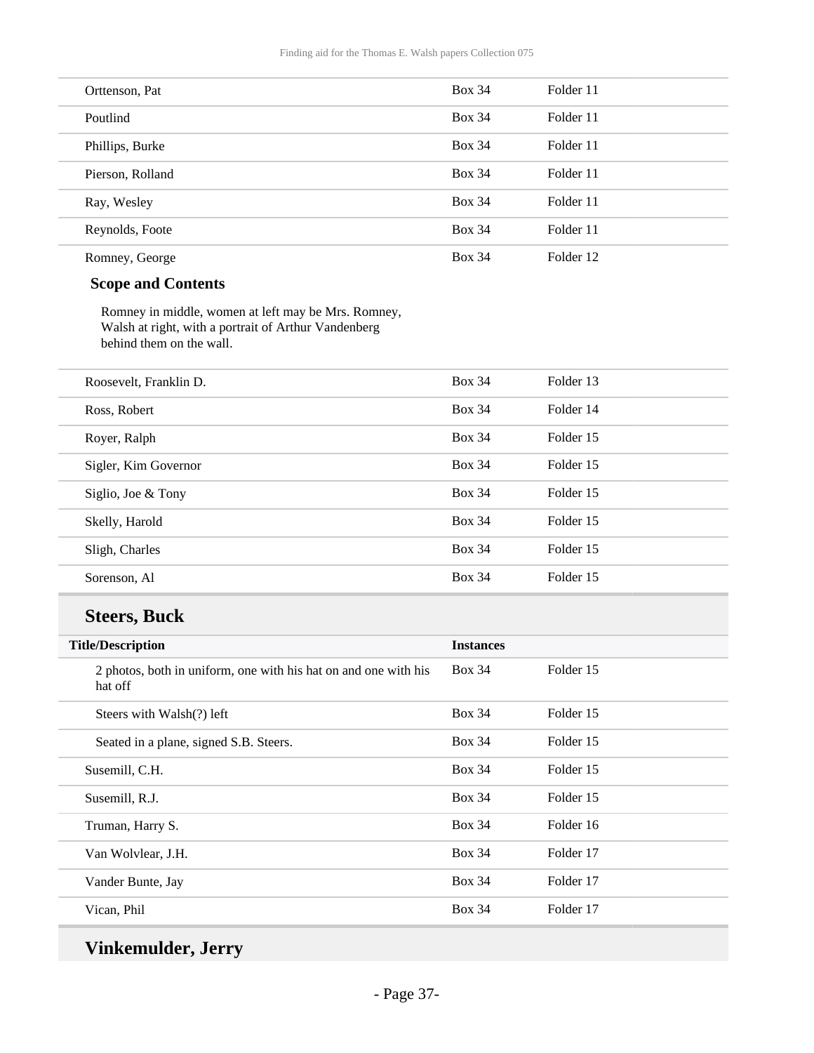| | | |
|---|---|---|
| Orttenson, Pat | Box 34 | Folder 11 |
| Poutlind | Box 34 | Folder 11 |
| Phillips, Burke | Box 34 | Folder 11 |
| Pierson, Rolland | Box 34 | Folder 11 |
| Ray, Wesley | Box 34 | Folder 11 |
| Reynolds, Foote | Box 34 | Folder 11 |
| Romney, George | Box 34 | Folder 12 |

**Scope and Contents**

Romney in middle, women at left may be Mrs. Romney, Walsh at right, with a portrait of Arthur Vandenberg behind them on the wall.

| | | |
|---|---|---|
| Roosevelt, Franklin D. | Box 34 | Folder 13 |
| Ross, Robert | Box 34 | Folder 14 |
| Royer, Ralph | Box 34 | Folder 15 |
| Sigler, Kim Governor | Box 34 | Folder 15 |
| Siglio, Joe & Tony | Box 34 | Folder 15 |
| Skelly, Harold | Box 34 | Folder 15 |
| Sligh, Charles | Box 34 | Folder 15 |
| Sorenson, Al | Box 34 | Folder 15 |

## Steers, Buck

| Title/Description | Instances | |
|---|---|---|
| 2 photos, both in uniform, one with his hat on and one with his hat off | Box 34 | Folder 15 |
| Steers with Walsh(?) left | Box 34 | Folder 15 |
| Seated in a plane, signed S.B. Steers. | Box 34 | Folder 15 |
| Susemill, C.H. | Box 34 | Folder 15 |
| Susemill, R.J. | Box 34 | Folder 15 |
| Truman, Harry S. | Box 34 | Folder 16 |
| Van Wolvlear, J.H. | Box 34 | Folder 17 |
| Vander Bunte, Jay | Box 34 | Folder 17 |
| Vican, Phil | Box 34 | Folder 17 |

## Vinkemulder, Jerry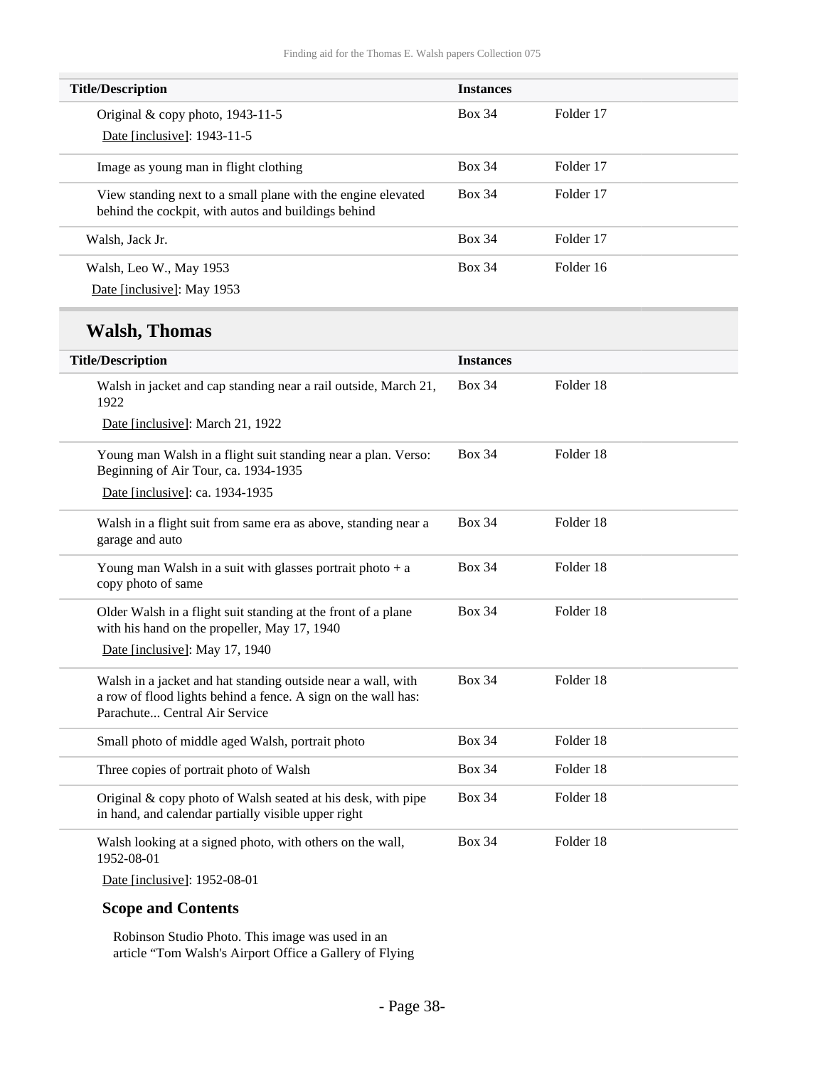| Title/Description | Instances | |
|---|---|---|
| Original & copy photo, 1943-11-5<br>Date [inclusive]: 1943-11-5 | Box 34 | Folder 17 |
| Image as young man in flight clothing | Box 34 | Folder 17 |
| View standing next to a small plane with the engine elevated behind the cockpit, with autos and buildings behind | Box 34 | Folder 17 |
| Walsh, Jack Jr. | Box 34 | Folder 17 |
| Walsh, Leo W., May 1953<br>Date [inclusive]: May 1953 | Box 34 | Folder 16 |

## Walsh, Thomas

| Title/Description | Instances | |
|---|---|---|
| Walsh in jacket and cap standing near a rail outside, March 21, 1922<br>Date [inclusive]: March 21, 1922 | Box 34 | Folder 18 |
| Young man Walsh in a flight suit standing near a plan. Verso: Beginning of Air Tour, ca. 1934-1935<br>Date [inclusive]: ca. 1934-1935 | Box 34 | Folder 18 |
| Walsh in a flight suit from same era as above, standing near a garage and auto | Box 34 | Folder 18 |
| Young man Walsh in a suit with glasses portrait photo + a copy photo of same | Box 34 | Folder 18 |
| Older Walsh in a flight suit standing at the front of a plane with his hand on the propeller, May 17, 1940<br>Date [inclusive]: May 17, 1940 | Box 34 | Folder 18 |
| Walsh in a jacket and hat standing outside near a wall, with a row of flood lights behind a fence. A sign on the wall has: Parachute... Central Air Service | Box 34 | Folder 18 |
| Small photo of middle aged Walsh, portrait photo | Box 34 | Folder 18 |
| Three copies of portrait photo of Walsh | Box 34 | Folder 18 |
| Original & copy photo of Walsh seated at his desk, with pipe in hand, and calendar partially visible upper right | Box 34 | Folder 18 |
| Walsh looking at a signed photo, with others on the wall, 1952-08-01<br>Date [inclusive]: 1952-08-01 | Box 34 | Folder 18 |

**Scope and Contents**

Robinson Studio Photo. This image was used in an article “Tom Walsh's Airport Office a Gallery of Flying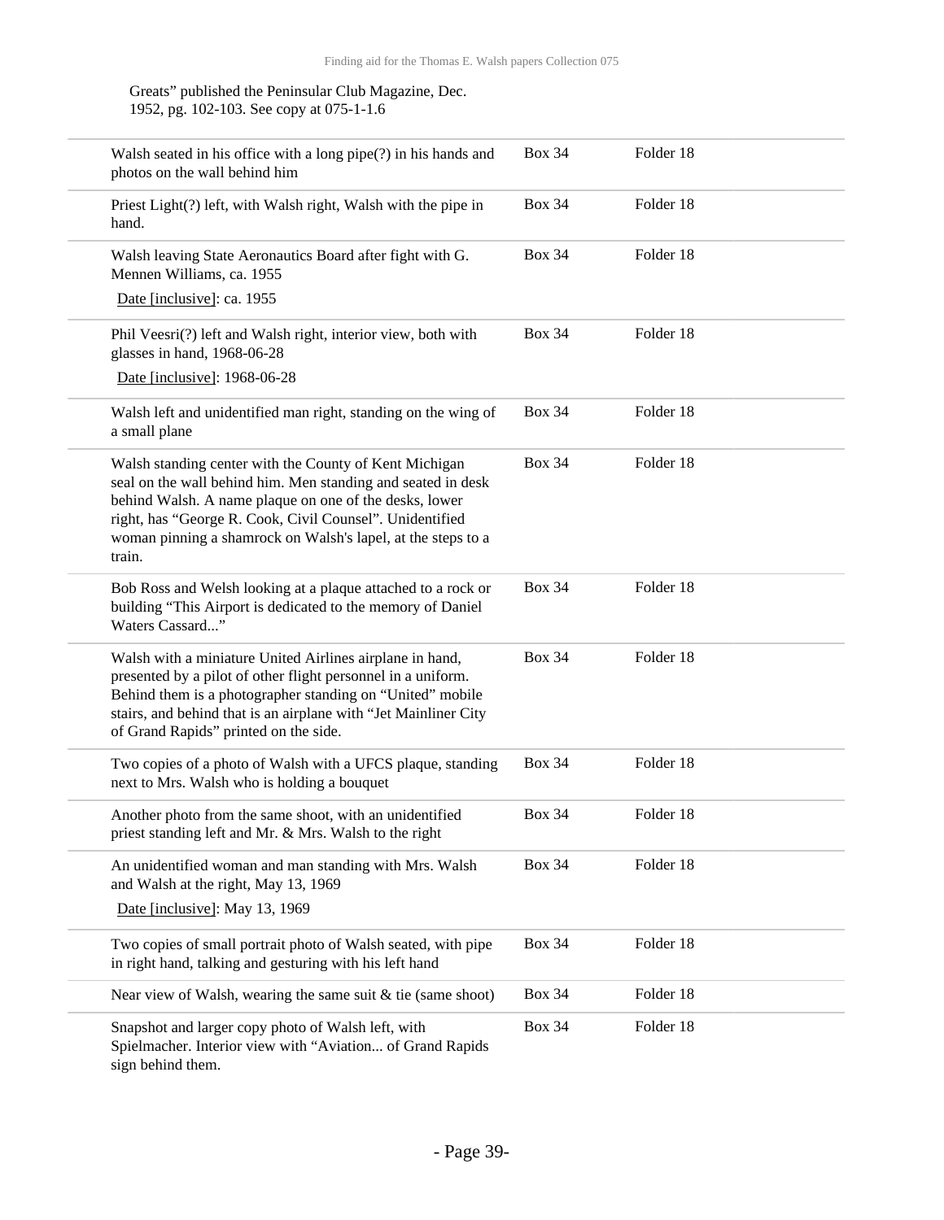Greats" published the Peninsular Club Magazine, Dec. 1952, pg. 102-103. See copy at 075-1-1.6

| Description | Box | Folder |
|---|---|---|
| Walsh seated in his office with a long pipe(?) in his hands and photos on the wall behind him | Box 34 | Folder 18 |
| Priest Light(?) left, with Walsh right, Walsh with the pipe in hand. | Box 34 | Folder 18 |
| Walsh leaving State Aeronautics Board after fight with G. Mennen Williams, ca. 1955<br>Date [inclusive]: ca. 1955 | Box 34 | Folder 18 |
| Phil Veesri(?) left and Walsh right, interior view, both with glasses in hand, 1968-06-28<br>Date [inclusive]: 1968-06-28 | Box 34 | Folder 18 |
| Walsh left and unidentified man right, standing on the wing of a small plane | Box 34 | Folder 18 |
| Walsh standing center with the County of Kent Michigan seal on the wall behind him. Men standing and seated in desk behind Walsh. A name plaque on one of the desks, lower right, has "George R. Cook, Civil Counsel". Unidentified woman pinning a shamrock on Walsh's lapel, at the steps to a train. | Box 34 | Folder 18 |
| Bob Ross and Welsh looking at a plaque attached to a rock or building "This Airport is dedicated to the memory of Daniel Waters Cassard..." | Box 34 | Folder 18 |
| Walsh with a miniature United Airlines airplane in hand, presented by a pilot of other flight personnel in a uniform. Behind them is a photographer standing on "United" mobile stairs, and behind that is an airplane with "Jet Mainliner City of Grand Rapids" printed on the side. | Box 34 | Folder 18 |
| Two copies of a photo of Walsh with a UFCS plaque, standing next to Mrs. Walsh who is holding a bouquet | Box 34 | Folder 18 |
| Another photo from the same shoot, with an unidentified priest standing left and Mr. & Mrs. Walsh to the right | Box 34 | Folder 18 |
| An unidentified woman and man standing with Mrs. Walsh and Walsh at the right, May 13, 1969<br>Date [inclusive]: May 13, 1969 | Box 34 | Folder 18 |
| Two copies of small portrait photo of Walsh seated, with pipe in right hand, talking and gesturing with his left hand | Box 34 | Folder 18 |
| Near view of Walsh, wearing the same suit & tie (same shoot) | Box 34 | Folder 18 |
| Snapshot and larger copy photo of Walsh left, with Spielmacher. Interior view with "Aviation... of Grand Rapids sign behind them. | Box 34 | Folder 18 |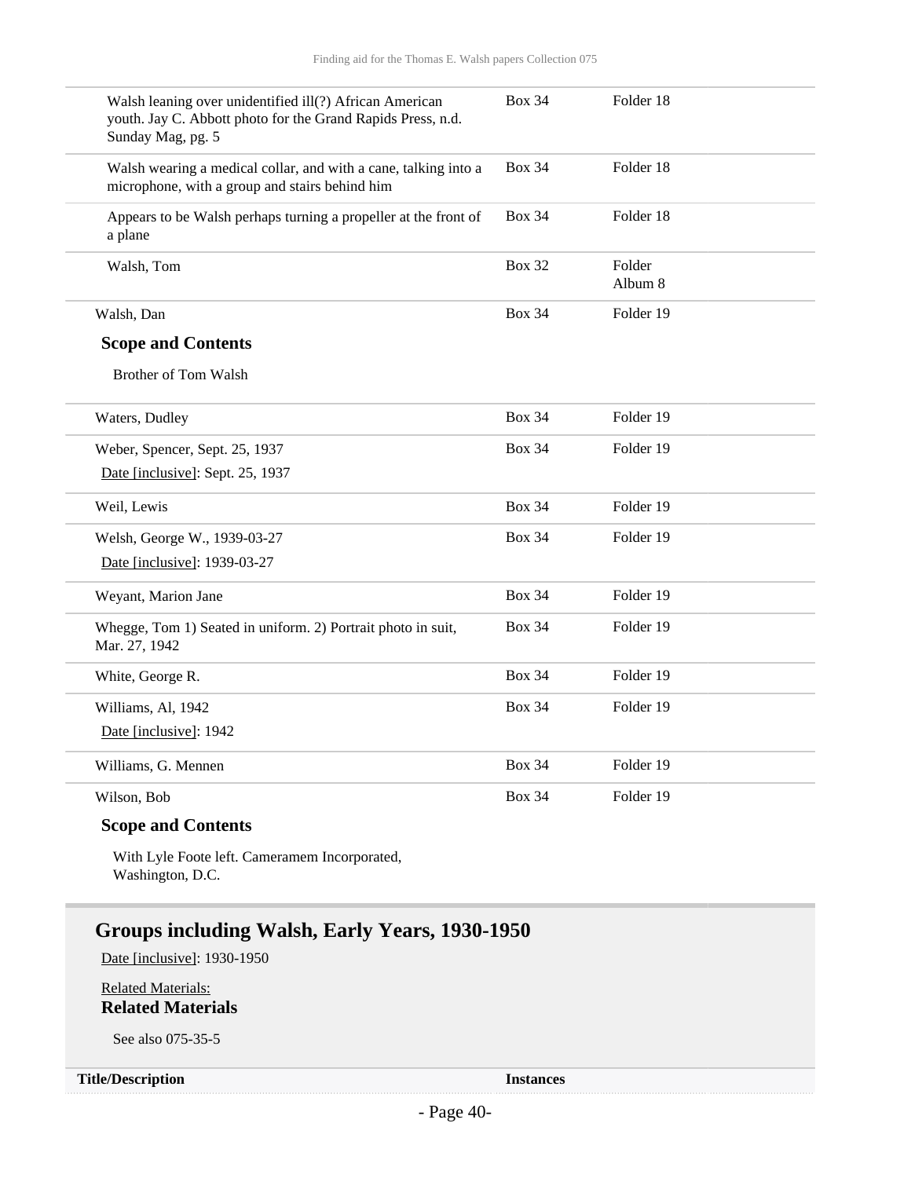| | | |
|---|---|---|
| Walsh leaning over unidentified ill(?) African American youth. Jay C. Abbott photo for the Grand Rapids Press, n.d. Sunday Mag, pg. 5 | Box 34 | Folder 18 |
| Walsh wearing a medical collar, and with a cane, talking into a microphone, with a group and stairs behind him | Box 34 | Folder 18 |
| Appears to be Walsh perhaps turning a propeller at the front of a plane | Box 34 | Folder 18 |
| Walsh, Tom | Box 32 | Folder Album 8 |

| | | |
|---|---|---|
| Walsh, Dan | Box 34 | Folder 19 |

**Scope and Contents**

Brother of Tom Walsh

| | | |
|---|---|---|
| Waters, Dudley | Box 34 | Folder 19 |
| Weber, Spencer, Sept. 25, 1937<br>Date [inclusive]: Sept. 25, 1937 | Box 34 | Folder 19 |
| Weil, Lewis | Box 34 | Folder 19 |
| Welsh, George W., 1939-03-27<br>Date [inclusive]: 1939-03-27 | Box 34 | Folder 19 |
| Weyant, Marion Jane | Box 34 | Folder 19 |
| Whegge, Tom 1) Seated in uniform. 2) Portrait photo in suit, Mar. 27, 1942 | Box 34 | Folder 19 |
| White, George R. | Box 34 | Folder 19 |
| Williams, Al, 1942<br>Date [inclusive]: 1942 | Box 34 | Folder 19 |
| Williams, G. Mennen | Box 34 | Folder 19 |
| Wilson, Bob | Box 34 | Folder 19 |

**Scope and Contents**

With Lyle Foote left. Cameramem Incorporated, Washington, D.C.

## Groups including Walsh, Early Years, 1930-1950

Date [inclusive]: 1930-1950

Related Materials:

**Related Materials**

See also 075-35-5

| Title/Description | Instances |
|---|---|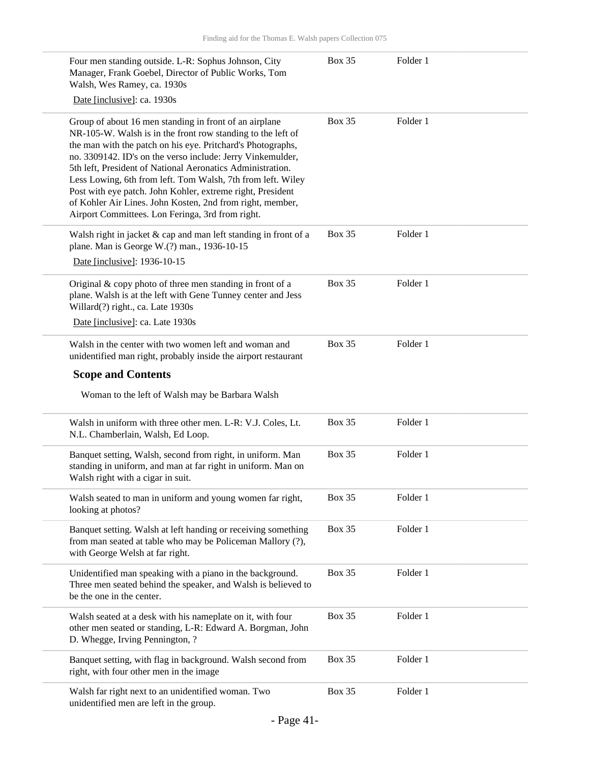| | | |
|---|---|---|
| Four men standing outside. L-R: Sophus Johnson, City Manager, Frank Goebel, Director of Public Works, Tom Walsh, Wes Ramey, ca. 1930s<br>Date [inclusive]: ca. 1930s | Box 35 | Folder 1 |
| Group of about 16 men standing in front of an airplane NR-105-W. Walsh is in the front row standing to the left of the man with the patch on his eye. Pritchard's Photographs, no. 3309142. ID's on the verso include: Jerry Vinkemulder, 5th left, President of National Aeronatics Administration. Less Lowing, 6th from left. Tom Walsh, 7th from left. Wiley Post with eye patch. John Kohler, extreme right, President of Kohler Air Lines. John Kosten, 2nd from right, member, Airport Committees. Lon Feringa, 3rd from right. | Box 35 | Folder 1 |
| Walsh right in jacket & cap and man left standing in front of a plane. Man is George W.(?) man., 1936-10-15<br>Date [inclusive]: 1936-10-15 | Box 35 | Folder 1 |
| Original & copy photo of three men standing in front of a plane. Walsh is at the left with Gene Tunney center and Jess Willard(?) right., ca. Late 1930s<br>Date [inclusive]: ca. Late 1930s | Box 35 | Folder 1 |
| Walsh in the center with two women left and woman and unidentified man right, probably inside the airport restaurant<br>**Scope and Contents**<br>Woman to the left of Walsh may be Barbara Walsh | Box 35 | Folder 1 |
| Walsh in uniform with three other men. L-R: V.J. Coles, Lt. N.L. Chamberlain, Walsh, Ed Loop. | Box 35 | Folder 1 |
| Banquet setting, Walsh, second from right, in uniform. Man standing in uniform, and man at far right in uniform. Man on Walsh right with a cigar in suit. | Box 35 | Folder 1 |
| Walsh seated to man in uniform and young women far right, looking at photos? | Box 35 | Folder 1 |
| Banquet setting. Walsh at left handing or receiving something from man seated at table who may be Policeman Mallory (?), with George Welsh at far right. | Box 35 | Folder 1 |
| Unidentified man speaking with a piano in the background. Three men seated behind the speaker, and Walsh is believed to be the one in the center. | Box 35 | Folder 1 |
| Walsh seated at a desk with his nameplate on it, with four other men seated or standing, L-R: Edward A. Borgman, John D. Whegge, Irving Pennington, ? | Box 35 | Folder 1 |
| Banquet setting, with flag in background. Walsh second from right, with four other men in the image | Box 35 | Folder 1 |
| Walsh far right next to an unidentified woman. Two unidentified men are left in the group. | Box 35 | Folder 1 |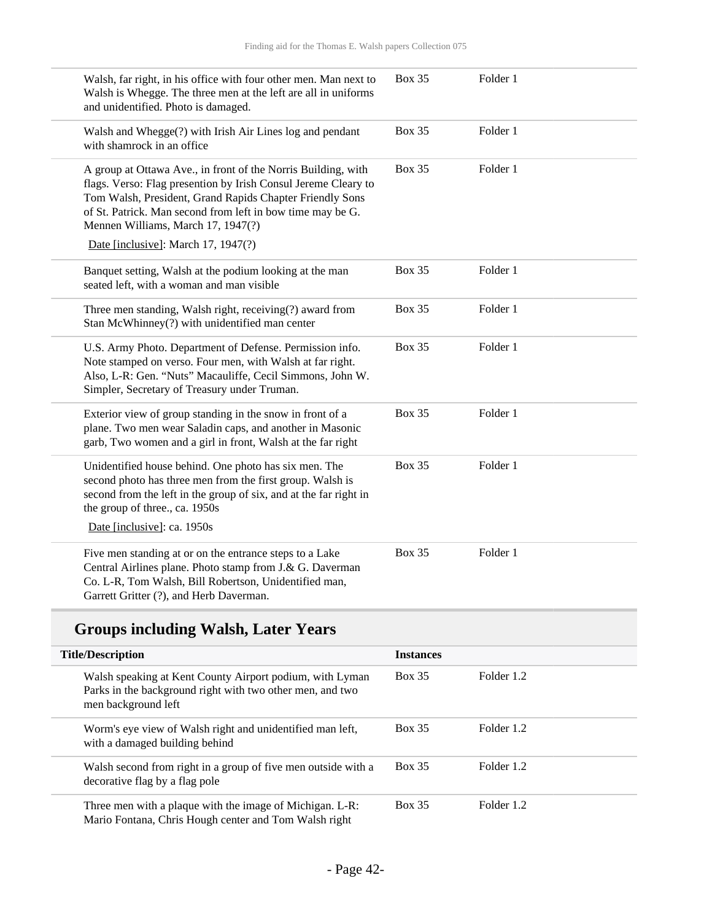| | | |
|---|---|---|
| Walsh, far right, in his office with four other men. Man next to Walsh is Whegge. The three men at the left are all in uniforms and unidentified. Photo is damaged. | Box 35 | Folder 1 |
| Walsh and Whegge(?) with Irish Air Lines log and pendant with shamrock in an office | Box 35 | Folder 1 |
| A group at Ottawa Ave., in front of the Norris Building, with flags. Verso: Flag presention by Irish Consul Jereme Cleary to Tom Walsh, President, Grand Rapids Chapter Friendly Sons of St. Patrick. Man second from left in bow time may be G. Mennen Williams, March 17, 1947(?)<br>Date [inclusive]: March 17, 1947(?) | Box 35 | Folder 1 |
| Banquet setting, Walsh at the podium looking at the man seated left, with a woman and man visible | Box 35 | Folder 1 |
| Three men standing, Walsh right, receiving(?) award from Stan McWhinney(?) with unidentified man center | Box 35 | Folder 1 |
| U.S. Army Photo. Department of Defense. Permission info. Note stamped on verso. Four men, with Walsh at far right. Also, L-R: Gen. "Nuts" Macauliffe, Cecil Simmons, John W. Simpler, Secretary of Treasury under Truman. | Box 35 | Folder 1 |
| Exterior view of group standing in the snow in front of a plane. Two men wear Saladin caps, and another in Masonic garb, Two women and a girl in front, Walsh at the far right | Box 35 | Folder 1 |
| Unidentified house behind. One photo has six men. The second photo has three men from the first group. Walsh is second from the left in the group of six, and at the far right in the group of three., ca. 1950s<br>Date [inclusive]: ca. 1950s | Box 35 | Folder 1 |
| Five men standing at or on the entrance steps to a Lake Central Airlines plane. Photo stamp from J.& G. Daverman Co. L-R, Tom Walsh, Bill Robertson, Unidentified man, Garrett Gritter (?), and Herb Daverman. | Box 35 | Folder 1 |

## Groups including Walsh, Later Years

| Title/Description | Instances | |
|---|---|---|
| Walsh speaking at Kent County Airport podium, with Lyman Parks in the background right with two other men, and two men background left | Box 35 | Folder 1.2 |
| Worm's eye view of Walsh right and unidentified man left, with a damaged building behind | Box 35 | Folder 1.2 |
| Walsh second from right in a group of five men outside with a decorative flag by a flag pole | Box 35 | Folder 1.2 |
| Three men with a plaque with the image of Michigan. L-R: Mario Fontana, Chris Hough center and Tom Walsh right | Box 35 | Folder 1.2 |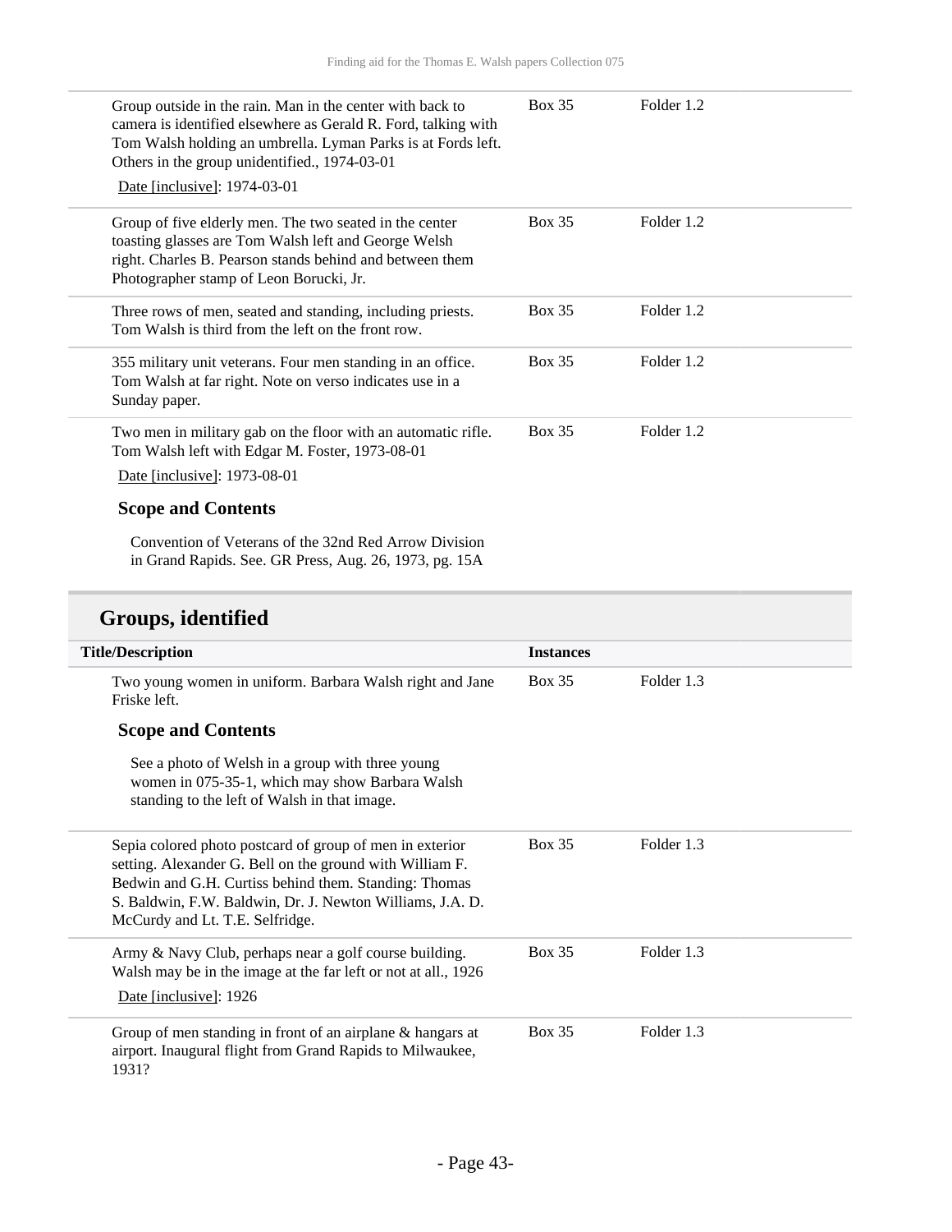| | | |
|---|---|---|
| Group outside in the rain. Man in the center with back to camera is identified elsewhere as Gerald R. Ford, talking with Tom Walsh holding an umbrella. Lyman Parks is at Fords left. Others in the group unidentified., 1974-03-01<br>Date [inclusive]: 1974-03-01 | Box 35 | Folder 1.2 |
| Group of five elderly men. The two seated in the center toasting glasses are Tom Walsh left and George Welsh right. Charles B. Pearson stands behind and between them Photographer stamp of Leon Borucki, Jr. | Box 35 | Folder 1.2 |
| Three rows of men, seated and standing, including priests. Tom Walsh is third from the left on the front row. | Box 35 | Folder 1.2 |
| 355 military unit veterans. Four men standing in an office. Tom Walsh at far right. Note on verso indicates use in a Sunday paper. | Box 35 | Folder 1.2 |
| Two men in military gab on the floor with an automatic rifle. Tom Walsh left with Edgar M. Foster, 1973-08-01<br>Date [inclusive]: 1973-08-01<br>**Scope and Contents**<br>Convention of Veterans of the 32nd Red Arrow Division in Grand Rapids. See. GR Press, Aug. 26, 1973, pg. 15A | Box 35 | Folder 1.2 |

## Groups, identified

| Title/Description | Instances | |
|---|---|---|
| Two young women in uniform. Barbara Walsh right and Jane Friske left.<br>**Scope and Contents**<br>See a photo of Welsh in a group with three young women in 075-35-1, which may show Barbara Walsh standing to the left of Walsh in that image. | Box 35 | Folder 1.3 |
| Sepia colored photo postcard of group of men in exterior setting. Alexander G. Bell on the ground with William F. Bedwin and G.H. Curtiss behind them. Standing: Thomas S. Baldwin, F.W. Baldwin, Dr. J. Newton Williams, J.A. D. McCurdy and Lt. T.E. Selfridge. | Box 35 | Folder 1.3 |
| Army & Navy Club, perhaps near a golf course building. Walsh may be in the image at the far left or not at all., 1926<br>Date [inclusive]: 1926 | Box 35 | Folder 1.3 |
| Group of men standing in front of an airplane & hangars at airport. Inaugural flight from Grand Rapids to Milwaukee, 1931? | Box 35 | Folder 1.3 |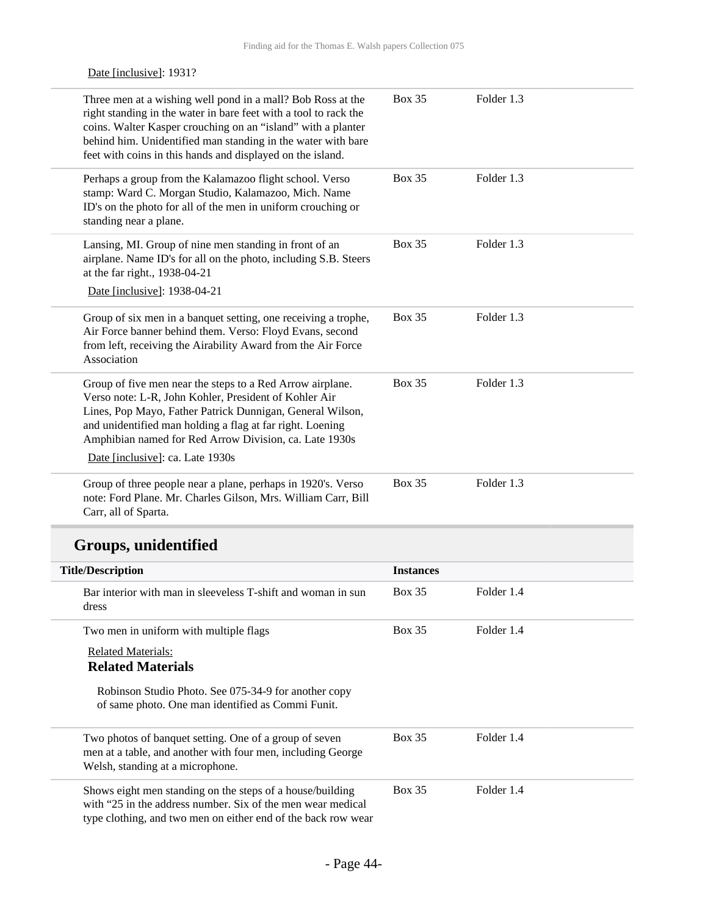Date [inclusive]: 1931?

| | | |
|---|---|---|
| Three men at a wishing well pond in a mall? Bob Ross at the right standing in the water in bare feet with a tool to rack the coins. Walter Kasper crouching on an “island” with a planter behind him. Unidentified man standing in the water with bare feet with coins in this hands and displayed on the island. | Box 35 | Folder 1.3 |
| Perhaps a group from the Kalamazoo flight school. Verso stamp: Ward C. Morgan Studio, Kalamazoo, Mich. Name ID's on the photo for all of the men in uniform crouching or standing near a plane. | Box 35 | Folder 1.3 |
| Lansing, MI. Group of nine men standing in front of an airplane. Name ID's for all on the photo, including S.B. Steers at the far right., 1938-04-21<br>Date [inclusive]: 1938-04-21 | Box 35 | Folder 1.3 |
| Group of six men in a banquet setting, one receiving a trophe, Air Force banner behind them. Verso: Floyd Evans, second from left, receiving the Airability Award from the Air Force Association | Box 35 | Folder 1.3 |
| Group of five men near the steps to a Red Arrow airplane. Verso note: L-R, John Kohler, President of Kohler Air Lines, Pop Mayo, Father Patrick Dunnigan, General Wilson, and unidentified man holding a flag at far right. Loening Amphibian named for Red Arrow Division, ca. Late 1930s<br>Date [inclusive]: ca. Late 1930s | Box 35 | Folder 1.3 |
| Group of three people near a plane, perhaps in 1920's. Verso note: Ford Plane. Mr. Charles Gilson, Mrs. William Carr, Bill Carr, all of Sparta. | Box 35 | Folder 1.3 |

## Groups, unidentified

| Title/Description | Instances | |
|---|---|---|
| Bar interior with man in sleeveless T-shift and woman in sun dress | Box 35 | Folder 1.4 |
| Two men in uniform with multiple flags<br>Related Materials:<br>**Related Materials**<br>Robinson Studio Photo. See 075-34-9 for another copy of same photo. One man identified as Commi Funit. | Box 35 | Folder 1.4 |
| Two photos of banquet setting. One of a group of seven men at a table, and another with four men, including George Welsh, standing at a microphone. | Box 35 | Folder 1.4 |
| Shows eight men standing on the steps of a house/building with “25 in the address number. Six of the men wear medical type clothing, and two men on either end of the back row wear | Box 35 | Folder 1.4 |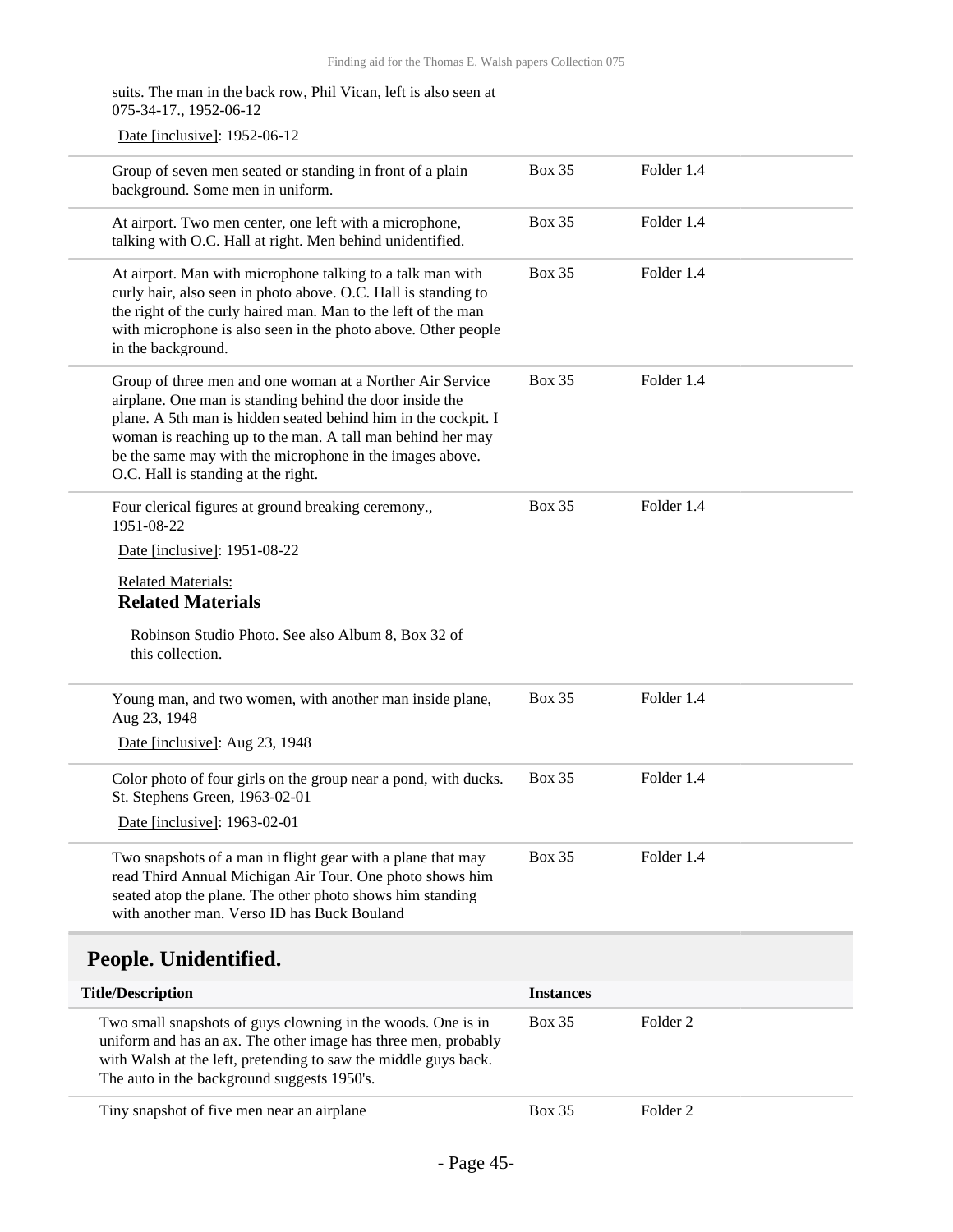suits. The man in the back row, Phil Vican, left is also seen at 075-34-17., 1952-06-12

Date [inclusive]: 1952-06-12

| | | |
|---|---|---|
| Group of seven men seated or standing in front of a plain background. Some men in uniform. | Box 35 | Folder 1.4 |
| At airport. Two men center, one left with a microphone, talking with O.C. Hall at right. Men behind unidentified. | Box 35 | Folder 1.4 |
| At airport. Man with microphone talking to a talk man with curly hair, also seen in photo above. O.C. Hall is standing to the right of the curly haired man. Man to the left of the man with microphone is also seen in the photo above. Other people in the background. | Box 35 | Folder 1.4 |
| Group of three men and one woman at a Norther Air Service airplane. One man is standing behind the door inside the plane. A 5th man is hidden seated behind him in the cockpit. I woman is reaching up to the man. A tall man behind her may be the same may with the microphone in the images above. O.C. Hall is standing at the right. | Box 35 | Folder 1.4 |
| Four clerical figures at ground breaking ceremony., 1951-08-22<br>Date [inclusive]: 1951-08-22<br>Related Materials:<br>**Related Materials**<br>Robinson Studio Photo. See also Album 8, Box 32 of this collection. | Box 35 | Folder 1.4 |
| Young man, and two women, with another man inside plane, Aug 23, 1948<br>Date [inclusive]: Aug 23, 1948 | Box 35 | Folder 1.4 |
| Color photo of four girls on the group near a pond, with ducks. St. Stephens Green, 1963-02-01<br>Date [inclusive]: 1963-02-01 | Box 35 | Folder 1.4 |
| Two snapshots of a man in flight gear with a plane that may read Third Annual Michigan Air Tour. One photo shows him seated atop the plane. The other photo shows him standing with another man. Verso ID has Buck Bouland | Box 35 | Folder 1.4 |

## People. Unidentified.

| Title/Description | Instances | |
|---|---|---|
| Two small snapshots of guys clowning in the woods. One is in uniform and has an ax. The other image has three men, probably with Walsh at the left, pretending to saw the middle guys back. The auto in the background suggests 1950's. | Box 35 | Folder 2 |
| Tiny snapshot of five men near an airplane | Box 35 | Folder 2 |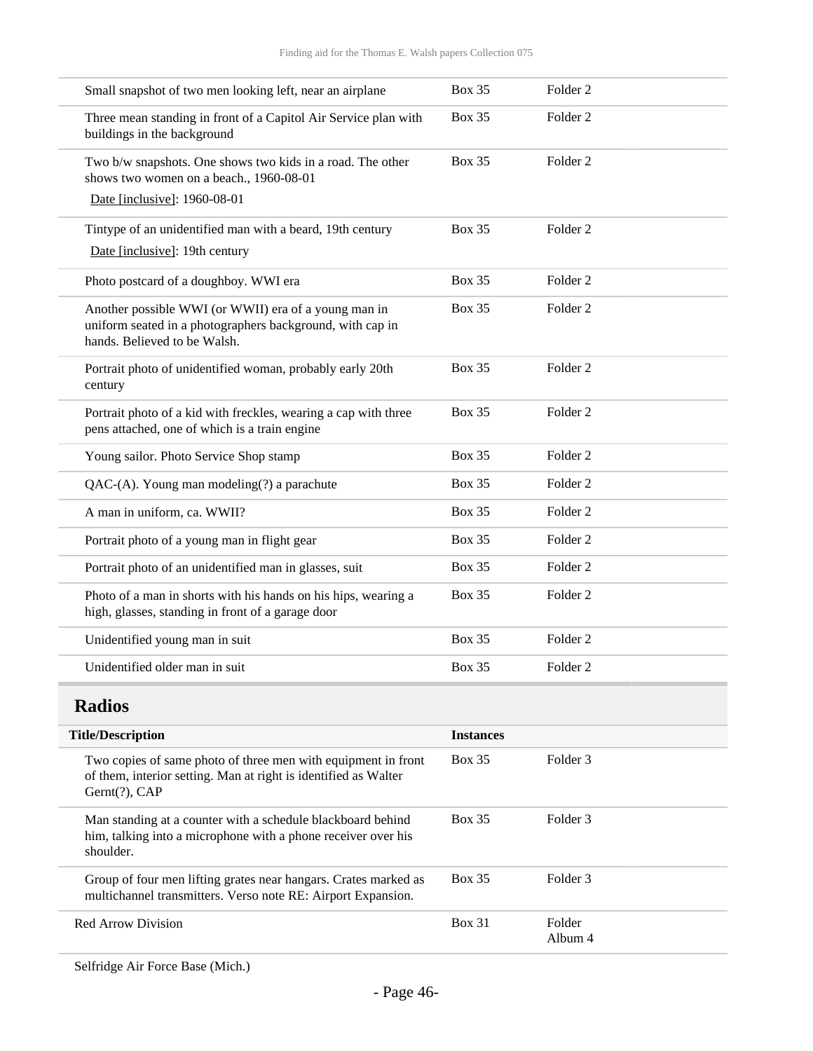| | | |
|---|---|---|
| Small snapshot of two men looking left, near an airplane | Box 35 | Folder 2 |
| Three mean standing in front of a Capitol Air Service plan with buildings in the background | Box 35 | Folder 2 |
| Two b/w snapshots. One shows two kids in a road. The other shows two women on a beach., 1960-08-01<br>Date [inclusive]: 1960-08-01 | Box 35 | Folder 2 |
| Tintype of an unidentified man with a beard, 19th century<br>Date [inclusive]: 19th century | Box 35 | Folder 2 |
| Photo postcard of a doughboy. WWI era | Box 35 | Folder 2 |
| Another possible WWI (or WWII) era of a young man in uniform seated in a photographers background, with cap in hands. Believed to be Walsh. | Box 35 | Folder 2 |
| Portrait photo of unidentified woman, probably early 20th century | Box 35 | Folder 2 |
| Portrait photo of a kid with freckles, wearing a cap with three pens attached, one of which is a train engine | Box 35 | Folder 2 |
| Young sailor. Photo Service Shop stamp | Box 35 | Folder 2 |
| QAC-(A). Young man modeling(?) a parachute | Box 35 | Folder 2 |
| A man in uniform, ca. WWII? | Box 35 | Folder 2 |
| Portrait photo of a young man in flight gear | Box 35 | Folder 2 |
| Portrait photo of an unidentified man in glasses, suit | Box 35 | Folder 2 |
| Photo of a man in shorts with his hands on his hips, wearing a high, glasses, standing in front of a garage door | Box 35 | Folder 2 |
| Unidentified young man in suit | Box 35 | Folder 2 |
| Unidentified older man in suit | Box 35 | Folder 2 |

## Radios

| Title/Description | Instances | |
|---|---|---|
| Two copies of same photo of three men with equipment in front of them, interior setting. Man at right is identified as Walter Gernt(?), CAP | Box 35 | Folder 3 |
| Man standing at a counter with a schedule blackboard behind him, talking into a microphone with a phone receiver over his shoulder. | Box 35 | Folder 3 |
| Group of four men lifting grates near hangars. Crates marked as multichannel transmitters. Verso note RE: Airport Expansion. | Box 35 | Folder 3 |

| | | |
|---|---|---|
| Red Arrow Division | Box 31 | Folder Album 4 |

Selfridge Air Force Base (Mich.)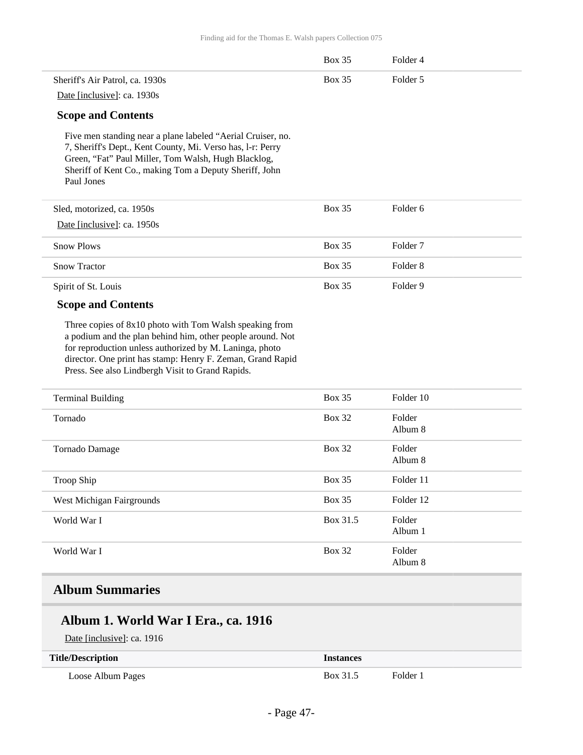| | Box 35 | Folder 4 |
|---|---|---|
| Sheriff's Air Patrol, ca. 1930s<br>Date [inclusive]: ca. 1930s | Box 35 | Folder 5 |

### Scope and Contents

Five men standing near a plane labeled “Aerial Cruiser, no. 7, Sheriff's Dept., Kent County, Mi. Verso has, l-r: Perry Green, “Fat” Paul Miller, Tom Walsh, Hugh Blacklog, Sheriff of Kent Co., making Tom a Deputy Sheriff, John Paul Jones

| | | |
|---|---|---|
| Sled, motorized, ca. 1950s<br>Date [inclusive]: ca. 1950s | Box 35 | Folder 6 |
| Snow Plows | Box 35 | Folder 7 |
| Snow Tractor | Box 35 | Folder 8 |
| Spirit of St. Louis | Box 35 | Folder 9 |

### Scope and Contents

Three copies of 8x10 photo with Tom Walsh speaking from a podium and the plan behind him, other people around. Not for reproduction unless authorized by M. Laninga, photo director. One print has stamp: Henry F. Zeman, Grand Rapid Press. See also Lindbergh Visit to Grand Rapids.

| | | |
|---|---|---|
| Terminal Building | Box 35 | Folder 10 |
| Tornado | Box 32 | Folder Album 8 |
| Tornado Damage | Box 32 | Folder Album 8 |
| Troop Ship | Box 35 | Folder 11 |
| West Michigan Fairgrounds | Box 35 | Folder 12 |
| World War I | Box 31.5 | Folder Album 1 |
| World War I | Box 32 | Folder Album 8 |

## Album Summaries

### Album 1. World War I Era., ca. 1916

Date [inclusive]: ca. 1916

| Title/Description | Instances | |
|---|---|---|
| Loose Album Pages | Box 31.5 | Folder 1 |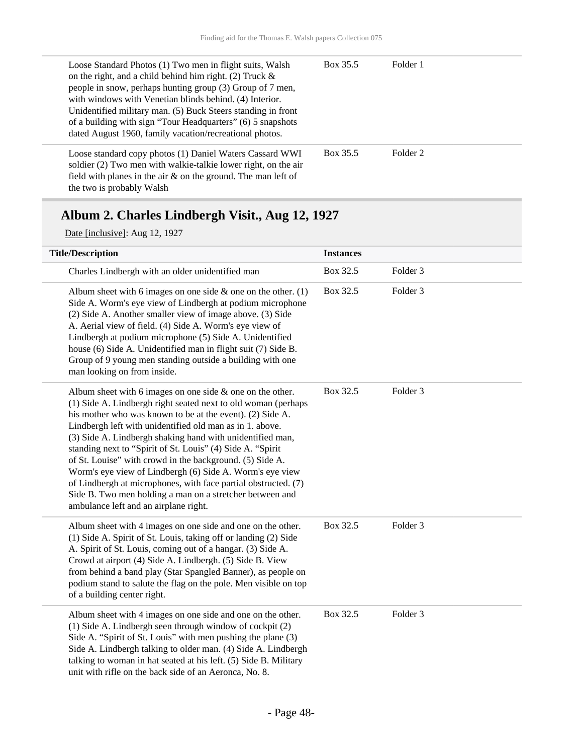| | | |
|---|---|---|
| Loose Standard Photos (1) Two men in flight suits, Walsh on the right, and a child behind him right. (2) Truck & people in snow, perhaps hunting group (3) Group of 7 men, with windows with Venetian blinds behind. (4) Interior. Unidentified military man. (5) Buck Steers standing in front of a building with sign "Tour Headquarters" (6) 5 snapshots dated August 1960, family vacation/recreational photos. | Box 35.5 | Folder 1 |
| Loose standard copy photos (1) Daniel Waters Cassard WWI soldier (2) Two men with walkie-talkie lower right, on the air field with planes in the air & on the ground. The man left of the two is probably Walsh | Box 35.5 | Folder 2 |

## Album 2. Charles Lindbergh Visit., Aug 12, 1927

Date [inclusive]: Aug 12, 1927

| Title/Description | Instances | |
|---|---|---|
| Charles Lindbergh with an older unidentified man | Box 32.5 | Folder 3 |
| Album sheet with 6 images on one side & one on the other. (1) Side A. Worm's eye view of Lindbergh at podium microphone (2) Side A. Another smaller view of image above. (3) Side A. Aerial view of field. (4) Side A. Worm's eye view of Lindbergh at podium microphone (5) Side A. Unidentified house (6) Side A. Unidentified man in flight suit (7) Side B. Group of 9 young men standing outside a building with one man looking on from inside. | Box 32.5 | Folder 3 |
| Album sheet with 6 images on one side & one on the other. (1) Side A. Lindbergh right seated next to old woman (perhaps his mother who was known to be at the event). (2) Side A. Lindbergh left with unidentified old man as in 1. above. (3) Side A. Lindbergh shaking hand with unidentified man, standing next to "Spirit of St. Louis" (4) Side A. "Spirit of St. Louise" with crowd in the background. (5) Side A. Worm's eye view of Lindbergh (6) Side A. Worm's eye view of Lindbergh at microphones, with face partial obstructed. (7) Side B. Two men holding a man on a stretcher between and ambulance left and an airplane right. | Box 32.5 | Folder 3 |
| Album sheet with 4 images on one side and one on the other. (1) Side A. Spirit of St. Louis, taking off or landing (2) Side A. Spirit of St. Louis, coming out of a hangar. (3) Side A. Crowd at airport (4) Side A. Lindbergh. (5) Side B. View from behind a band play (Star Spangled Banner), as people on podium stand to salute the flag on the pole. Men visible on top of a building center right. | Box 32.5 | Folder 3 |
| Album sheet with 4 images on one side and one on the other. (1) Side A. Lindbergh seen through window of cockpit (2) Side A. "Spirit of St. Louis" with men pushing the plane (3) Side A. Lindbergh talking to older man. (4) Side A. Lindbergh talking to woman in hat seated at his left. (5) Side B. Military unit with rifle on the back side of an Aeronca, No. 8. | Box 32.5 | Folder 3 |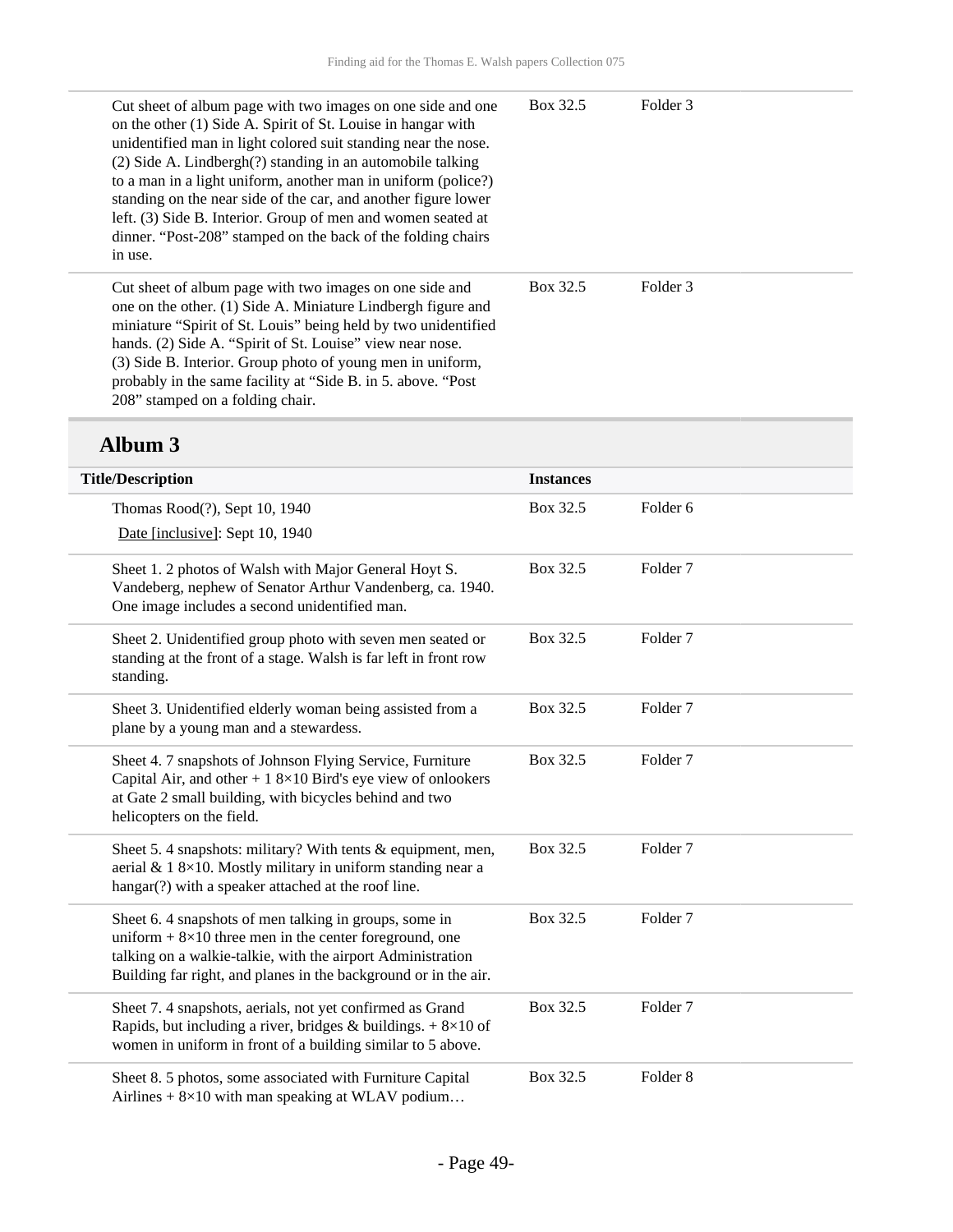| | | |
|---|---|---|
| Cut sheet of album page with two images on one side and one on the other (1) Side A. Spirit of St. Louise in hangar with unidentified man in light colored suit standing near the nose. (2) Side A. Lindbergh(?) standing in an automobile talking to a man in a light uniform, another man in uniform (police?) standing on the near side of the car, and another figure lower left. (3) Side B. Interior. Group of men and women seated at dinner. "Post-208" stamped on the back of the folding chairs in use. | Box 32.5 | Folder 3 |
| Cut sheet of album page with two images on one side and one on the other. (1) Side A. Miniature Lindbergh figure and miniature "Spirit of St. Louis" being held by two unidentified hands. (2) Side A. "Spirit of St. Louise" view near nose. (3) Side B. Interior. Group photo of young men in uniform, probably in the same facility at "Side B. in 5. above. "Post 208" stamped on a folding chair. | Box 32.5 | Folder 3 |

## Album 3

| Title/Description | Instances | |
|---|---|---|
| Thomas Rood(?), Sept 10, 1940<br>Date [inclusive]: Sept 10, 1940 | Box 32.5 | Folder 6 |
| Sheet 1. 2 photos of Walsh with Major General Hoyt S. Vandeberg, nephew of Senator Arthur Vandenberg, ca. 1940. One image includes a second unidentified man. | Box 32.5 | Folder 7 |
| Sheet 2. Unidentified group photo with seven men seated or standing at the front of a stage. Walsh is far left in front row standing. | Box 32.5 | Folder 7 |
| Sheet 3. Unidentified elderly woman being assisted from a plane by a young man and a stewardess. | Box 32.5 | Folder 7 |
| Sheet 4. 7 snapshots of Johnson Flying Service, Furniture Capital Air, and other + 1 8×10 Bird's eye view of onlookers at Gate 2 small building, with bicycles behind and two helicopters on the field. | Box 32.5 | Folder 7 |
| Sheet 5. 4 snapshots: military? With tents & equipment, men, aerial & 1 8×10. Mostly military in uniform standing near a hangar(?) with a speaker attached at the roof line. | Box 32.5 | Folder 7 |
| Sheet 6. 4 snapshots of men talking in groups, some in uniform + 8×10 three men in the center foreground, one talking on a walkie-talkie, with the airport Administration Building far right, and planes in the background or in the air. | Box 32.5 | Folder 7 |
| Sheet 7. 4 snapshots, aerials, not yet confirmed as Grand Rapids, but including a river, bridges & buildings. + 8×10 of women in uniform in front of a building similar to 5 above. | Box 32.5 | Folder 7 |
| Sheet 8. 5 photos, some associated with Furniture Capital Airlines + 8×10 with man speaking at WLAV podium… | Box 32.5 | Folder 8 |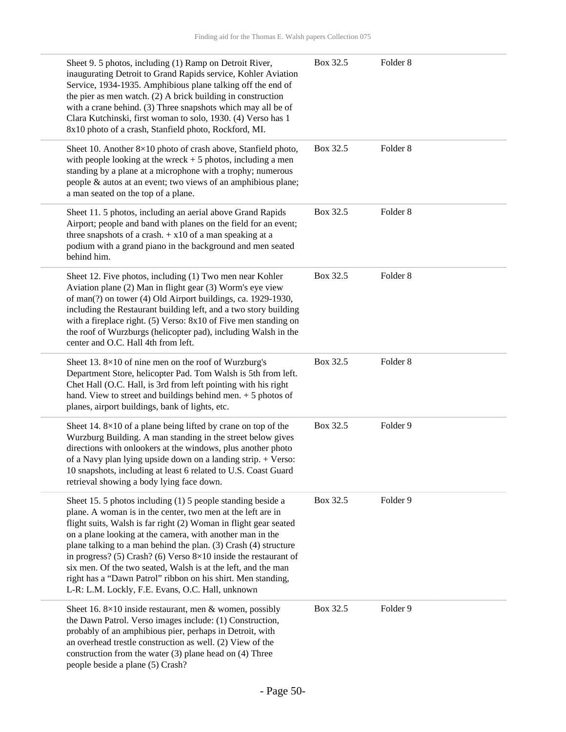| | | |
|---|---|---|
| Sheet 9. 5 photos, including (1) Ramp on Detroit River, inaugurating Detroit to Grand Rapids service, Kohler Aviation Service, 1934-1935. Amphibious plane talking off the end of the pier as men watch. (2) A brick building in construction with a crane behind. (3) Three snapshots which may all be of Clara Kutchinski, first woman to solo, 1930. (4) Verso has 1 8x10 photo of a crash, Stanfield photo, Rockford, MI. | Box 32.5 | Folder 8 |
| Sheet 10. Another 8×10 photo of crash above, Stanfield photo, with people looking at the wreck + 5 photos, including a men standing by a plane at a microphone with a trophy; numerous people & autos at an event; two views of an amphibious plane; a man seated on the top of a plane. | Box 32.5 | Folder 8 |
| Sheet 11. 5 photos, including an aerial above Grand Rapids Airport; people and band with planes on the field for an event; three snapshots of a crash. + x10 of a man speaking at a podium with a grand piano in the background and men seated behind him. | Box 32.5 | Folder 8 |
| Sheet 12. Five photos, including (1) Two men near Kohler Aviation plane (2) Man in flight gear (3) Worm's eye view of man(?) on tower (4) Old Airport buildings, ca. 1929-1930, including the Restaurant building left, and a two story building with a fireplace right. (5) Verso: 8x10 of Five men standing on the roof of Wurzburgs (helicopter pad), including Walsh in the center and O.C. Hall 4th from left. | Box 32.5 | Folder 8 |
| Sheet 13. 8×10 of nine men on the roof of Wurzburg's Department Store, helicopter Pad. Tom Walsh is 5th from left. Chet Hall (O.C. Hall, is 3rd from left pointing with his right hand. View to street and buildings behind men. + 5 photos of planes, airport buildings, bank of lights, etc. | Box 32.5 | Folder 8 |
| Sheet 14. 8×10 of a plane being lifted by crane on top of the Wurzburg Building. A man standing in the street below gives directions with onlookers at the windows, plus another photo of a Navy plan lying upside down on a landing strip. + Verso: 10 snapshots, including at least 6 related to U.S. Coast Guard retrieval showing a body lying face down. | Box 32.5 | Folder 9 |
| Sheet 15. 5 photos including (1) 5 people standing beside a plane. A woman is in the center, two men at the left are in flight suits, Walsh is far right (2) Woman in flight gear seated on a plane looking at the camera, with another man in the plane talking to a man behind the plan. (3) Crash (4) structure in progress? (5) Crash? (6) Verso 8×10 inside the restaurant of six men. Of the two seated, Walsh is at the left, and the man right has a "Dawn Patrol" ribbon on his shirt. Men standing, L-R: L.M. Lockly, F.E. Evans, O.C. Hall, unknown | Box 32.5 | Folder 9 |
| Sheet 16. 8×10 inside restaurant, men & women, possibly the Dawn Patrol. Verso images include: (1) Construction, probably of an amphibious pier, perhaps in Detroit, with an overhead trestle construction as well. (2) View of the construction from the water (3) plane head on (4) Three people beside a plane (5) Crash? | Box 32.5 | Folder 9 |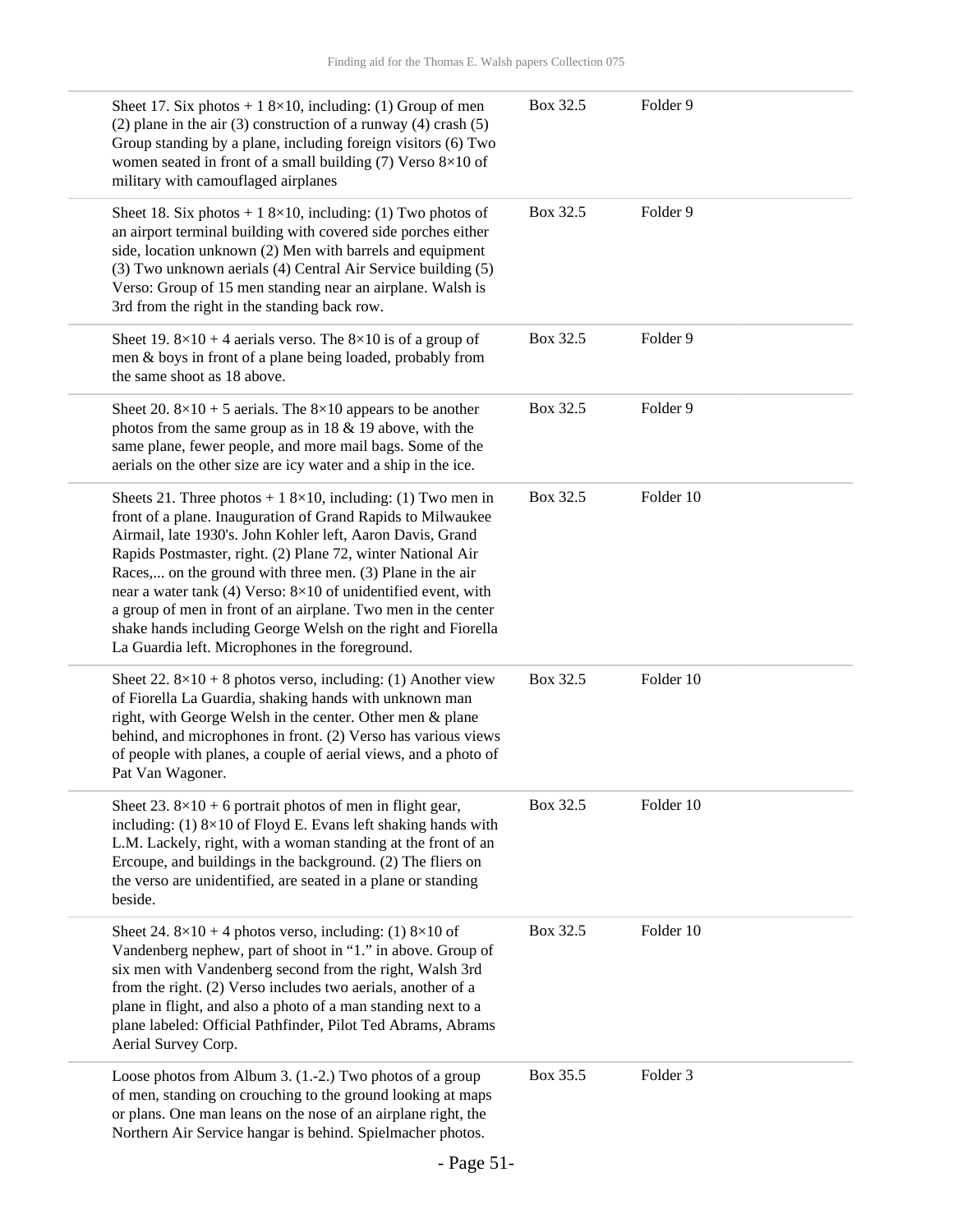| | | |
|---|---|---|
| Sheet 17. Six photos + 1 8×10, including: (1) Group of men (2) plane in the air (3) construction of a runway (4) crash (5) Group standing by a plane, including foreign visitors (6) Two women seated in front of a small building (7) Verso 8×10 of military with camouflaged airplanes | Box 32.5 | Folder 9 |
| Sheet 18. Six photos + 1 8×10, including: (1) Two photos of an airport terminal building with covered side porches either side, location unknown (2) Men with barrels and equipment (3) Two unknown aerials (4) Central Air Service building (5) Verso: Group of 15 men standing near an airplane. Walsh is 3rd from the right in the standing back row. | Box 32.5 | Folder 9 |
| Sheet 19. 8×10 + 4 aerials verso. The 8×10 is of a group of men & boys in front of a plane being loaded, probably from the same shoot as 18 above. | Box 32.5 | Folder 9 |
| Sheet 20. 8×10 + 5 aerials. The 8×10 appears to be another photos from the same group as in 18 & 19 above, with the same plane, fewer people, and more mail bags. Some of the aerials on the other size are icy water and a ship in the ice. | Box 32.5 | Folder 9 |
| Sheets 21. Three photos + 1 8×10, including: (1) Two men in front of a plane. Inauguration of Grand Rapids to Milwaukee Airmail, late 1930's. John Kohler left, Aaron Davis, Grand Rapids Postmaster, right. (2) Plane 72, winter National Air Races,... on the ground with three men. (3) Plane in the air near a water tank (4) Verso: 8×10 of unidentified event, with a group of men in front of an airplane. Two men in the center shake hands including George Welsh on the right and Fiorella La Guardia left. Microphones in the foreground. | Box 32.5 | Folder 10 |
| Sheet 22. 8×10 + 8 photos verso, including: (1) Another view of Fiorella La Guardia, shaking hands with unknown man right, with George Welsh in the center. Other men & plane behind, and microphones in front. (2) Verso has various views of people with planes, a couple of aerial views, and a photo of Pat Van Wagoner. | Box 32.5 | Folder 10 |
| Sheet 23. 8×10 + 6 portrait photos of men in flight gear, including: (1) 8×10 of Floyd E. Evans left shaking hands with L.M. Lackely, right, with a woman standing at the front of an Ercoupe, and buildings in the background. (2) The fliers on the verso are unidentified, are seated in a plane or standing beside. | Box 32.5 | Folder 10 |
| Sheet 24. 8×10 + 4 photos verso, including: (1) 8×10 of Vandenberg nephew, part of shoot in "1." in above. Group of six men with Vandenberg second from the right, Walsh 3rd from the right. (2) Verso includes two aerials, another of a plane in flight, and also a photo of a man standing next to a plane labeled: Official Pathfinder, Pilot Ted Abrams, Abrams Aerial Survey Corp. | Box 32.5 | Folder 10 |
| Loose photos from Album 3. (1.-2.) Two photos of a group of men, standing on crouching to the ground looking at maps or plans. One man leans on the nose of an airplane right, the Northern Air Service hangar is behind. Spielmacher photos. | Box 35.5 | Folder 3 |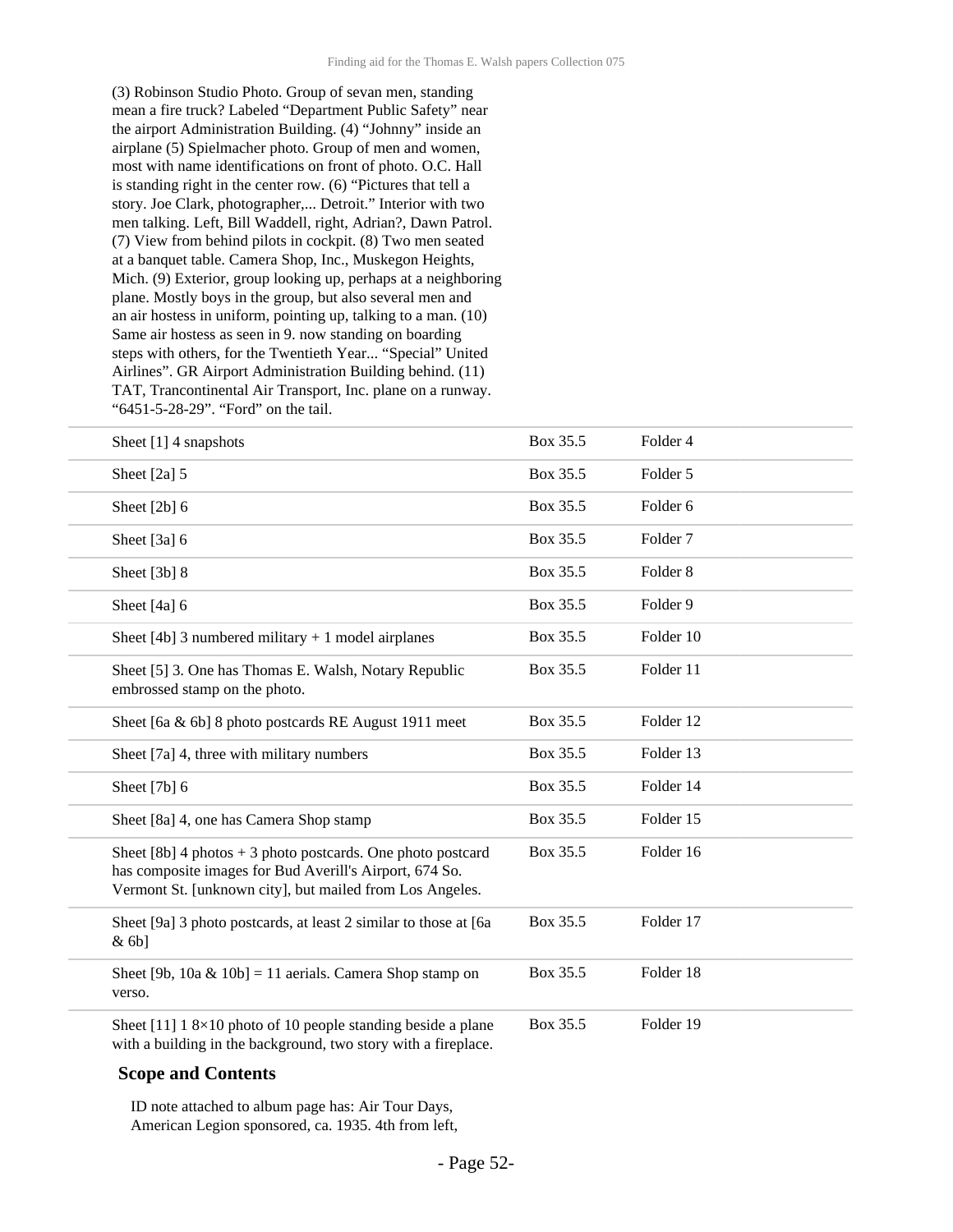(3) Robinson Studio Photo. Group of sevan men, standing mean a fire truck? Labeled "Department Public Safety" near the airport Administration Building. (4) "Johnny" inside an airplane (5) Spielmacher photo. Group of men and women, most with name identifications on front of photo. O.C. Hall is standing right in the center row. (6) "Pictures that tell a story. Joe Clark, photographer,... Detroit." Interior with two men talking. Left, Bill Waddell, right, Adrian?, Dawn Patrol. (7) View from behind pilots in cockpit. (8) Two men seated at a banquet table. Camera Shop, Inc., Muskegon Heights, Mich. (9) Exterior, group looking up, perhaps at a neighboring plane. Mostly boys in the group, but also several men and an air hostess in uniform, pointing up, talking to a man. (10) Same air hostess as seen in 9. now standing on boarding steps with others, for the Twentieth Year... "Special" United Airlines". GR Airport Administration Building behind. (11) TAT, Trancontinental Air Transport, Inc. plane on a runway. "6451-5-28-29". "Ford" on the tail.

| | | |
|---|---|---|
| Sheet [1] 4 snapshots | Box 35.5 | Folder 4 |
| Sheet [2a] 5 | Box 35.5 | Folder 5 |
| Sheet [2b] 6 | Box 35.5 | Folder 6 |
| Sheet [3a] 6 | Box 35.5 | Folder 7 |
| Sheet [3b] 8 | Box 35.5 | Folder 8 |
| Sheet [4a] 6 | Box 35.5 | Folder 9 |
| Sheet [4b] 3 numbered military + 1 model airplanes | Box 35.5 | Folder 10 |
| Sheet [5] 3. One has Thomas E. Walsh, Notary Republic embrossed stamp on the photo. | Box 35.5 | Folder 11 |
| Sheet [6a & 6b] 8 photo postcards RE August 1911 meet | Box 35.5 | Folder 12 |
| Sheet [7a] 4, three with military numbers | Box 35.5 | Folder 13 |
| Sheet [7b] 6 | Box 35.5 | Folder 14 |
| Sheet [8a] 4, one has Camera Shop stamp | Box 35.5 | Folder 15 |
| Sheet [8b] 4 photos + 3 photo postcards. One photo postcard has composite images for Bud Averill's Airport, 674 So. Vermont St. [unknown city], but mailed from Los Angeles. | Box 35.5 | Folder 16 |
| Sheet [9a] 3 photo postcards, at least 2 similar to those at [6a & 6b] | Box 35.5 | Folder 17 |
| Sheet [9b, 10a & 10b] = 11 aerials. Camera Shop stamp on verso. | Box 35.5 | Folder 18 |
| Sheet [11] 1 8×10 photo of 10 people standing beside a plane with a building in the background, two story with a fireplace. | Box 35.5 | Folder 19 |

### Scope and Contents

ID note attached to album page has: Air Tour Days, American Legion sponsored, ca. 1935. 4th from left,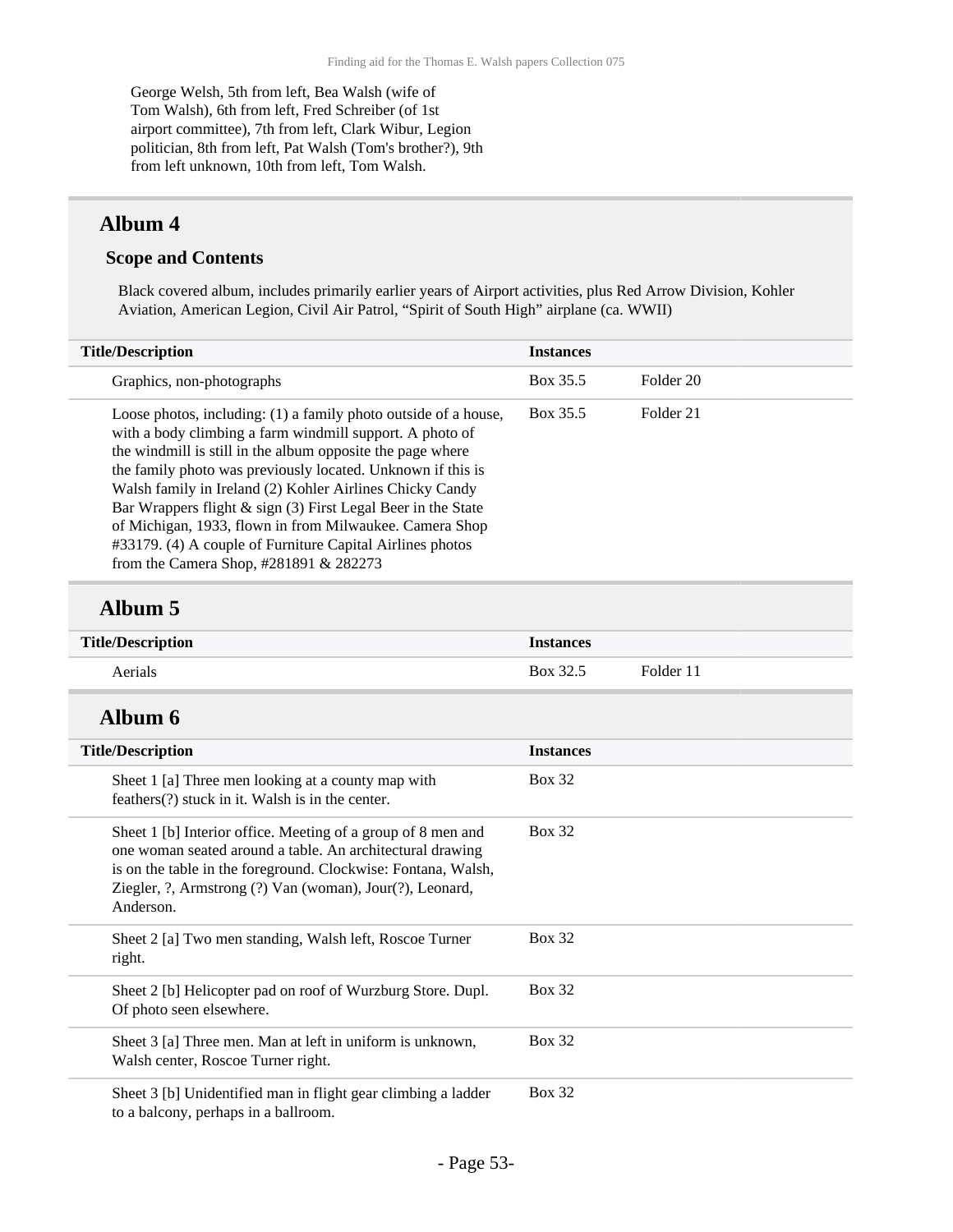George Welsh, 5th from left, Bea Walsh (wife of Tom Walsh), 6th from left, Fred Schreiber (of 1st airport committee), 7th from left, Clark Wibur, Legion politician, 8th from left, Pat Walsh (Tom's brother?), 9th from left unknown, 10th from left, Tom Walsh.

## Album 4

### Scope and Contents

Black covered album, includes primarily earlier years of Airport activities, plus Red Arrow Division, Kohler Aviation, American Legion, Civil Air Patrol, “Spirit of South High” airplane (ca. WWII)

| Title/Description | Instances | |
|---|---|---|
| Graphics, non-photographs | Box 35.5 | Folder 20 |
| Loose photos, including: (1) a family photo outside of a house, with a body climbing a farm windmill support. A photo of the windmill is still in the album opposite the page where the family photo was previously located. Unknown if this is Walsh family in Ireland (2) Kohler Airlines Chicky Candy Bar Wrappers flight & sign (3) First Legal Beer in the State of Michigan, 1933, flown in from Milwaukee. Camera Shop #33179. (4) A couple of Furniture Capital Airlines photos from the Camera Shop, #281891 & 282273 | Box 35.5 | Folder 21 |

## Album 5

| Title/Description | Instances | |
|---|---|---|
| Aerials | Box 32.5 | Folder 11 |

## Album 6

| Title/Description | Instances |
|---|---|
| Sheet 1 [a] Three men looking at a county map with feathers(?) stuck in it. Walsh is in the center. | Box 32 |
| Sheet 1 [b] Interior office. Meeting of a group of 8 men and one woman seated around a table. An architectural drawing is on the table in the foreground. Clockwise: Fontana, Walsh, Ziegler, ?, Armstrong (?) Van (woman), Jour(?), Leonard, Anderson. | Box 32 |
| Sheet 2 [a] Two men standing, Walsh left, Roscoe Turner right. | Box 32 |
| Sheet 2 [b] Helicopter pad on roof of Wurzburg Store. Dupl. Of photo seen elsewhere. | Box 32 |
| Sheet 3 [a] Three men. Man at left in uniform is unknown, Walsh center, Roscoe Turner right. | Box 32 |
| Sheet 3 [b] Unidentified man in flight gear climbing a ladder to a balcony, perhaps in a ballroom. | Box 32 |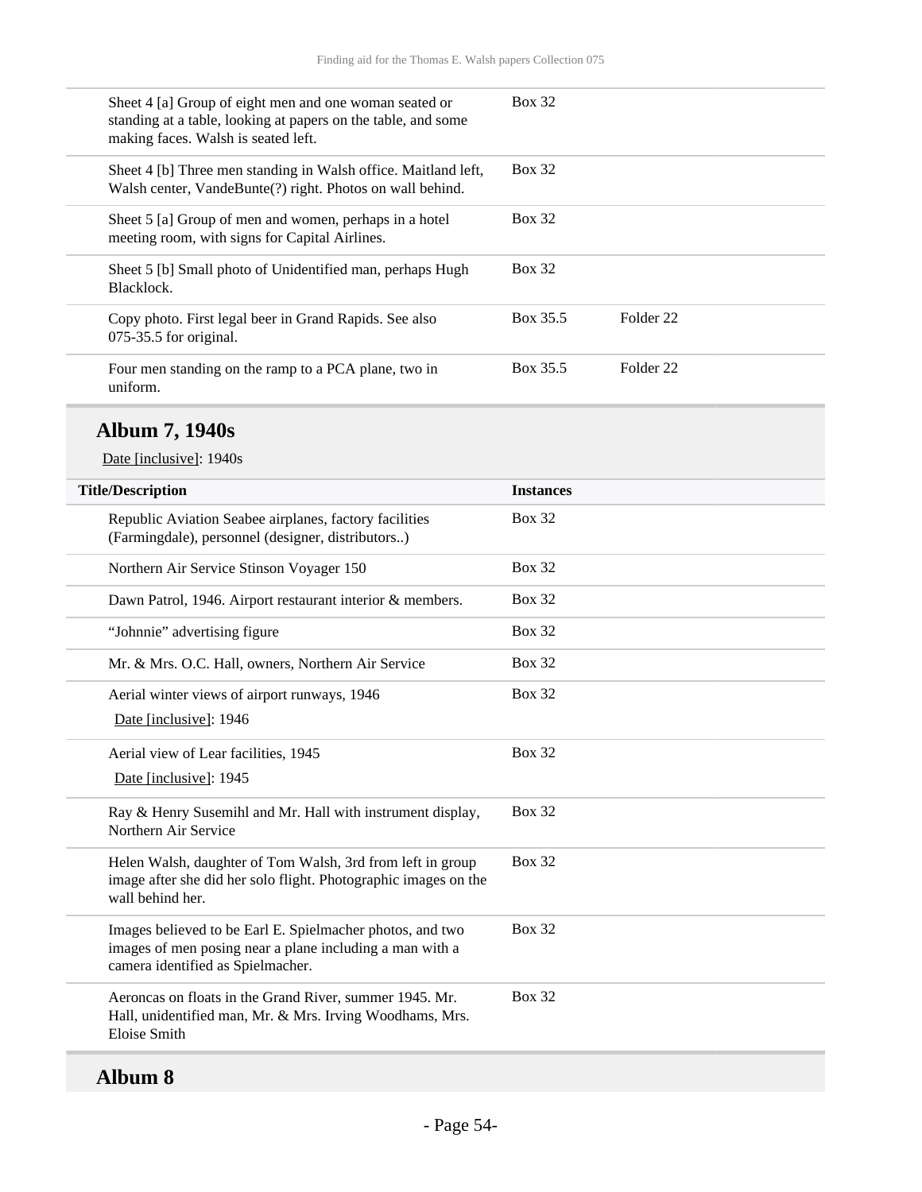| | | |
|---|---|---|
| Sheet 4 [a] Group of eight men and one woman seated or standing at a table, looking at papers on the table, and some making faces. Walsh is seated left. | Box 32 | |
| Sheet 4 [b] Three men standing in Walsh office. Maitland left, Walsh center, VandeBunte(?) right. Photos on wall behind. | Box 32 | |
| Sheet 5 [a] Group of men and women, perhaps in a hotel meeting room, with signs for Capital Airlines. | Box 32 | |
| Sheet 5 [b] Small photo of Unidentified man, perhaps Hugh Blacklock. | Box 32 | |
| Copy photo. First legal beer in Grand Rapids. See also 075-35.5 for original. | Box 35.5 | Folder 22 |
| Four men standing on the ramp to a PCA plane, two in uniform. | Box 35.5 | Folder 22 |

## Album 7, 1940s

Date [inclusive]: 1940s

| Title/Description | Instances |
|---|---|
| Republic Aviation Seabee airplanes, factory facilities (Farmingdale), personnel (designer, distributors..) | Box 32 |
| Northern Air Service Stinson Voyager 150 | Box 32 |
| Dawn Patrol, 1946. Airport restaurant interior & members. | Box 32 |
| "Johnnie" advertising figure | Box 32 |
| Mr. & Mrs. O.C. Hall, owners, Northern Air Service | Box 32 |
| Aerial winter views of airport runways, 1946<br>Date [inclusive]: 1946 | Box 32 |
| Aerial view of Lear facilities, 1945<br>Date [inclusive]: 1945 | Box 32 |
| Ray & Henry Susemihl and Mr. Hall with instrument display, Northern Air Service | Box 32 |
| Helen Walsh, daughter of Tom Walsh, 3rd from left in group image after she did her solo flight. Photographic images on the wall behind her. | Box 32 |
| Images believed to be Earl E. Spielmacher photos, and two images of men posing near a plane including a man with a camera identified as Spielmacher. | Box 32 |
| Aeroncas on floats in the Grand River, summer 1945. Mr. Hall, unidentified man, Mr. & Mrs. Irving Woodhams, Mrs. Eloise Smith | Box 32 |

## Album 8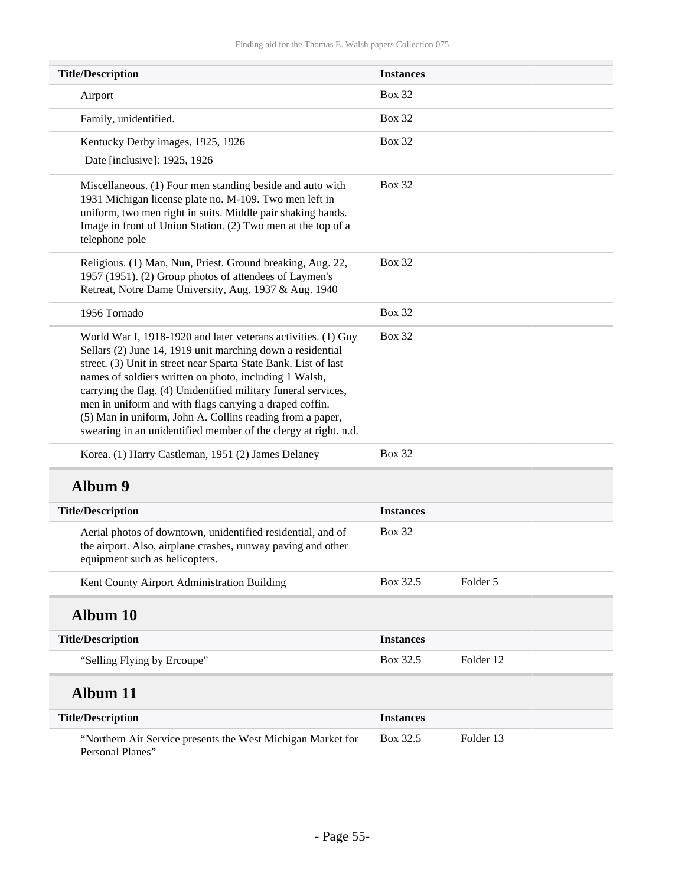| Title/Description | Instances | |
|---|---|---|
| Airport | Box 32 | |
| Family, unidentified. | Box 32 | |
| Kentucky Derby images, 1925, 1926<br>Date [inclusive]: 1925, 1926 | Box 32 | |
| Miscellaneous. (1) Four men standing beside and auto with 1931 Michigan license plate no. M-109. Two men left in uniform, two men right in suits. Middle pair shaking hands. Image in front of Union Station. (2) Two men at the top of a telephone pole | Box 32 | |
| Religious. (1) Man, Nun, Priest. Ground breaking, Aug. 22, 1957 (1951). (2) Group photos of attendees of Laymen's Retreat, Notre Dame University, Aug. 1937 & Aug. 1940 | Box 32 | |
| 1956 Tornado | Box 32 | |
| World War I, 1918-1920 and later veterans activities. (1) Guy Sellars (2) June 14, 1919 unit marching down a residential street. (3) Unit in street near Sparta State Bank. List of last names of soldiers written on photo, including 1 Walsh, carrying the flag. (4) Unidentified military funeral services, men in uniform and with flags carrying a draped coffin. (5) Man in uniform, John A. Collins reading from a paper, swearing in an unidentified member of the clergy at right. n.d. | Box 32 | |
| Korea. (1) Harry Castleman, 1951 (2) James Delaney | Box 32 | |

## Album 9

| Title/Description | Instances | |
|---|---|---|
| Aerial photos of downtown, unidentified residential, and of the airport. Also, airplane crashes, runway paving and other equipment such as helicopters. | Box 32 | |
| Kent County Airport Administration Building | Box 32.5 | Folder 5 |

## Album 10

| Title/Description | Instances | |
|---|---|---|
| "Selling Flying by Ercoupe" | Box 32.5 | Folder 12 |

## Album 11

| Title/Description | Instances | |
|---|---|---|
| "Northern Air Service presents the West Michigan Market for Personal Planes" | Box 32.5 | Folder 13 |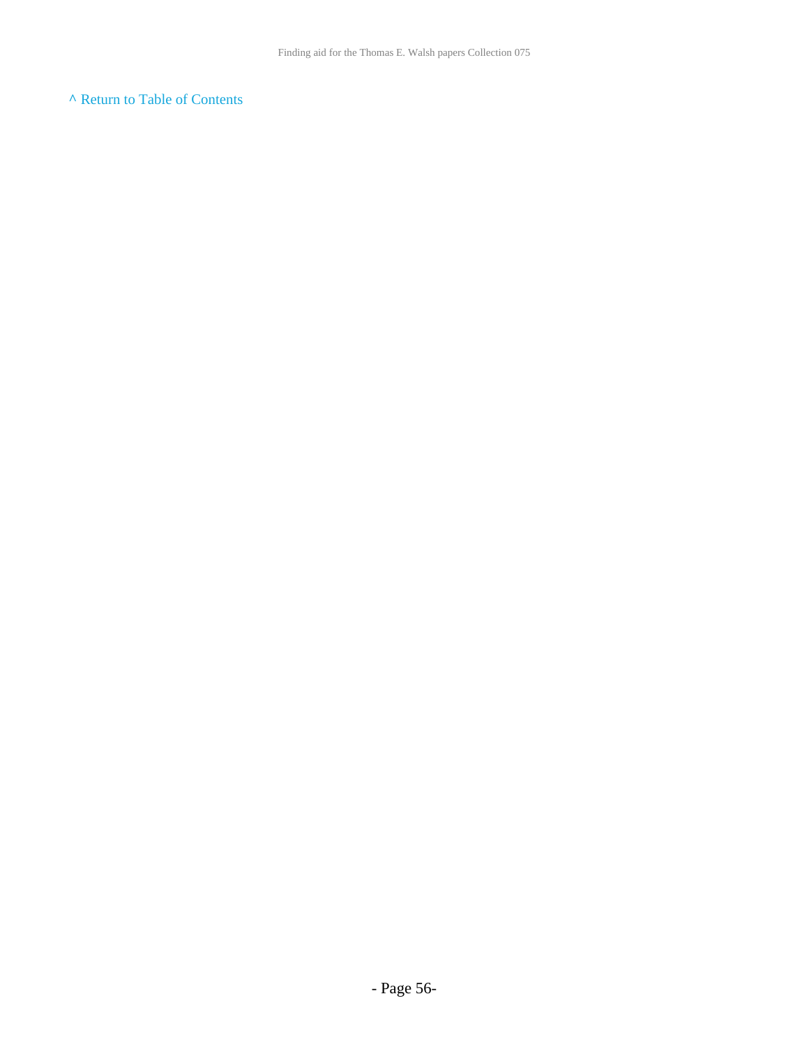^ Return to Table of Contents